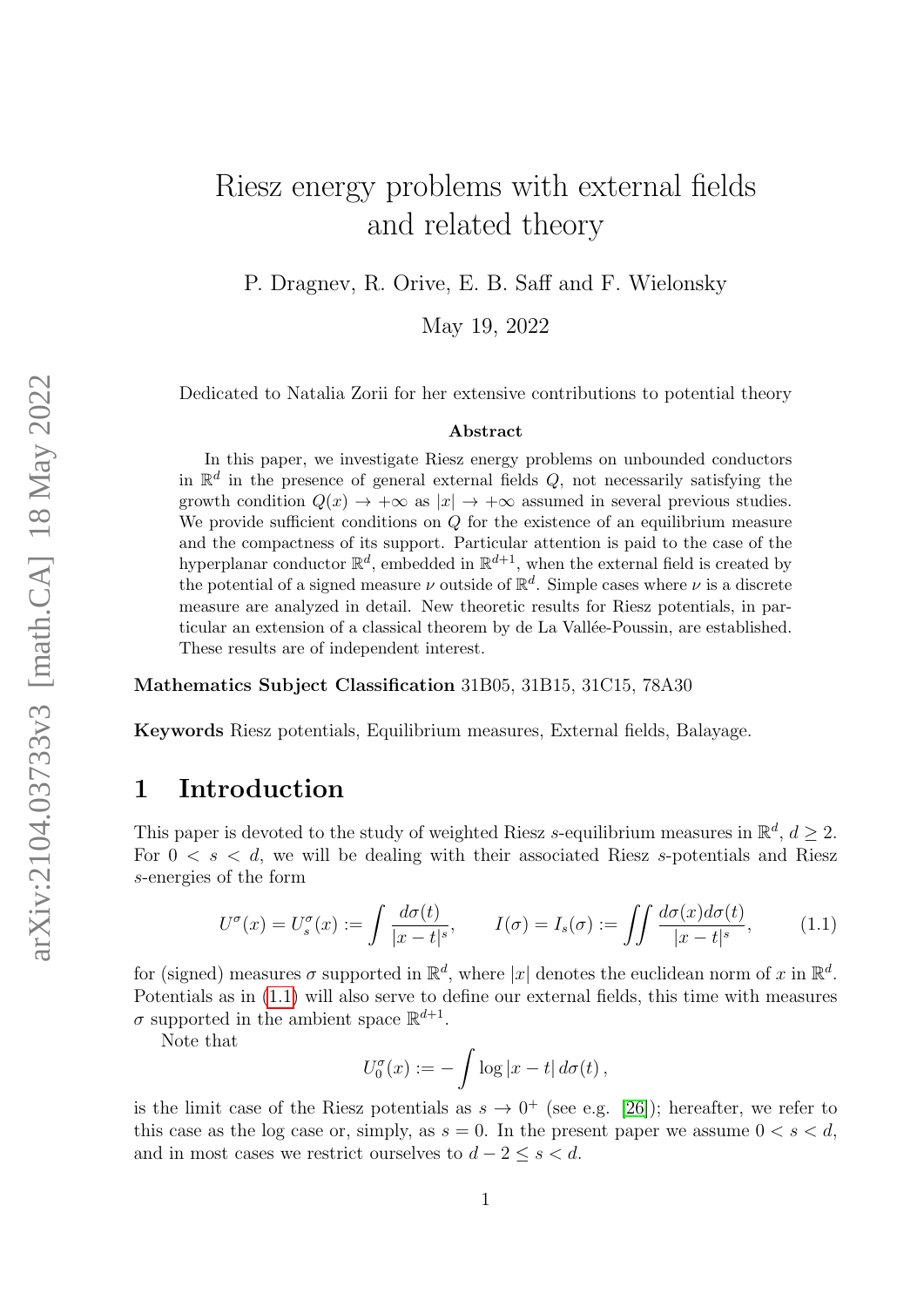# Riesz energy problems with external fields and related theory

P. Dragnev, R. Orive, E. B. Saff and F. Wielonsky

May 19, 2022

Dedicated to Natalia Zorii for her extensive contributions to potential theory

**Abstract**

In this paper, we investigate Riesz energy problems on unbounded conductors in $\mathbb{R}^d$ in the presence of general external fields $Q$, not necessarily satisfying the growth condition $Q(x) \to +\infty$ as $|x| \to +\infty$ assumed in several previous studies. We provide sufficient conditions on $Q$ for the existence of an equilibrium measure and the compactness of its support. Particular attention is paid to the case of the hyperplanar conductor $\mathbb{R}^d$, embedded in $\mathbb{R}^{d+1}$, when the external field is created by the potential of a signed measure $\nu$ outside of $\mathbb{R}^d$. Simple cases where $\nu$ is a discrete measure are analyzed in detail. New theoretic results for Riesz potentials, in particular an extension of a classical theorem by de La Vallée-Poussin, are established. These results are of independent interest.

**Mathematics Subject Classification** 31B05, 31B15, 31C15, 78A30

**Keywords** Riesz potentials, Equilibrium measures, External fields, Balayage.

## 1 Introduction

This paper is devoted to the study of weighted Riesz $s$-equilibrium measures in $\mathbb{R}^d$, $d \geq 2$. For $0 < s < d$, we will be dealing with their associated Riesz $s$-potentials and Riesz $s$-energies of the form

$$U^\sigma(x) = U_s^\sigma(x) := \int \frac{d\sigma(t)}{|x-t|^s}, \qquad I(\sigma) = I_s(\sigma) := \iint \frac{d\sigma(x)d\sigma(t)}{|x-t|^s}, \tag{1.1}$$

for (signed) measures $\sigma$ supported in $\mathbb{R}^d$, where $|x|$ denotes the euclidean norm of $x$ in $\mathbb{R}^d$. Potentials as in (1.1) will also serve to define our external fields, this time with measures $\sigma$ supported in the ambient space $\mathbb{R}^{d+1}$.

Note that

$$U_0^\sigma(x) := -\int \log|x-t|\, d\sigma(t)\,,$$

is the limit case of the Riesz potentials as $s \to 0^+$ (see e.g. [26]); hereafter, we refer to this case as the log case or, simply, as $s = 0$. In the present paper we assume $0 < s < d$, and in most cases we restrict ourselves to $d - 2 \leq s < d$.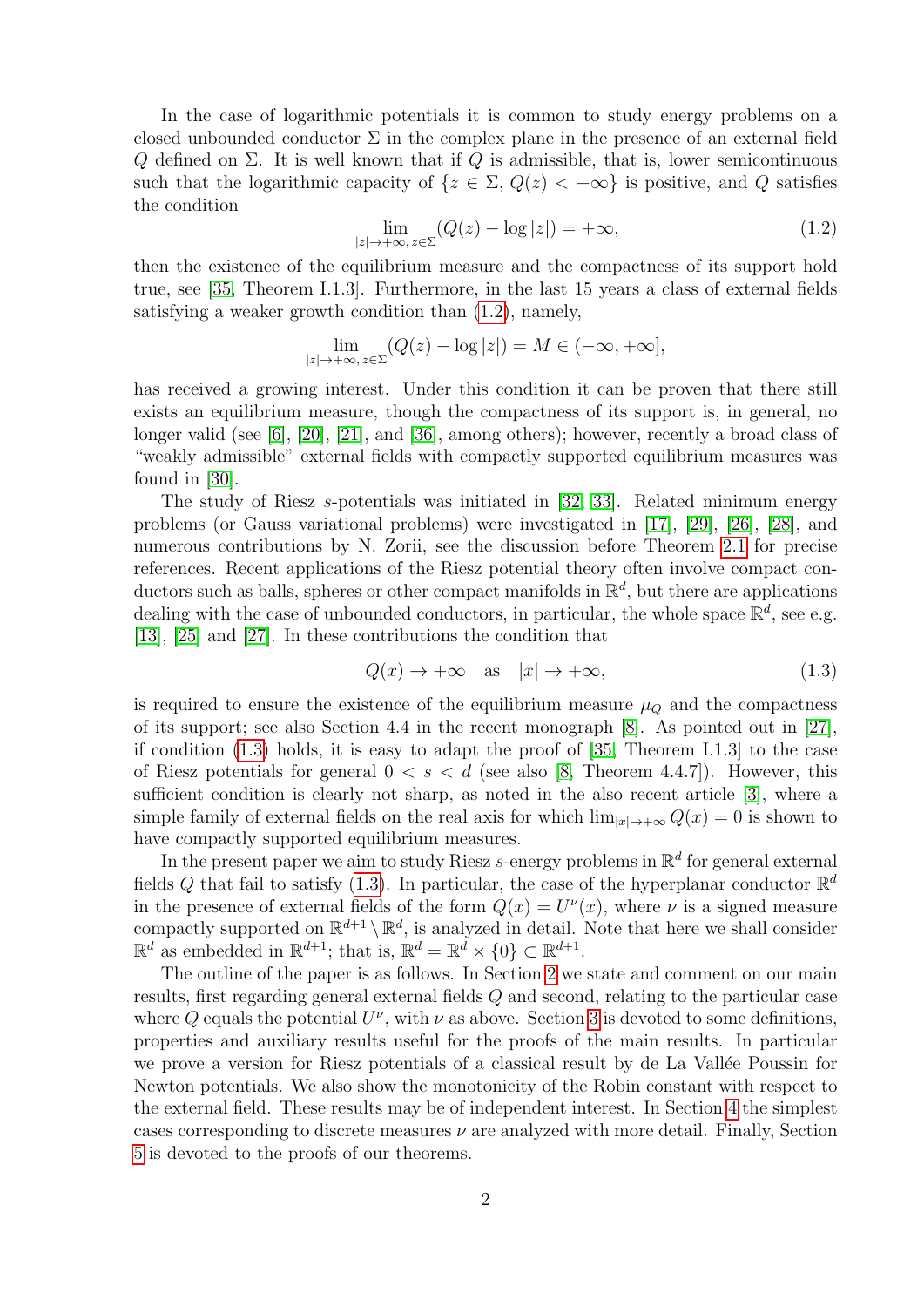In the case of logarithmic potentials it is common to study energy problems on a closed unbounded conductor $\Sigma$ in the complex plane in the presence of an external field $Q$ defined on $\Sigma$. It is well known that if $Q$ is admissible, that is, lower semicontinuous such that the logarithmic capacity of $\{z \in \Sigma,\, Q(z) < +\infty\}$ is positive, and $Q$ satisfies the condition

$$\lim_{|z|\to+\infty,\, z\in\Sigma} (Q(z) - \log|z|) = +\infty, \tag{1.2}$$

then the existence of the equilibrium measure and the compactness of its support hold true, see [35, Theorem I.1.3]. Furthermore, in the last 15 years a class of external fields satisfying a weaker growth condition than (1.2), namely,

$$\lim_{|z|\to+\infty,\, z\in\Sigma} (Q(z) - \log|z|) = M \in (-\infty, +\infty],$$

has received a growing interest. Under this condition it can be proven that there still exists an equilibrium measure, though the compactness of its support is, in general, no longer valid (see [6], [20], [21], and [36], among others); however, recently a broad class of "weakly admissible" external fields with compactly supported equilibrium measures was found in [30].

The study of Riesz $s$-potentials was initiated in [32, 33]. Related minimum energy problems (or Gauss variational problems) were investigated in [17], [29], [26], [28], and numerous contributions by N. Zorii, see the discussion before Theorem 2.1 for precise references. Recent applications of the Riesz potential theory often involve compact conductors such as balls, spheres or other compact manifolds in $\mathbb{R}^d$, but there are applications dealing with the case of unbounded conductors, in particular, the whole space $\mathbb{R}^d$, see e.g. [13], [25] and [27]. In these contributions the condition that

$$Q(x) \to +\infty \quad \text{as} \quad |x| \to +\infty, \tag{1.3}$$

is required to ensure the existence of the equilibrium measure $\mu_Q$ and the compactness of its support; see also Section 4.4 in the recent monograph [8]. As pointed out in [27], if condition (1.3) holds, it is easy to adapt the proof of [35, Theorem I.1.3] to the case of Riesz potentials for general $0 < s < d$ (see also [8, Theorem 4.4.7]). However, this sufficient condition is clearly not sharp, as noted in the also recent article [3], where a simple family of external fields on the real axis for which $\lim_{|x|\to+\infty} Q(x) = 0$ is shown to have compactly supported equilibrium measures.

In the present paper we aim to study Riesz $s$-energy problems in $\mathbb{R}^d$ for general external fields $Q$ that fail to satisfy (1.3). In particular, the case of the hyperplanar conductor $\mathbb{R}^d$ in the presence of external fields of the form $Q(x) = U^\nu(x)$, where $\nu$ is a signed measure compactly supported on $\mathbb{R}^{d+1} \setminus \mathbb{R}^d$, is analyzed in detail. Note that here we shall consider $\mathbb{R}^d$ as embedded in $\mathbb{R}^{d+1}$; that is, $\mathbb{R}^d = \mathbb{R}^d \times \{0\} \subset \mathbb{R}^{d+1}$.

The outline of the paper is as follows. In Section 2 we state and comment on our main results, first regarding general external fields $Q$ and second, relating to the particular case where $Q$ equals the potential $U^\nu$, with $\nu$ as above. Section 3 is devoted to some definitions, properties and auxiliary results useful for the proofs of the main results. In particular we prove a version for Riesz potentials of a classical result by de La Vallée Poussin for Newton potentials. We also show the monotonicity of the Robin constant with respect to the external field. These results may be of independent interest. In Section 4 the simplest cases corresponding to discrete measures $\nu$ are analyzed with more detail. Finally, Section 5 is devoted to the proofs of our theorems.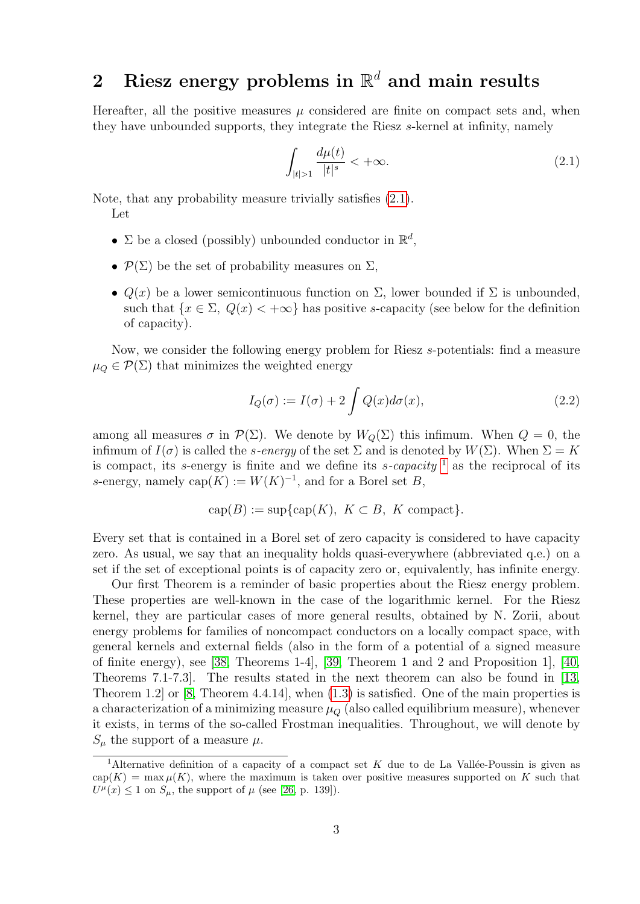## 2 Riesz energy problems in $\mathbb{R}^d$ and main results

Hereafter, all the positive measures $\mu$ considered are finite on compact sets and, when they have unbounded supports, they integrate the Riesz $s$-kernel at infinity, namely

$$\int_{|t|>1} \frac{d\mu(t)}{|t|^s} < +\infty. \tag{2.1}$$

Note, that any probability measure trivially satisfies (2.1).

Let

- $\Sigma$ be a closed (possibly) unbounded conductor in $\mathbb{R}^d$,
- $\mathcal{P}(\Sigma)$ be the set of probability measures on $\Sigma$,
- $Q(x)$ be a lower semicontinuous function on $\Sigma$, lower bounded if $\Sigma$ is unbounded, such that $\{x \in \Sigma,\ Q(x) < +\infty\}$ has positive $s$-capacity (see below for the definition of capacity).

Now, we consider the following energy problem for Riesz $s$-potentials: find a measure $\mu_Q \in \mathcal{P}(\Sigma)$ that minimizes the weighted energy

$$I_Q(\sigma) := I(\sigma) + 2\int Q(x)d\sigma(x), \tag{2.2}$$

among all measures $\sigma$ in $\mathcal{P}(\Sigma)$. We denote by $W_Q(\Sigma)$ this infimum. When $Q = 0$, the infimum of $I(\sigma)$ is called the *s-energy* of the set $\Sigma$ and is denoted by $W(\Sigma)$. When $\Sigma = K$ is compact, its $s$-energy is finite and we define its *s-capacity* [1] as the reciprocal of its $s$-energy, namely $\text{cap}(K) := W(K)^{-1}$, and for a Borel set $B$,

$$\text{cap}(B) := \sup\{\text{cap}(K),\ K \subset B,\ K \text{ compact}\}.$$

Every set that is contained in a Borel set of zero capacity is considered to have capacity zero. As usual, we say that an inequality holds quasi-everywhere (abbreviated q.e.) on a set if the set of exceptional points is of capacity zero or, equivalently, has infinite energy.

Our first Theorem is a reminder of basic properties about the Riesz energy problem. These properties are well-known in the case of the logarithmic kernel. For the Riesz kernel, they are particular cases of more general results, obtained by N. Zorii, about energy problems for families of noncompact conductors on a locally compact space, with general kernels and external fields (also in the form of a potential of a signed measure of finite energy), see [38, Theorems 1-4], [39, Theorem 1 and 2 and Proposition 1], [40, Theorems 7.1-7.3]. The results stated in the next theorem can also be found in [13, Theorem 1.2] or [8, Theorem 4.4.14], when (1.3) is satisfied. One of the main properties is a characterization of a minimizing measure $\mu_Q$ (also called equilibrium measure), whenever it exists, in terms of the so-called Frostman inequalities. Throughout, we will denote by $S_\mu$ the support of a measure $\mu$.

[1] Alternative definition of a capacity of a compact set $K$ due to de La Vallée-Poussin is given as $\text{cap}(K) = \max \mu(K)$, where the maximum is taken over positive measures supported on $K$ such that $U^\mu(x) \le 1$ on $S_\mu$, the support of $\mu$ (see [26, p. 139]).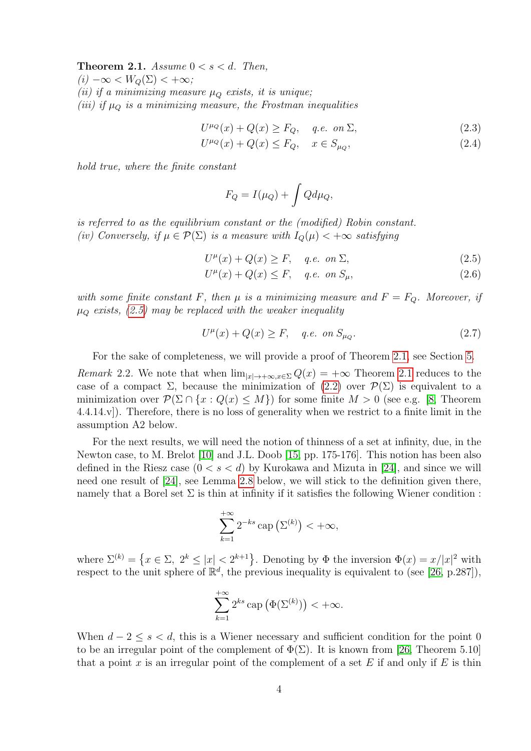**Theorem 2.1.** *Assume $0 < s < d$. Then,*
*(i) $-\infty < W_Q(\Sigma) < +\infty$;*
*(ii) if a minimizing measure $\mu_Q$ exists, it is unique;*
*(iii) if $\mu_Q$ is a minimizing measure, the Frostman inequalities*

$$U^{\mu_Q}(x) + Q(x) \geq F_Q, \quad q.e. \text{ on } \Sigma, \tag{2.3}$$

$$U^{\mu_Q}(x) + Q(x) \leq F_Q, \quad x \in S_{\mu_Q}, \tag{2.4}$$

*hold true, where the finite constant*

$$F_Q = I(\mu_Q) + \int Q d\mu_Q,$$

*is referred to as the equilibrium constant or the (modified) Robin constant.*
*(iv) Conversely, if $\mu \in \mathcal{P}(\Sigma)$ is a measure with $I_Q(\mu) < +\infty$ satisfying*

$$U^{\mu}(x) + Q(x) \geq F, \quad q.e. \text{ on } \Sigma, \tag{2.5}$$

$$U^{\mu}(x) + Q(x) \leq F, \quad q.e. \text{ on } S_{\mu}, \tag{2.6}$$

*with some finite constant $F$, then $\mu$ is a minimizing measure and $F = F_Q$. Moreover, if $\mu_Q$ exists, (2.5) may be replaced with the weaker inequality*

$$U^{\mu}(x) + Q(x) \geq F, \quad q.e. \text{ on } S_{\mu_Q}. \tag{2.7}$$

For the sake of completeness, we will provide a proof of Theorem 2.1, see Section 5.

*Remark* 2.2. We note that when $\lim_{|x|\to+\infty, x\in\Sigma} Q(x) = +\infty$ Theorem 2.1 reduces to the case of a compact $\Sigma$, because the minimization of (2.2) over $\mathcal{P}(\Sigma)$ is equivalent to a minimization over $\mathcal{P}(\Sigma \cap \{x : Q(x) \leq M\})$ for some finite $M > 0$ (see e.g. [8, Theorem 4.4.14.v]). Therefore, there is no loss of generality when we restrict to a finite limit in the assumption A2 below.

For the next results, we will need the notion of thinness of a set at infinity, due, in the Newton case, to M. Brelot [10] and J.L. Doob [15, pp. 175-176]. This notion has been also defined in the Riesz case ($0 < s < d$) by Kurokawa and Mizuta in [24], and since we will need one result of [24], see Lemma 2.8 below, we will stick to the definition given there, namely that a Borel set $\Sigma$ is thin at infinity if it satisfies the following Wiener condition :

$$\sum_{k=1}^{+\infty} 2^{-ks} \operatorname{cap}\left(\Sigma^{(k)}\right) < +\infty,$$

where $\Sigma^{(k)} = \left\{x \in \Sigma,\ 2^k \leq |x| < 2^{k+1}\right\}$. Denoting by $\Phi$ the inversion $\Phi(x) = x/|x|^2$ with respect to the unit sphere of $\mathbb{R}^d$, the previous inequality is equivalent to (see [26, p.287]),

$$\sum_{k=1}^{+\infty} 2^{ks} \operatorname{cap}\left(\Phi(\Sigma^{(k)})\right) < +\infty.$$

When $d - 2 \leq s < d$, this is a Wiener necessary and sufficient condition for the point 0 to be an irregular point of the complement of $\Phi(\Sigma)$. It is known from [26, Theorem 5.10] that a point $x$ is an irregular point of the complement of a set $E$ if and only if $E$ is thin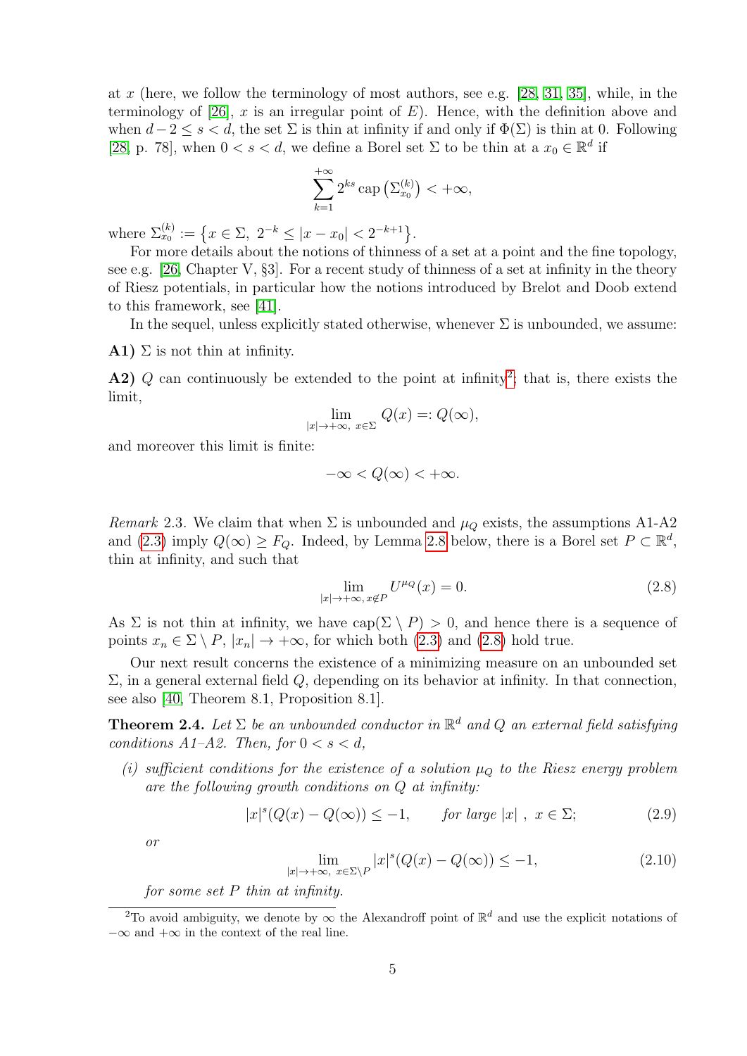at $x$ (here, we follow the terminology of most authors, see e.g. [28, 31, 35], while, in the terminology of [26], $x$ is an irregular point of $E$). Hence, with the definition above and when $d-2 \leq s < d$, the set $\Sigma$ is thin at infinity if and only if $\Phi(\Sigma)$ is thin at 0. Following [28, p. 78], when $0 < s < d$, we define a Borel set $\Sigma$ to be thin at a $x_0 \in \mathbb{R}^d$ if

$$\sum_{k=1}^{+\infty} 2^{ks} \operatorname{cap}\left(\Sigma_{x_0}^{(k)}\right) < +\infty,$$

where $\Sigma_{x_0}^{(k)} := \left\{x \in \Sigma,\ 2^{-k} \leq |x - x_0| < 2^{-k+1}\right\}$.

For more details about the notions of thinness of a set at a point and the fine topology, see e.g. [26, Chapter V, §3]. For a recent study of thinness of a set at infinity in the theory of Riesz potentials, in particular how the notions introduced by Brelot and Doob extend to this framework, see [41].

In the sequel, unless explicitly stated otherwise, whenever $\Sigma$ is unbounded, we assume:

**A1)** $\Sigma$ is not thin at infinity.

**A2)** $Q$ can continuously be extended to the point at infinity[2]; that is, there exists the limit,

$$\lim_{|x| \to +\infty,\ x \in \Sigma} Q(x) =: Q(\infty),$$

and moreover this limit is finite:

$$-\infty < Q(\infty) < +\infty.$$

*Remark* 2.3. We claim that when $\Sigma$ is unbounded and $\mu_Q$ exists, the assumptions A1-A2 and (2.3) imply $Q(\infty) \geq F_Q$. Indeed, by Lemma 2.8 below, there is a Borel set $P \subset \mathbb{R}^d$, thin at infinity, and such that

$$\lim_{|x| \to +\infty,\, x \notin P} U^{\mu_Q}(x) = 0. \tag{2.8}$$

As $\Sigma$ is not thin at infinity, we have $\operatorname{cap}(\Sigma \setminus P) > 0$, and hence there is a sequence of points $x_n \in \Sigma \setminus P$, $|x_n| \to +\infty$, for which both (2.3) and (2.8) hold true.

Our next result concerns the existence of a minimizing measure on an unbounded set $\Sigma$, in a general external field $Q$, depending on its behavior at infinity. In that connection, see also [40, Theorem 8.1, Proposition 8.1].

**Theorem 2.4.** *Let $\Sigma$ be an unbounded conductor in $\mathbb{R}^d$ and $Q$ an external field satisfying conditions A1–A2. Then, for $0 < s < d$,*

*(i) sufficient conditions for the existence of a solution $\mu_Q$ to the Riesz energy problem are the following growth conditions on $Q$ at infinity:*

$$|x|^s (Q(x) - Q(\infty)) \leq -1, \qquad \textit{for large } |x|\ ,\ x \in \Sigma; \tag{2.9}$$

*or*

$$\lim_{|x| \to +\infty,\ x \in \Sigma \setminus P} |x|^s (Q(x) - Q(\infty)) \leq -1, \tag{2.10}$$

*for some set $P$ thin at infinity.*

---

[2] To avoid ambiguity, we denote by $\infty$ the Alexandroff point of $\mathbb{R}^d$ and use the explicit notations of $-\infty$ and $+\infty$ in the context of the real line.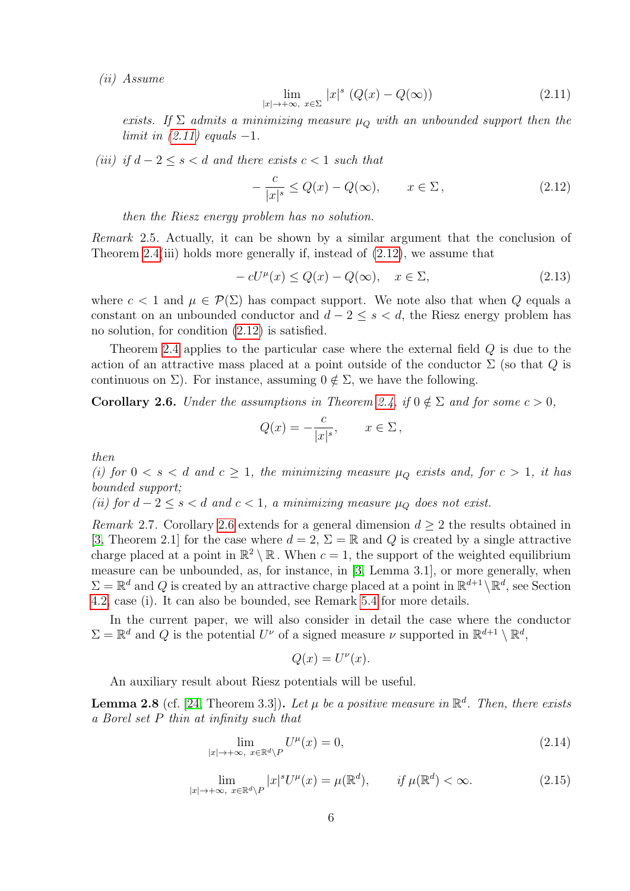(ii) *Assume*

$$\lim_{|x|\to+\infty,\ x\in\Sigma} |x|^s \left(Q(x) - Q(\infty)\right) \tag{2.11}$$

*exists. If $\Sigma$ admits a minimizing measure $\mu_Q$ with an unbounded support then the limit in (2.11) equals $-1$.*

(iii) *if $d-2 \le s < d$ and there exists $c < 1$ such that*

$$-\frac{c}{|x|^s} \le Q(x) - Q(\infty), \qquad x \in \Sigma\,, \tag{2.12}$$

*then the Riesz energy problem has no solution.*

*Remark* 2.5. Actually, it can be shown by a similar argument that the conclusion of Theorem 2.4(iii) holds more generally if, instead of (2.12), we assume that

$$-cU^\mu(x) \le Q(x) - Q(\infty), \quad x \in \Sigma, \tag{2.13}$$

where $c < 1$ and $\mu \in \mathcal{P}(\Sigma)$ has compact support. We note also that when $Q$ equals a constant on an unbounded conductor and $d-2 \le s < d$, the Riesz energy problem has no solution, for condition (2.12) is satisfied.

Theorem 2.4 applies to the particular case where the external field $Q$ is due to the action of an attractive mass placed at a point outside of the conductor $\Sigma$ (so that $Q$ is continuous on $\Sigma$). For instance, assuming $0 \notin \Sigma$, we have the following.

**Corollary 2.6.** *Under the assumptions in Theorem 2.4, if $0 \notin \Sigma$ and for some $c > 0$,*

$$Q(x) = -\frac{c}{|x|^s}, \qquad x \in \Sigma\,,$$

*then*
*(i) for $0 < s < d$ and $c \ge 1$, the minimizing measure $\mu_Q$ exists and, for $c > 1$, it has bounded support;*
*(ii) for $d-2 \le s < d$ and $c < 1$, a minimizing measure $\mu_Q$ does not exist.*

*Remark* 2.7. Corollary 2.6 extends for a general dimension $d \ge 2$ the results obtained in [3, Theorem 2.1] for the case where $d = 2$, $\Sigma = \mathbb{R}$ and $Q$ is created by a single attractive charge placed at a point in $\mathbb{R}^2 \setminus \mathbb{R}$. When $c = 1$, the support of the weighted equilibrium measure can be unbounded, as, for instance, in [3, Lemma 3.1], or more generally, when $\Sigma = \mathbb{R}^d$ and $Q$ is created by an attractive charge placed at a point in $\mathbb{R}^{d+1} \setminus \mathbb{R}^d$, see Section 4.2, case (i). It can also be bounded, see Remark 5.4 for more details.

In the current paper, we will also consider in detail the case where the conductor $\Sigma = \mathbb{R}^d$ and $Q$ is the potential $U^\nu$ of a signed measure $\nu$ supported in $\mathbb{R}^{d+1} \setminus \mathbb{R}^d$,

$$Q(x) = U^\nu(x).$$

An auxiliary result about Riesz potentials will be useful.

**Lemma 2.8** (cf. [24, Theorem 3.3]). *Let $\mu$ be a positive measure in $\mathbb{R}^d$. Then, there exists a Borel set $P$ thin at infinity such that*

$$\lim_{|x|\to+\infty,\ x\in\mathbb{R}^d\setminus P} U^\mu(x) = 0, \tag{2.14}$$

$$\lim_{|x|\to+\infty,\ x\in\mathbb{R}^d\setminus P} |x|^s U^\mu(x) = \mu(\mathbb{R}^d), \qquad \textit{if } \mu(\mathbb{R}^d) < \infty. \tag{2.15}$$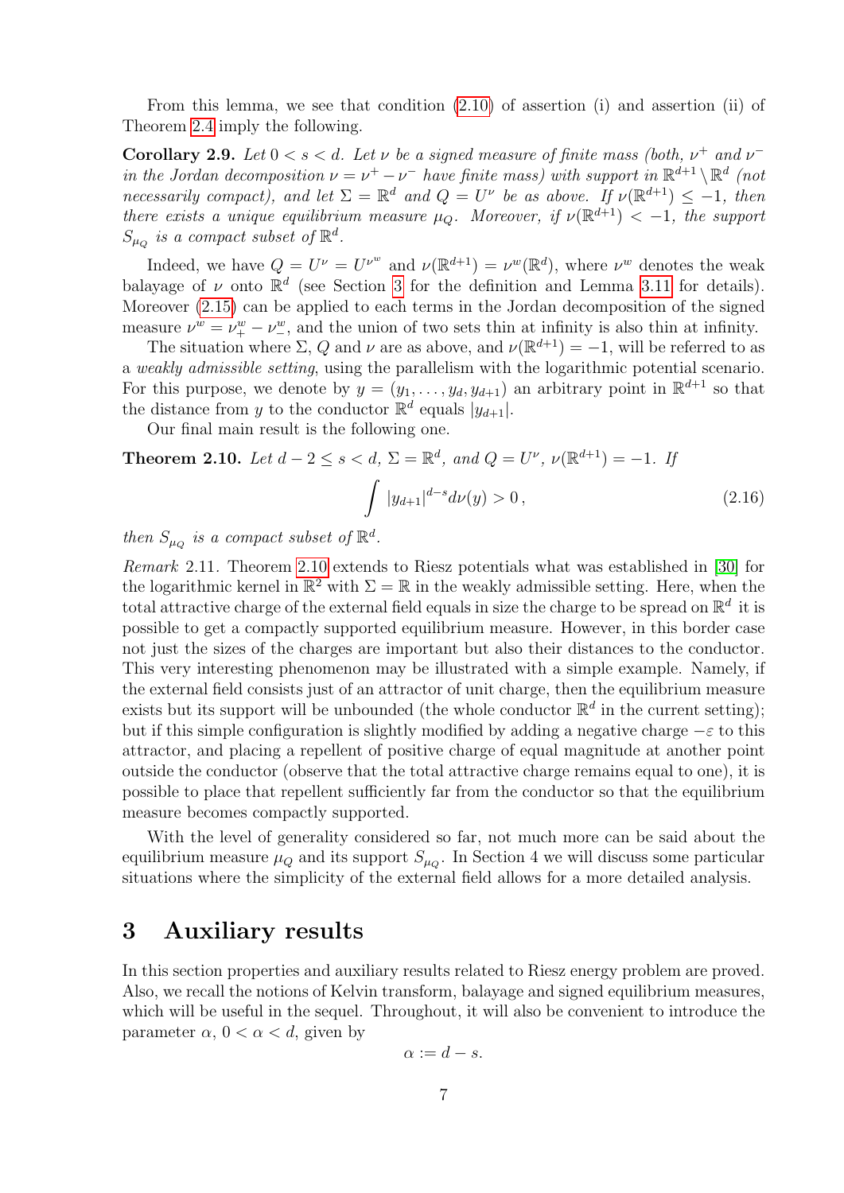From this lemma, we see that condition (2.10) of assertion (i) and assertion (ii) of Theorem 2.4 imply the following.

**Corollary 2.9.** *Let $0 < s < d$. Let $\nu$ be a signed measure of finite mass (both, $\nu^+$ and $\nu^-$ in the Jordan decomposition $\nu = \nu^+ - \nu^-$ have finite mass) with support in $\mathbb{R}^{d+1} \setminus \mathbb{R}^d$ (not necessarily compact), and let $\Sigma = \mathbb{R}^d$ and $Q = U^\nu$ be as above. If $\nu(\mathbb{R}^{d+1}) \leq -1$, then there exists a unique equilibrium measure $\mu_Q$. Moreover, if $\nu(\mathbb{R}^{d+1}) < -1$, the support $S_{\mu_Q}$ is a compact subset of $\mathbb{R}^d$.*

Indeed, we have $Q = U^\nu = U^{\nu^w}$ and $\nu(\mathbb{R}^{d+1}) = \nu^w(\mathbb{R}^d)$, where $\nu^w$ denotes the weak balayage of $\nu$ onto $\mathbb{R}^d$ (see Section 3 for the definition and Lemma 3.11 for details). Moreover (2.15) can be applied to each terms in the Jordan decomposition of the signed measure $\nu^w = \nu^w_+ - \nu^w_-$, and the union of two sets thin at infinity is also thin at infinity.

The situation where $\Sigma$, $Q$ and $\nu$ are as above, and $\nu(\mathbb{R}^{d+1}) = -1$, will be referred to as a *weakly admissible setting*, using the parallelism with the logarithmic potential scenario. For this purpose, we denote by $y = (y_1, \ldots, y_d, y_{d+1})$ an arbitrary point in $\mathbb{R}^{d+1}$ so that the distance from $y$ to the conductor $\mathbb{R}^d$ equals $|y_{d+1}|$.

Our final main result is the following one.

**Theorem 2.10.** *Let $d - 2 \leq s < d$, $\Sigma = \mathbb{R}^d$, and $Q = U^\nu$, $\nu(\mathbb{R}^{d+1}) = -1$. If*

$$\int |y_{d+1}|^{d-s} d\nu(y) > 0\,, \tag{2.16}$$

*then $S_{\mu_Q}$ is a compact subset of $\mathbb{R}^d$.*

*Remark* 2.11. Theorem 2.10 extends to Riesz potentials what was established in [30] for the logarithmic kernel in $\mathbb{R}^2$ with $\Sigma = \mathbb{R}$ in the weakly admissible setting. Here, when the total attractive charge of the external field equals in size the charge to be spread on $\mathbb{R}^d$ it is possible to get a compactly supported equilibrium measure. However, in this border case not just the sizes of the charges are important but also their distances to the conductor. This very interesting phenomenon may be illustrated with a simple example. Namely, if the external field consists just of an attractor of unit charge, then the equilibrium measure exists but its support will be unbounded (the whole conductor $\mathbb{R}^d$ in the current setting); but if this simple configuration is slightly modified by adding a negative charge $-\varepsilon$ to this attractor, and placing a repellent of positive charge of equal magnitude at another point outside the conductor (observe that the total attractive charge remains equal to one), it is possible to place that repellent sufficiently far from the conductor so that the equilibrium measure becomes compactly supported.

With the level of generality considered so far, not much more can be said about the equilibrium measure $\mu_Q$ and its support $S_{\mu_Q}$. In Section 4 we will discuss some particular situations where the simplicity of the external field allows for a more detailed analysis.

# 3 Auxiliary results

In this section properties and auxiliary results related to Riesz energy problem are proved. Also, we recall the notions of Kelvin transform, balayage and signed equilibrium measures, which will be useful in the sequel. Throughout, it will also be convenient to introduce the parameter $\alpha$, $0 < \alpha < d$, given by

$$\alpha := d - s.$$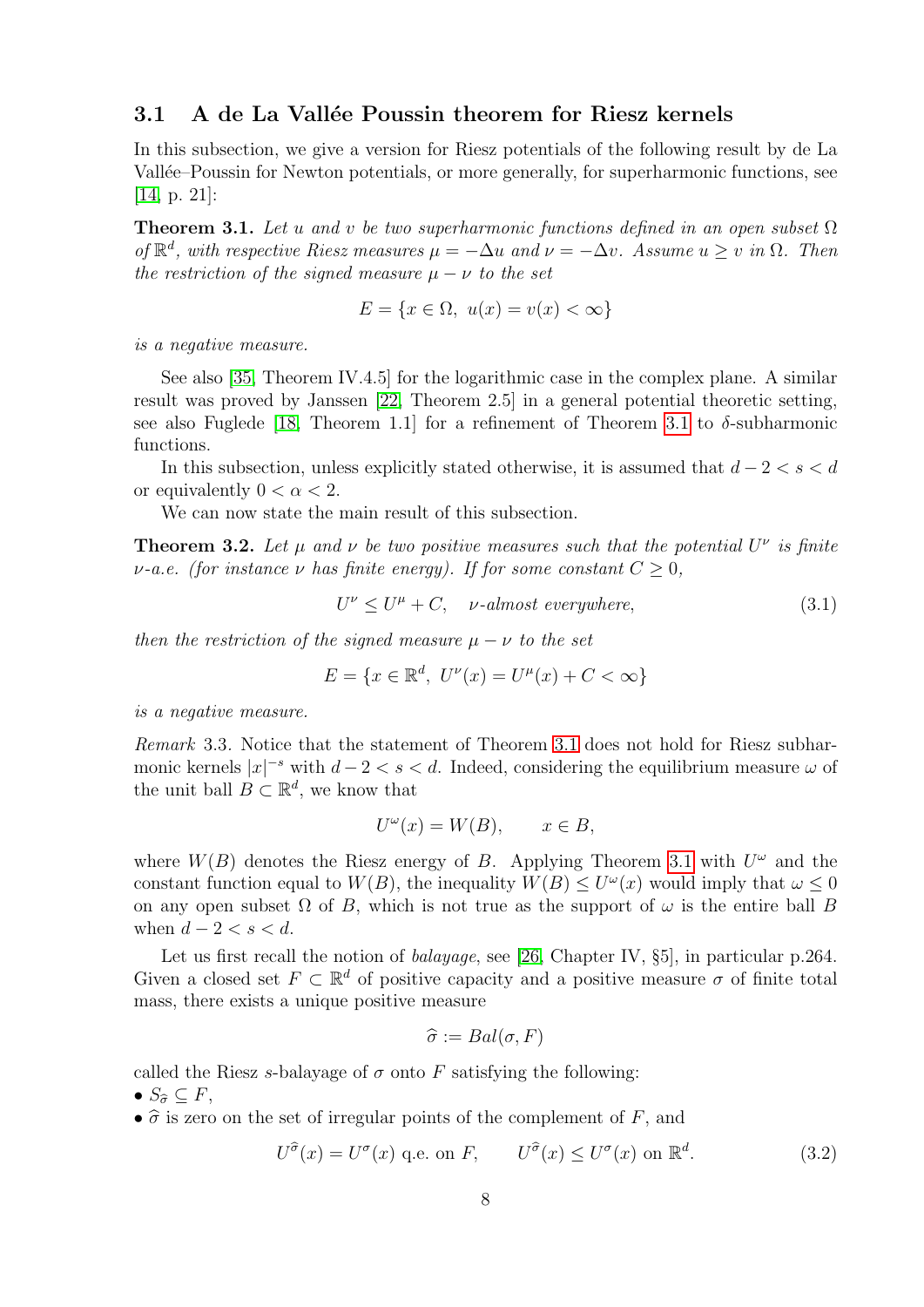### 3.1 A de La Vallée Poussin theorem for Riesz kernels

In this subsection, we give a version for Riesz potentials of the following result by de La Vallée–Poussin for Newton potentials, or more generally, for superharmonic functions, see [14, p. 21]:

**Theorem 3.1.** *Let $u$ and $v$ be two superharmonic functions defined in an open subset $\Omega$ of $\mathbb{R}^d$, with respective Riesz measures $\mu = -\Delta u$ and $\nu = -\Delta v$. Assume $u \geq v$ in $\Omega$. Then the restriction of the signed measure $\mu - \nu$ to the set*

$$E = \{x \in \Omega,\ u(x) = v(x) < \infty\}$$

*is a negative measure.*

See also [35, Theorem IV.4.5] for the logarithmic case in the complex plane. A similar result was proved by Janssen [22, Theorem 2.5] in a general potential theoretic setting, see also Fuglede [18, Theorem 1.1] for a refinement of Theorem 3.1 to $\delta$-subharmonic functions.

In this subsection, unless explicitly stated otherwise, it is assumed that $d-2 < s < d$ or equivalently $0 < \alpha < 2$.

We can now state the main result of this subsection.

**Theorem 3.2.** *Let $\mu$ and $\nu$ be two positive measures such that the potential $U^\nu$ is finite $\nu$-a.e. (for instance $\nu$ has finite energy). If for some constant $C \geq 0$,*

$$U^\nu \leq U^\mu + C, \quad \nu\text{-almost everywhere,} \tag{3.1}$$

*then the restriction of the signed measure $\mu - \nu$ to the set*

$$E = \{x \in \mathbb{R}^d,\ U^\nu(x) = U^\mu(x) + C < \infty\}$$

*is a negative measure.*

*Remark* 3.3. Notice that the statement of Theorem 3.1 does not hold for Riesz subharmonic kernels $|x|^{-s}$ with $d-2 < s < d$. Indeed, considering the equilibrium measure $\omega$ of the unit ball $B \subset \mathbb{R}^d$, we know that

$$U^\omega(x) = W(B), \qquad x \in B,$$

where $W(B)$ denotes the Riesz energy of $B$. Applying Theorem 3.1 with $U^\omega$ and the constant function equal to $W(B)$, the inequality $W(B) \leq U^\omega(x)$ would imply that $\omega \leq 0$ on any open subset $\Omega$ of $B$, which is not true as the support of $\omega$ is the entire ball $B$ when $d-2 < s < d$.

Let us first recall the notion of *balayage*, see [26, Chapter IV, §5], in particular p.264. Given a closed set $F \subset \mathbb{R}^d$ of positive capacity and a positive measure $\sigma$ of finite total mass, there exists a unique positive measure

$$\widehat{\sigma} := Bal(\sigma, F)$$

called the Riesz $s$-balayage of $\sigma$ onto $F$ satisfying the following:

- $S_{\widehat{\sigma}} \subseteq F$,
- $\widehat{\sigma}$ is zero on the set of irregular points of the complement of $F$, and

$$U^{\widehat{\sigma}}(x) = U^\sigma(x) \text{ q.e. on } F, \qquad U^{\widehat{\sigma}}(x) \leq U^\sigma(x) \text{ on } \mathbb{R}^d. \tag{3.2}$$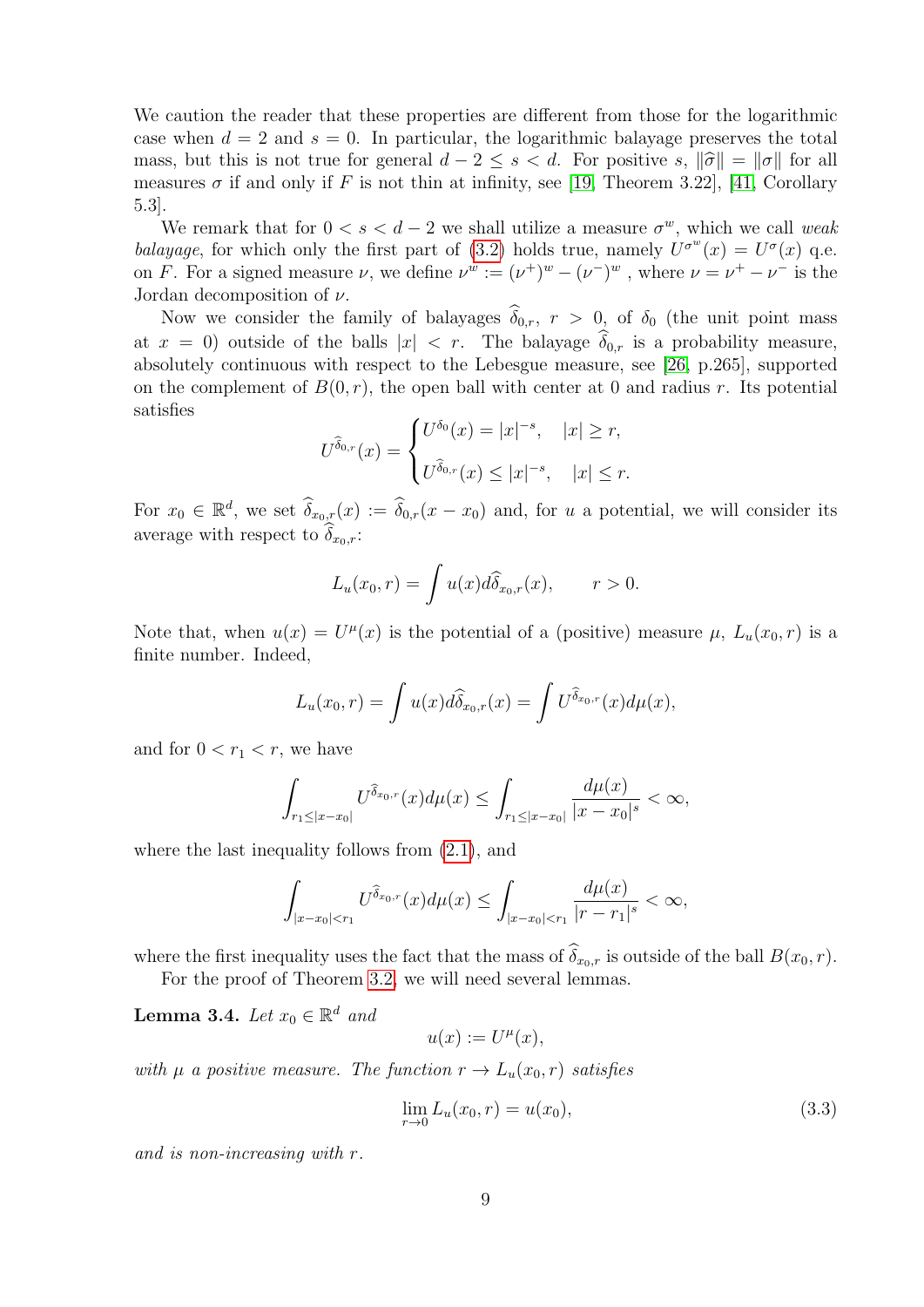We caution the reader that these properties are different from those for the logarithmic case when $d = 2$ and $s = 0$. In particular, the logarithmic balayage preserves the total mass, but this is not true for general $d - 2 \leq s < d$. For positive $s$, $\|\widehat{\sigma}\| = \|\sigma\|$ for all measures $\sigma$ if and only if $F$ is not thin at infinity, see [19, Theorem 3.22], [41, Corollary 5.3].

We remark that for $0 < s < d - 2$ we shall utilize a measure $\sigma^w$, which we call *weak balayage*, for which only the first part of (3.2) holds true, namely $U^{\sigma^w}(x) = U^{\sigma}(x)$ q.e. on $F$. For a signed measure $\nu$, we define $\nu^w := (\nu^+)^w - (\nu^-)^w$ , where $\nu = \nu^+ - \nu^-$ is the Jordan decomposition of $\nu$.

Now we consider the family of balayages $\widehat{\delta}_{0,r}$, $r > 0$, of $\delta_0$ (the unit point mass at $x = 0$) outside of the balls $|x| < r$. The balayage $\widehat{\delta}_{0,r}$ is a probability measure, absolutely continuous with respect to the Lebesgue measure, see [26, p.265], supported on the complement of $B(0, r)$, the open ball with center at 0 and radius $r$. Its potential satisfies

$$U^{\widehat{\delta}_{0,r}}(x) = \begin{cases} U^{\delta_0}(x) = |x|^{-s}, & |x| \geq r, \\ U^{\widehat{\delta}_{0,r}}(x) \leq |x|^{-s}, & |x| \leq r. \end{cases}$$

For $x_0 \in \mathbb{R}^d$, we set $\widehat{\delta}_{x_0,r}(x) := \widehat{\delta}_{0,r}(x - x_0)$ and, for $u$ a potential, we will consider its average with respect to $\widehat{\delta}_{x_0,r}$:

$$L_u(x_0, r) = \int u(x) d\widehat{\delta}_{x_0,r}(x), \qquad r > 0.$$

Note that, when $u(x) = U^{\mu}(x)$ is the potential of a (positive) measure $\mu$, $L_u(x_0, r)$ is a finite number. Indeed,

$$L_u(x_0, r) = \int u(x) d\widehat{\delta}_{x_0,r}(x) = \int U^{\widehat{\delta}_{x_0,r}}(x) d\mu(x),$$

and for $0 < r_1 < r$, we have

$$\int_{r_1 \leq |x - x_0|} U^{\widehat{\delta}_{x_0,r}}(x) d\mu(x) \leq \int_{r_1 \leq |x - x_0|} \frac{d\mu(x)}{|x - x_0|^s} < \infty,$$

where the last inequality follows from (2.1), and

$$\int_{|x - x_0| < r_1} U^{\widehat{\delta}_{x_0,r}}(x) d\mu(x) \leq \int_{|x - x_0| < r_1} \frac{d\mu(x)}{|r - r_1|^s} < \infty,$$

where the first inequality uses the fact that the mass of $\widehat{\delta}_{x_0,r}$ is outside of the ball $B(x_0, r)$.

For the proof of Theorem 3.2, we will need several lemmas.

**Lemma 3.4.** *Let $x_0 \in \mathbb{R}^d$ and*

$$u(x) := U^{\mu}(x),$$

*with $\mu$ a positive measure. The function $r \to L_u(x_0, r)$ satisfies*

$$\lim_{r \to 0} L_u(x_0, r) = u(x_0), \tag{3.3}$$

*and is non-increasing with $r$.*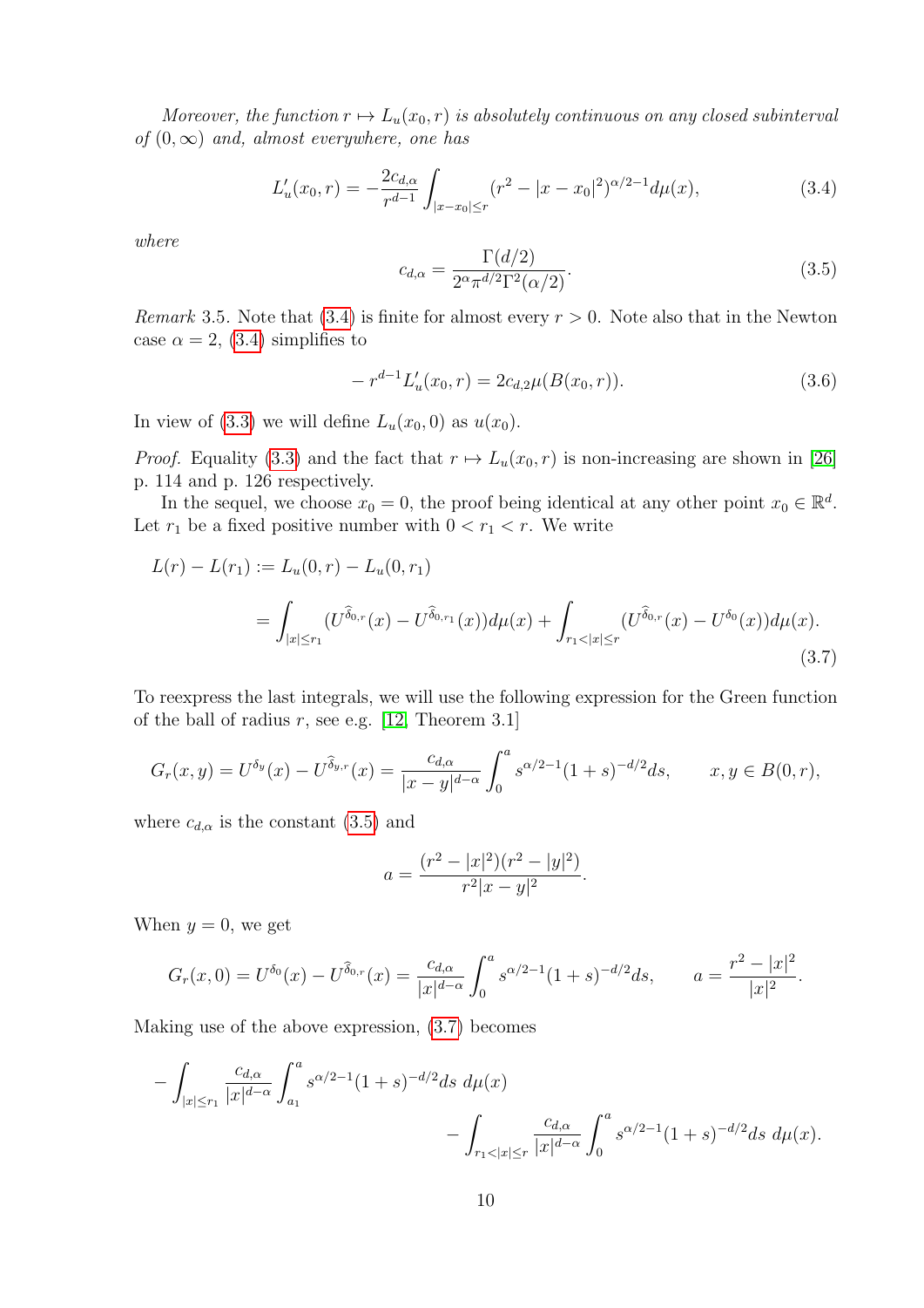*Moreover, the function $r \mapsto L_u(x_0, r)$ is absolutely continuous on any closed subinterval of $(0, \infty)$ and, almost everywhere, one has*

$$L'_u(x_0, r) = -\frac{2c_{d,\alpha}}{r^{d-1}} \int_{|x-x_0| \leq r} (r^2 - |x - x_0|^2)^{\alpha/2-1} d\mu(x), \tag{3.4}$$

*where*

$$c_{d,\alpha} = \frac{\Gamma(d/2)}{2^\alpha \pi^{d/2} \Gamma^2(\alpha/2)}. \tag{3.5}$$

*Remark* 3.5. Note that (3.4) is finite for almost every $r > 0$. Note also that in the Newton case $\alpha = 2$, (3.4) simplifies to

$$-r^{d-1} L'_u(x_0, r) = 2c_{d,2} \mu(B(x_0, r)). \tag{3.6}$$

In view of (3.3) we will define $L_u(x_0, 0)$ as $u(x_0)$.

*Proof.* Equality (3.3) and the fact that $r \mapsto L_u(x_0, r)$ is non-increasing are shown in [26] p. 114 and p. 126 respectively.

In the sequel, we choose $x_0 = 0$, the proof being identical at any other point $x_0 \in \mathbb{R}^d$. Let $r_1$ be a fixed positive number with $0 < r_1 < r$. We write

$$\begin{aligned} L(r) - L(r_1) &:= L_u(0, r) - L_u(0, r_1) \\ &= \int_{|x| \leq r_1} (U^{\widehat{\delta}_{0,r}}(x) - U^{\widehat{\delta}_{0,r_1}}(x)) d\mu(x) + \int_{r_1 < |x| \leq r} (U^{\widehat{\delta}_{0,r}}(x) - U^{\delta_0}(x)) d\mu(x). \end{aligned} \tag{3.7}$$

To reexpress the last integrals, we will use the following expression for the Green function of the ball of radius $r$, see e.g. [12, Theorem 3.1]

$$G_r(x, y) = U^{\delta_y}(x) - U^{\widehat{\delta}_{y,r}}(x) = \frac{c_{d,\alpha}}{|x - y|^{d-\alpha}} \int_0^a s^{\alpha/2-1}(1+s)^{-d/2} ds, \qquad x, y \in B(0, r),$$

where $c_{d,\alpha}$ is the constant (3.5) and

$$a = \frac{(r^2 - |x|^2)(r^2 - |y|^2)}{r^2 |x - y|^2}.$$

When $y = 0$, we get

$$G_r(x, 0) = U^{\delta_0}(x) - U^{\widehat{\delta}_{0,r}}(x) = \frac{c_{d,\alpha}}{|x|^{d-\alpha}} \int_0^a s^{\alpha/2-1}(1+s)^{-d/2} ds, \qquad a = \frac{r^2 - |x|^2}{|x|^2}.$$

Making use of the above expression, (3.7) becomes

$$-\int_{|x| \leq r_1} \frac{c_{d,\alpha}}{|x|^{d-\alpha}} \int_{a_1}^a s^{\alpha/2-1}(1+s)^{-d/2} ds \ d\mu(x) \\ - \int_{r_1 < |x| \leq r} \frac{c_{d,\alpha}}{|x|^{d-\alpha}} \int_0^a s^{\alpha/2-1}(1+s)^{-d/2} ds \ d\mu(x).$$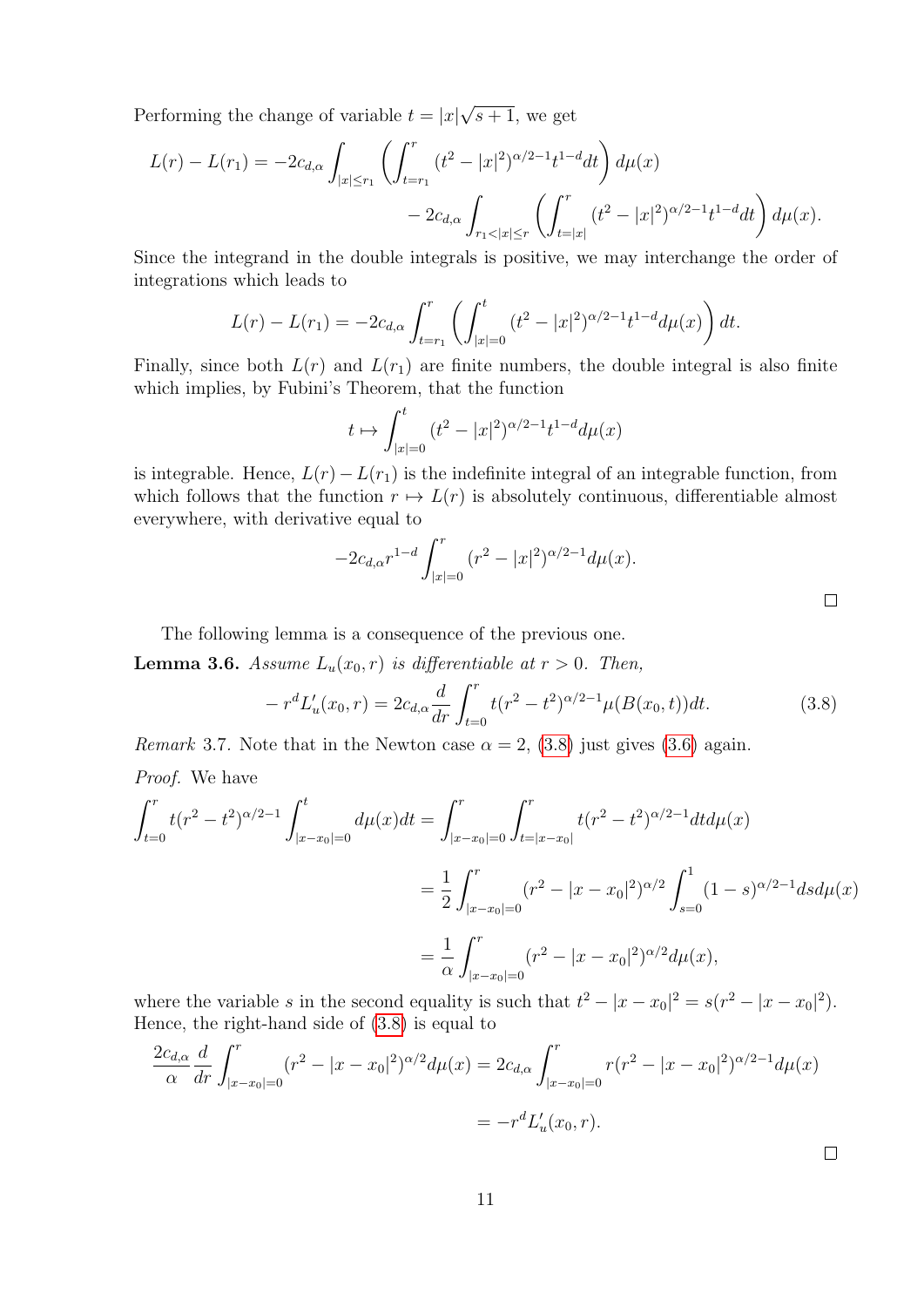Performing the change of variable $t = |x|\sqrt{s+1}$, we get

$$L(r) - L(r_1) = -2c_{d,\alpha} \int_{|x|\le r_1} \left( \int_{t=r_1}^{r} (t^2 - |x|^2)^{\alpha/2-1} t^{1-d} dt \right) d\mu(x)$$
$$- 2c_{d,\alpha} \int_{r_1 < |x| \le r} \left( \int_{t=|x|}^{r} (t^2 - |x|^2)^{\alpha/2-1} t^{1-d} dt \right) d\mu(x).$$

Since the integrand in the double integrals is positive, we may interchange the order of integrations which leads to

$$L(r) - L(r_1) = -2c_{d,\alpha} \int_{t=r_1}^{r} \left( \int_{|x|=0}^{t} (t^2 - |x|^2)^{\alpha/2-1} t^{1-d} d\mu(x) \right) dt.$$

Finally, since both $L(r)$ and $L(r_1)$ are finite numbers, the double integral is also finite which implies, by Fubini's Theorem, that the function

$$t \mapsto \int_{|x|=0}^{t} (t^2 - |x|^2)^{\alpha/2-1} t^{1-d} d\mu(x)$$

is integrable. Hence, $L(r) - L(r_1)$ is the indefinite integral of an integrable function, from which follows that the function $r \mapsto L(r)$ is absolutely continuous, differentiable almost everywhere, with derivative equal to

$$-2c_{d,\alpha} r^{1-d} \int_{|x|=0}^{r} (r^2 - |x|^2)^{\alpha/2-1} d\mu(x).$$

□

The following lemma is a consequence of the previous one.

**Lemma 3.6.** *Assume $L_u(x_0, r)$ is differentiable at $r > 0$. Then,*

$$-r^d L_u'(x_0, r) = 2c_{d,\alpha} \frac{d}{dr} \int_{t=0}^{r} t(r^2 - t^2)^{\alpha/2-1} \mu(B(x_0, t)) dt. \tag{3.8}$$

*Remark* 3.7. Note that in the Newton case $\alpha = 2$, (3.8) just gives (3.6) again.

*Proof.* We have

$$\int_{t=0}^{r} t(r^2 - t^2)^{\alpha/2-1} \int_{|x-x_0|=0}^{t} d\mu(x) dt = \int_{|x-x_0|=0}^{r} \int_{t=|x-x_0|}^{r} t(r^2 - t^2)^{\alpha/2-1} dt d\mu(x)$$
$$= \frac{1}{2} \int_{|x-x_0|=0}^{r} (r^2 - |x - x_0|^2)^{\alpha/2} \int_{s=0}^{1} (1 - s)^{\alpha/2-1} ds d\mu(x)$$
$$= \frac{1}{\alpha} \int_{|x-x_0|=0}^{r} (r^2 - |x - x_0|^2)^{\alpha/2} d\mu(x),$$

where the variable $s$ in the second equality is such that $t^2 - |x - x_0|^2 = s(r^2 - |x - x_0|^2)$. Hence, the right-hand side of (3.8) is equal to

$$\frac{2c_{d,\alpha}}{\alpha} \frac{d}{dr} \int_{|x-x_0|=0}^{r} (r^2 - |x - x_0|^2)^{\alpha/2} d\mu(x) = 2c_{d,\alpha} \int_{|x-x_0|=0}^{r} r(r^2 - |x - x_0|^2)^{\alpha/2-1} d\mu(x)$$
$$= -r^d L_u'(x_0, r).$$

□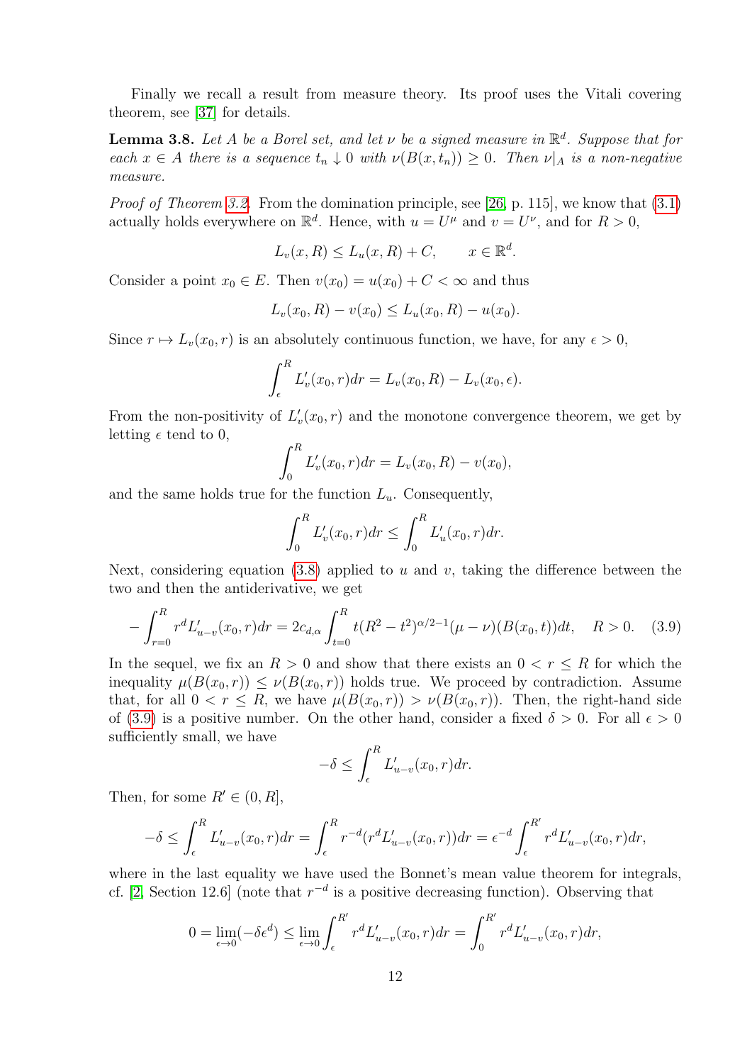Finally we recall a result from measure theory. Its proof uses the Vitali covering theorem, see [37] for details.

**Lemma 3.8.** *Let $A$ be a Borel set, and let $\nu$ be a signed measure in $\mathbb{R}^d$. Suppose that for each $x \in A$ there is a sequence $t_n \downarrow 0$ with $\nu(B(x,t_n)) \geq 0$. Then $\nu|_A$ is a non-negative measure.*

*Proof of Theorem 3.2.* From the domination principle, see [26, p. 115], we know that (3.1) actually holds everywhere on $\mathbb{R}^d$. Hence, with $u = U^\mu$ and $v = U^\nu$, and for $R > 0$,

$$L_v(x,R) \leq L_u(x,R) + C, \qquad x \in \mathbb{R}^d.$$

Consider a point $x_0 \in E$. Then $v(x_0) = u(x_0) + C < \infty$ and thus

$$L_v(x_0,R) - v(x_0) \leq L_u(x_0,R) - u(x_0).$$

Since $r \mapsto L_v(x_0,r)$ is an absolutely continuous function, we have, for any $\epsilon > 0$,

$$\int_\epsilon^R L_v'(x_0,r)dr = L_v(x_0,R) - L_v(x_0,\epsilon).$$

From the non-positivity of $L_v'(x_0,r)$ and the monotone convergence theorem, we get by letting $\epsilon$ tend to 0,

$$\int_0^R L_v'(x_0,r)dr = L_v(x_0,R) - v(x_0),$$

and the same holds true for the function $L_u$. Consequently,

$$\int_0^R L_v'(x_0,r)dr \leq \int_0^R L_u'(x_0,r)dr.$$

Next, considering equation (3.8) applied to $u$ and $v$, taking the difference between the two and then the antiderivative, we get

$$-\int_{r=0}^R r^d L_{u-v}'(x_0,r)dr = 2c_{d,\alpha}\int_{t=0}^R t(R^2-t^2)^{\alpha/2-1}(\mu-\nu)(B(x_0,t))dt, \quad R > 0. \tag{3.9}$$

In the sequel, we fix an $R > 0$ and show that there exists an $0 < r \leq R$ for which the inequality $\mu(B(x_0,r)) \leq \nu(B(x_0,r))$ holds true. We proceed by contradiction. Assume that, for all $0 < r \leq R$, we have $\mu(B(x_0,r)) > \nu(B(x_0,r))$. Then, the right-hand side of (3.9) is a positive number. On the other hand, consider a fixed $\delta > 0$. For all $\epsilon > 0$ sufficiently small, we have

$$-\delta \leq \int_\epsilon^R L_{u-v}'(x_0,r)dr.$$

Then, for some $R' \in (0,R]$,

$$-\delta \leq \int_\epsilon^R L_{u-v}'(x_0,r)dr = \int_\epsilon^R r^{-d}(r^d L_{u-v}'(x_0,r))dr = \epsilon^{-d}\int_\epsilon^{R'} r^d L_{u-v}'(x_0,r)dr,$$

where in the last equality we have used the Bonnet's mean value theorem for integrals, cf. [2, Section 12.6] (note that $r^{-d}$ is a positive decreasing function). Observing that

$$0 = \lim_{\epsilon\to 0}(-\delta\epsilon^d) \leq \lim_{\epsilon\to 0}\int_\epsilon^{R'} r^d L_{u-v}'(x_0,r)dr = \int_0^{R'} r^d L_{u-v}'(x_0,r)dr,$$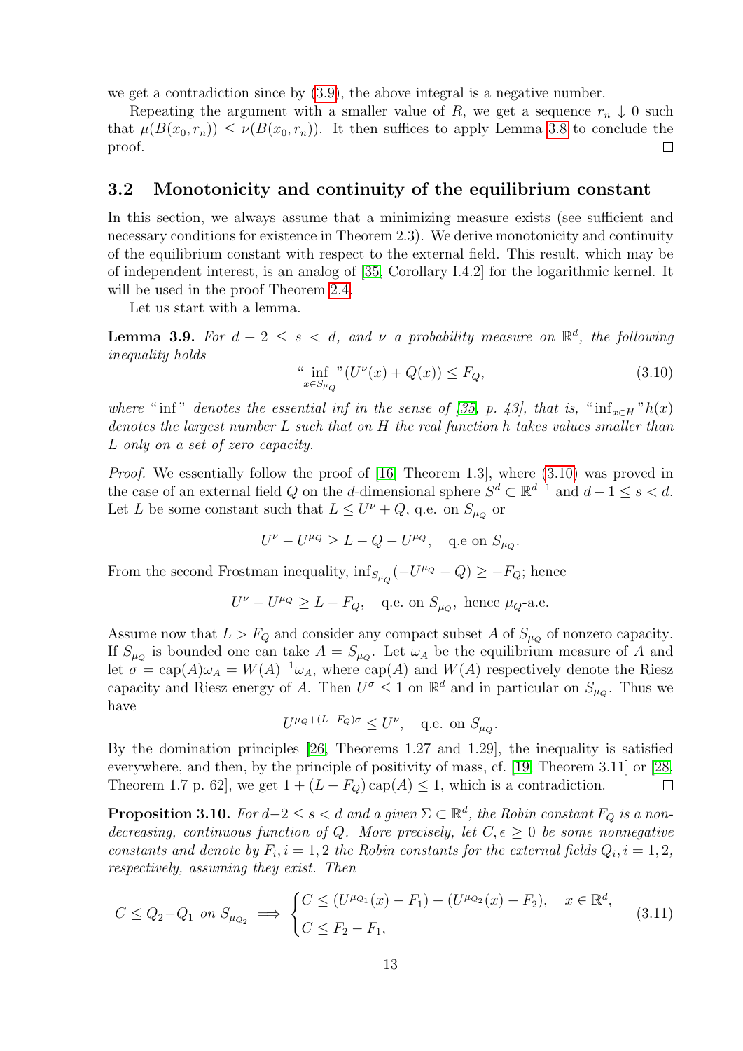we get a contradiction since by (3.9), the above integral is a negative number.

Repeating the argument with a smaller value of $R$, we get a sequence $r_n \downarrow 0$ such that $\mu(B(x_0, r_n)) \leq \nu(B(x_0, r_n))$. It then suffices to apply Lemma 3.8 to conclude the proof. $\square$

## 3.2 Monotonicity and continuity of the equilibrium constant

In this section, we always assume that a minimizing measure exists (see sufficient and necessary conditions for existence in Theorem 2.3). We derive monotonicity and continuity of the equilibrium constant with respect to the external field. This result, which may be of independent interest, is an analog of [35, Corollary I.4.2] for the logarithmic kernel. It will be used in the proof Theorem 2.4.

Let us start with a lemma.

**Lemma 3.9.** *For $d-2 \leq s < d$, and $\nu$ a probability measure on $\mathbb{R}^d$, the following inequality holds*

$$\text{“}\inf_{x \in S_{\mu_Q}}\text{”}(U^{\nu}(x) + Q(x)) \leq F_Q, \tag{3.10}$$

*where “inf” denotes the essential inf in the sense of [35, p. 43], that is, “$\inf_{x\in H}$”$h(x)$ denotes the largest number $L$ such that on $H$ the real function $h$ takes values smaller than $L$ only on a set of zero capacity.*

*Proof.* We essentially follow the proof of [16, Theorem 1.3], where (3.10) was proved in the case of an external field $Q$ on the $d$-dimensional sphere $S^d \subset \mathbb{R}^{d+1}$ and $d-1 \leq s < d$. Let $L$ be some constant such that $L \leq U^{\nu} + Q$, q.e. on $S_{\mu_Q}$ or

$$U^{\nu} - U^{\mu_Q} \geq L - Q - U^{\mu_Q}, \quad \text{q.e on } S_{\mu_Q}.$$

From the second Frostman inequality, $\inf_{S_{\mu_Q}}(-U^{\mu_Q} - Q) \geq -F_Q$; hence

$$U^{\nu} - U^{\mu_Q} \geq L - F_Q, \quad \text{q.e. on } S_{\mu_Q}, \text{ hence } \mu_Q\text{-a.e.}$$

Assume now that $L > F_Q$ and consider any compact subset $A$ of $S_{\mu_Q}$ of nonzero capacity. If $S_{\mu_Q}$ is bounded one can take $A = S_{\mu_Q}$. Let $\omega_A$ be the equilibrium measure of $A$ and let $\sigma = \operatorname{cap}(A)\omega_A = W(A)^{-1}\omega_A$, where $\operatorname{cap}(A)$ and $W(A)$ respectively denote the Riesz capacity and Riesz energy of $A$. Then $U^{\sigma} \leq 1$ on $\mathbb{R}^d$ and in particular on $S_{\mu_Q}$. Thus we have

$$U^{\mu_Q + (L-F_Q)\sigma} \leq U^{\nu}, \quad \text{q.e. on } S_{\mu_Q}.$$

By the domination principles [26, Theorems 1.27 and 1.29], the inequality is satisfied everywhere, and then, by the principle of positivity of mass, cf. [19, Theorem 3.11] or [28, Theorem 1.7 p. 62], we get $1 + (L - F_Q)\operatorname{cap}(A) \leq 1$, which is a contradiction. $\square$

**Proposition 3.10.** *For $d-2 \leq s < d$ and a given $\Sigma \subset \mathbb{R}^d$, the Robin constant $F_Q$ is a non-decreasing, continuous function of $Q$. More precisely, let $C, \epsilon \geq 0$ be some nonnegative constants and denote by $F_i, i = 1, 2$ the Robin constants for the external fields $Q_i, i = 1, 2$, respectively, assuming they exist. Then*

$$C \leq Q_2 - Q_1 \text{ on } S_{\mu_{Q_2}} \implies \begin{cases} C \leq (U^{\mu_{Q_1}}(x) - F_1) - (U^{\mu_{Q_2}}(x) - F_2), & x \in \mathbb{R}^d, \\ C \leq F_2 - F_1, \end{cases} \tag{3.11}$$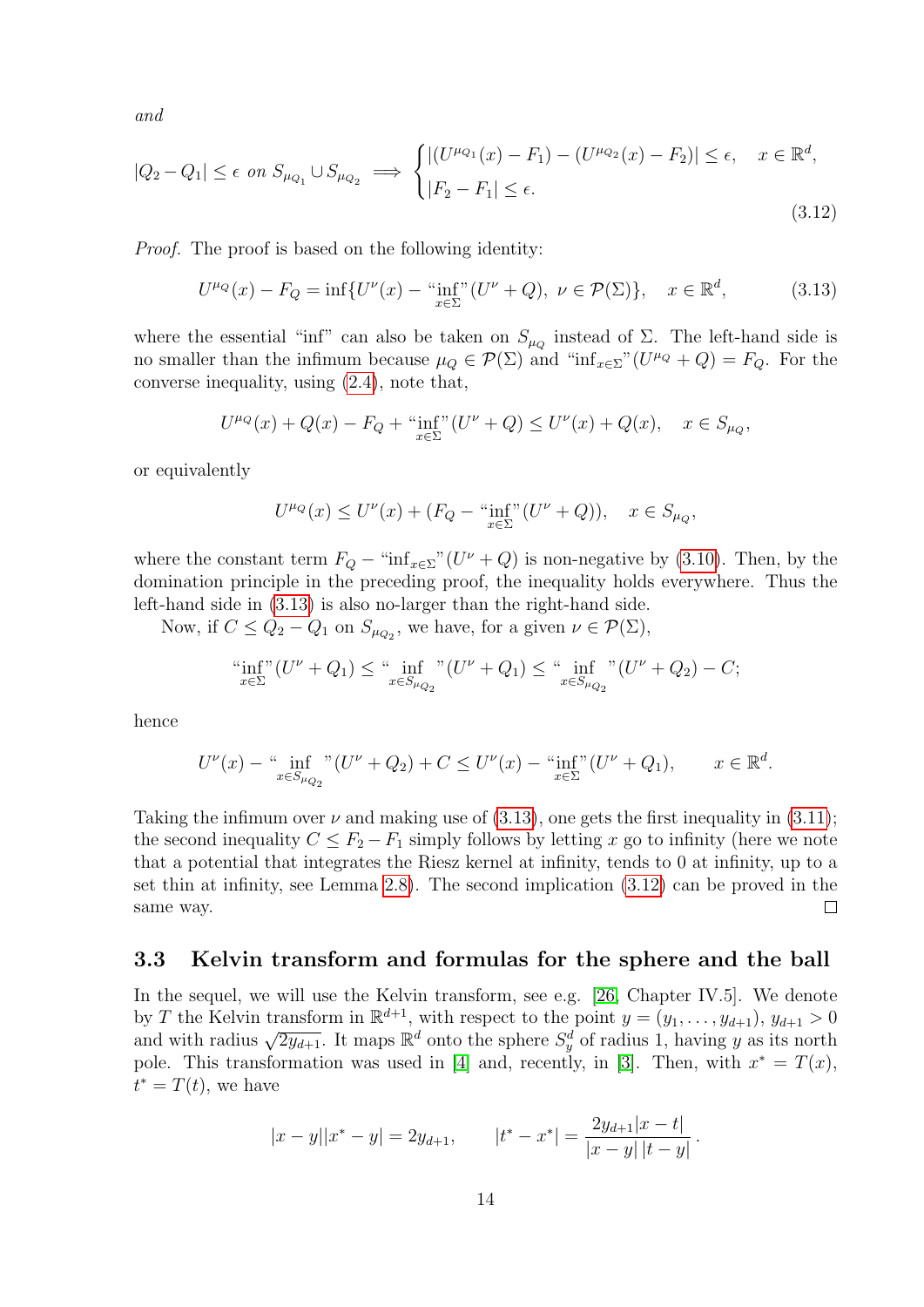*and*

$$|Q_2 - Q_1| \le \epsilon \text{ on } S_{\mu_{Q_1}} \cup S_{\mu_{Q_2}} \implies \begin{cases} |(U^{\mu_{Q_1}}(x) - F_1) - (U^{\mu_{Q_2}}(x) - F_2)| \le \epsilon, & x \in \mathbb{R}^d, \\ |F_2 - F_1| \le \epsilon. \end{cases} \tag{3.12}$$

*Proof.* The proof is based on the following identity:

$$U^{\mu_Q}(x) - F_Q = \inf\{U^{\nu}(x) - \text{“}\inf_{x\in\Sigma}\text{”}(U^{\nu} + Q),\ \nu \in \mathcal{P}(\Sigma)\}, \quad x \in \mathbb{R}^d, \tag{3.13}$$

where the essential “inf” can also be taken on $S_{\mu_Q}$ instead of $\Sigma$. The left-hand side is no smaller than the infimum because $\mu_Q \in \mathcal{P}(\Sigma)$ and “$\inf_{x\in\Sigma}$”$(U^{\mu_Q} + Q) = F_Q$. For the converse inequality, using (2.4), note that,

$$U^{\mu_Q}(x) + Q(x) - F_Q + \text{“}\inf_{x\in\Sigma}\text{”}(U^{\nu} + Q) \le U^{\nu}(x) + Q(x), \quad x \in S_{\mu_Q},$$

or equivalently

$$U^{\mu_Q}(x) \le U^{\nu}(x) + (F_Q - \text{“}\inf_{x\in\Sigma}\text{”}(U^{\nu} + Q)), \quad x \in S_{\mu_Q},$$

where the constant term $F_Q -$ “$\inf_{x\in\Sigma}$”$(U^{\nu} + Q)$ is non-negative by (3.10). Then, by the domination principle in the preceding proof, the inequality holds everywhere. Thus the left-hand side in (3.13) is also no-larger than the right-hand side.

Now, if $C \le Q_2 - Q_1$ on $S_{\mu_{Q_2}}$, we have, for a given $\nu \in \mathcal{P}(\Sigma)$,

$$\text{“}\inf_{x\in\Sigma}\text{”}(U^{\nu} + Q_1) \le \text{“}\inf_{x\in S_{\mu_{Q_2}}}\text{”}(U^{\nu} + Q_1) \le \text{“}\inf_{x\in S_{\mu_{Q_2}}}\text{”}(U^{\nu} + Q_2) - C;$$

hence

$$U^{\nu}(x) - \text{“}\inf_{x\in S_{\mu_{Q_2}}}\text{”}(U^{\nu} + Q_2) + C \le U^{\nu}(x) - \text{“}\inf_{x\in\Sigma}\text{”}(U^{\nu} + Q_1), \qquad x \in \mathbb{R}^d.$$

Taking the infimum over $\nu$ and making use of (3.13), one gets the first inequality in (3.11); the second inequality $C \le F_2 - F_1$ simply follows by letting $x$ go to infinity (here we note that a potential that integrates the Riesz kernel at infinity, tends to 0 at infinity, up to a set thin at infinity, see Lemma 2.8). The second implication (3.12) can be proved in the same way. $\square$

### 3.3 Kelvin transform and formulas for the sphere and the ball

In the sequel, we will use the Kelvin transform, see e.g. [26, Chapter IV.5]. We denote by $T$ the Kelvin transform in $\mathbb{R}^{d+1}$, with respect to the point $y = (y_1, \ldots, y_{d+1})$, $y_{d+1} > 0$ and with radius $\sqrt{2y_{d+1}}$. It maps $\mathbb{R}^d$ onto the sphere $S_y^d$ of radius 1, having $y$ as its north pole. This transformation was used in [4] and, recently, in [3]. Then, with $x^* = T(x)$, $t^* = T(t)$, we have

$$|x - y||x^* - y| = 2y_{d+1}, \qquad |t^* - x^*| = \frac{2y_{d+1}|x - t|}{|x - y|\,|t - y|}.$$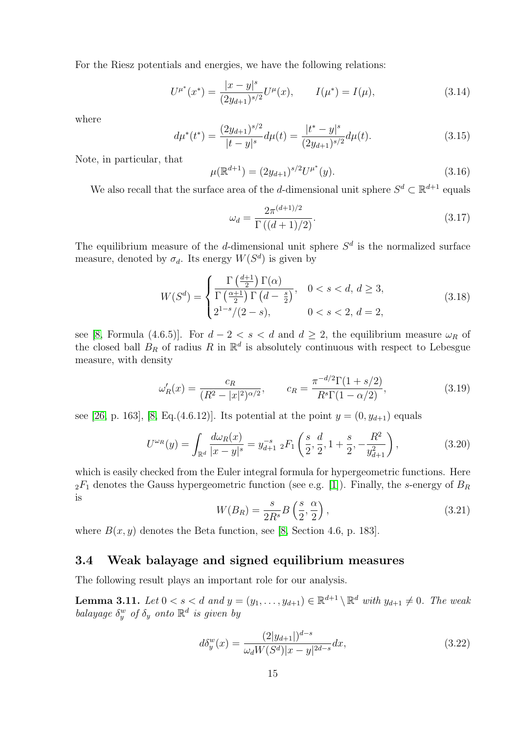For the Riesz potentials and energies, we have the following relations:

$$U^{\mu^*}(x^*) = \frac{|x-y|^s}{(2y_{d+1})^{s/2}} U^{\mu}(x), \qquad I(\mu^*) = I(\mu), \tag{3.14}$$

where

$$d\mu^*(t^*) = \frac{(2y_{d+1})^{s/2}}{|t-y|^s} d\mu(t) = \frac{|t^*-y|^s}{(2y_{d+1})^{s/2}} d\mu(t). \tag{3.15}$$

Note, in particular, that

$$\mu(\mathbb{R}^{d+1}) = (2y_{d+1})^{s/2} U^{\mu^*}(y). \tag{3.16}$$

We also recall that the surface area of the $d$-dimensional unit sphere $S^d \subset \mathbb{R}^{d+1}$ equals

$$\omega_d = \frac{2\pi^{(d+1)/2}}{\Gamma\left((d+1)/2\right)}. \tag{3.17}$$

The equilibrium measure of the $d$-dimensional unit sphere $S^d$ is the normalized surface measure, denoted by $\sigma_d$. Its energy $W(S^d)$ is given by

$$W(S^d) = \begin{cases} \dfrac{\Gamma\left(\frac{d+1}{2}\right)\Gamma(\alpha)}{\Gamma\left(\frac{\alpha+1}{2}\right)\Gamma\left(d-\frac{s}{2}\right)}, & 0<s<d,\ d\geq 3, \\ 2^{1-s}/(2-s), & 0<s<2,\ d=2, \end{cases} \tag{3.18}$$

see [8, Formula (4.6.5)]. For $d-2<s<d$ and $d\geq 2$, the equilibrium measure $\omega_R$ of the closed ball $B_R$ of radius $R$ in $\mathbb{R}^d$ is absolutely continuous with respect to Lebesgue measure, with density

$$\omega_R'(x) = \frac{c_R}{(R^2-|x|^2)^{\alpha/2}}, \qquad c_R = \frac{\pi^{-d/2}\Gamma(1+s/2)}{R^s\Gamma(1-\alpha/2)}, \tag{3.19}$$

see [26, p. 163], [8, Eq.(4.6.12)]. Its potential at the point $y=(0,y_{d+1})$ equals

$$U^{\omega_R}(y) = \int_{\mathbb{R}^d} \frac{d\omega_R(x)}{|x-y|^s} = y_{d+1}^{-s}\ {}_2F_1\left(\frac{s}{2},\frac{d}{2},1+\frac{s}{2},-\frac{R^2}{y_{d+1}^2}\right), \tag{3.20}$$

which is easily checked from the Euler integral formula for hypergeometric functions. Here ${}_2F_1$ denotes the Gauss hypergeometric function (see e.g. [1]). Finally, the $s$-energy of $B_R$ is

$$W(B_R) = \frac{s}{2R^s} B\left(\frac{s}{2},\frac{\alpha}{2}\right), \tag{3.21}$$

where $B(x,y)$ denotes the Beta function, see [8, Section 4.6, p. 183].

### 3.4 Weak balayage and signed equilibrium measures

The following result plays an important role for our analysis.

**Lemma 3.11.** *Let $0<s<d$ and $y=(y_1,\ldots,y_{d+1})\in\mathbb{R}^{d+1}\setminus\mathbb{R}^d$ with $y_{d+1}\neq 0$. The weak balayage $\delta_y^w$ of $\delta_y$ onto $\mathbb{R}^d$ is given by*

$$d\delta_y^w(x) = \frac{(2|y_{d+1}|)^{d-s}}{\omega_d W(S^d)|x-y|^{2d-s}} dx, \tag{3.22}$$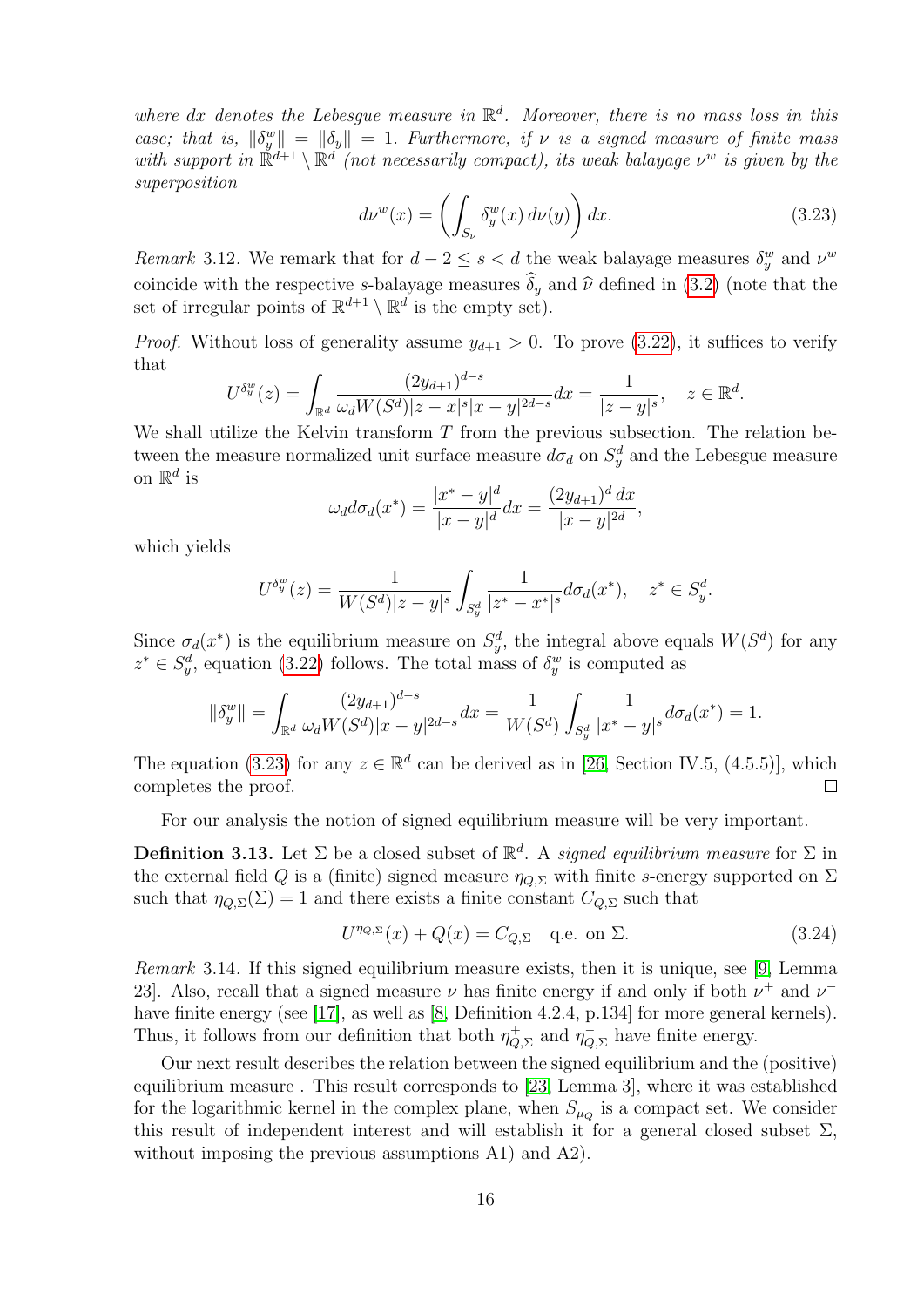*where $dx$ denotes the Lebesgue measure in $\mathbb{R}^d$. Moreover, there is no mass loss in this case; that is, $\|\delta_y^w\| = \|\delta_y\| = 1$. Furthermore, if $\nu$ is a signed measure of finite mass with support in $\mathbb{R}^{d+1} \setminus \mathbb{R}^d$ (not necessarily compact), its weak balayage $\nu^w$ is given by the superposition*

$$d\nu^w(x) = \left( \int_{S_\nu} \delta_y^w(x)\, d\nu(y) \right) dx. \tag{3.23}$$

*Remark* 3.12. We remark that for $d-2 \le s < d$ the weak balayage measures $\delta_y^w$ and $\nu^w$ coincide with the respective $s$-balayage measures $\widehat{\delta}_y$ and $\widehat{\nu}$ defined in (3.2) (note that the set of irregular points of $\mathbb{R}^{d+1} \setminus \mathbb{R}^d$ is the empty set).

*Proof.* Without loss of generality assume $y_{d+1} > 0$. To prove (3.22), it suffices to verify that

$$U^{\delta_y^w}(z) = \int_{\mathbb{R}^d} \frac{(2y_{d+1})^{d-s}}{\omega_d W(S^d)|z-x|^s|x-y|^{2d-s}} dx = \frac{1}{|z-y|^s}, \quad z \in \mathbb{R}^d.$$

We shall utilize the Kelvin transform $T$ from the previous subsection. The relation between the measure normalized unit surface measure $d\sigma_d$ on $S_y^d$ and the Lebesgue measure on $\mathbb{R}^d$ is

$$\omega_d d\sigma_d(x^*) = \frac{|x^*-y|^d}{|x-y|^d} dx = \frac{(2y_{d+1})^d\, dx}{|x-y|^{2d}},$$

which yields

$$U^{\delta_y^w}(z) = \frac{1}{W(S^d)|z-y|^s} \int_{S_y^d} \frac{1}{|z^*-x^*|^s} d\sigma_d(x^*), \quad z^* \in S_y^d.$$

Since $\sigma_d(x^*)$ is the equilibrium measure on $S_y^d$, the integral above equals $W(S^d)$ for any $z^* \in S_y^d$, equation (3.22) follows. The total mass of $\delta_y^w$ is computed as

$$\|\delta_y^w\| = \int_{\mathbb{R}^d} \frac{(2y_{d+1})^{d-s}}{\omega_d W(S^d)|x-y|^{2d-s}} dx = \frac{1}{W(S^d)} \int_{S_y^d} \frac{1}{|x^*-y|^s} d\sigma_d(x^*) = 1.$$

The equation (3.23) for any $z \in \mathbb{R}^d$ can be derived as in [26, Section IV.5, (4.5.5)], which completes the proof. ∎

For our analysis the notion of signed equilibrium measure will be very important.

**Definition 3.13.** Let $\Sigma$ be a closed subset of $\mathbb{R}^d$. A *signed equilibrium measure* for $\Sigma$ in the external field $Q$ is a (finite) signed measure $\eta_{Q,\Sigma}$ with finite $s$-energy supported on $\Sigma$ such that $\eta_{Q,\Sigma}(\Sigma) = 1$ and there exists a finite constant $C_{Q,\Sigma}$ such that

$$U^{\eta_{Q,\Sigma}}(x) + Q(x) = C_{Q,\Sigma} \quad \text{q.e. on } \Sigma. \tag{3.24}$$

*Remark* 3.14. If this signed equilibrium measure exists, then it is unique, see [9, Lemma 23]. Also, recall that a signed measure $\nu$ has finite energy if and only if both $\nu^+$ and $\nu^-$ have finite energy (see [17], as well as [8, Definition 4.2.4, p.134] for more general kernels). Thus, it follows from our definition that both $\eta_{Q,\Sigma}^+$ and $\eta_{Q,\Sigma}^-$ have finite energy.

Our next result describes the relation between the signed equilibrium and the (positive) equilibrium measure . This result corresponds to [23, Lemma 3], where it was established for the logarithmic kernel in the complex plane, when $S_{\mu_Q}$ is a compact set. We consider this result of independent interest and will establish it for a general closed subset $\Sigma$, without imposing the previous assumptions A1) and A2).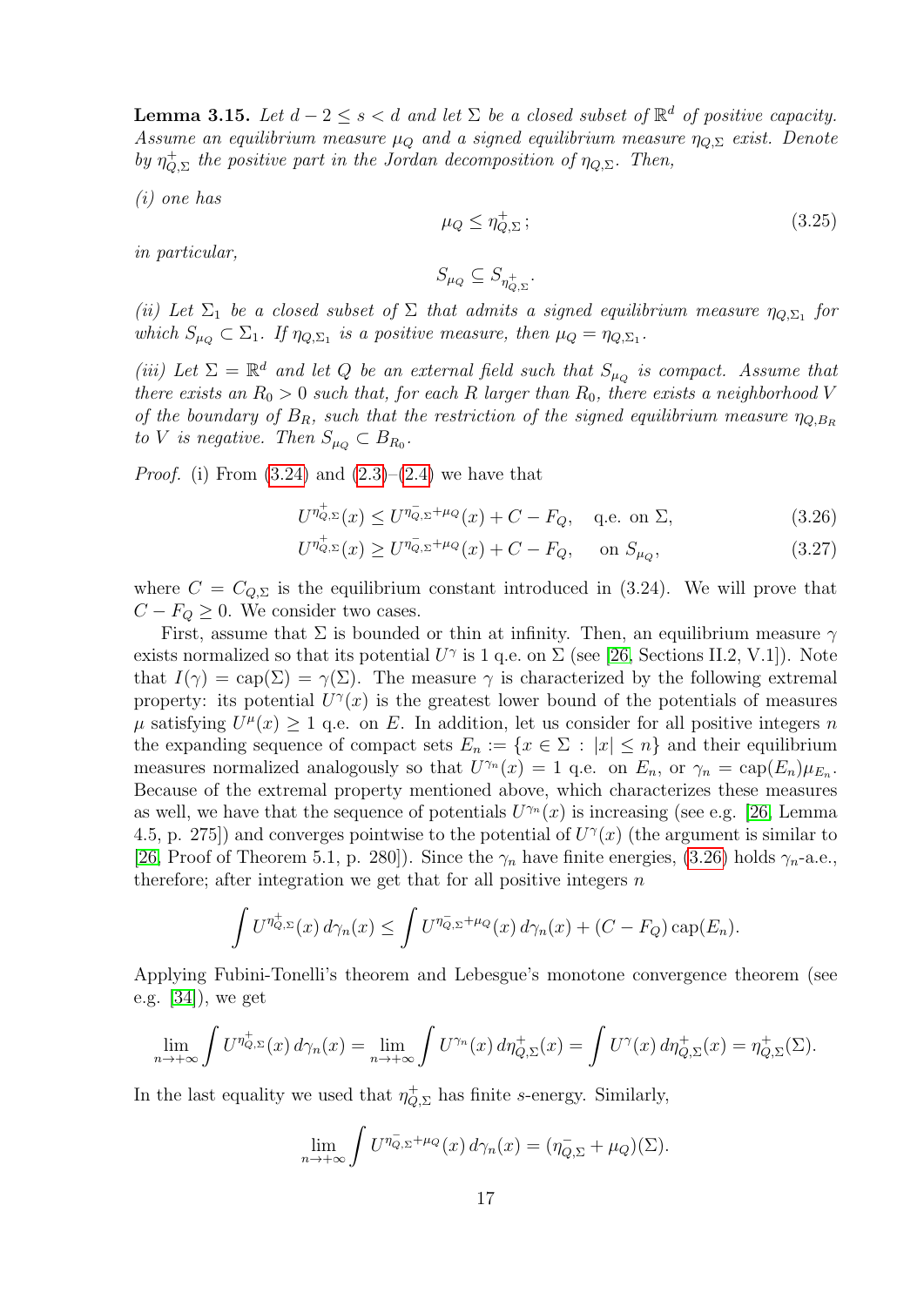**Lemma 3.15.** *Let $d-2 \le s < d$ and let $\Sigma$ be a closed subset of $\mathbb{R}^d$ of positive capacity. Assume an equilibrium measure $\mu_Q$ and a signed equilibrium measure $\eta_{Q,\Sigma}$ exist. Denote by $\eta^+_{Q,\Sigma}$ the positive part in the Jordan decomposition of $\eta_{Q,\Sigma}$. Then,*

*(i) one has*

$$\mu_Q \le \eta^+_{Q,\Sigma}\,; \tag{3.25}$$

*in particular,*

$$S_{\mu_Q} \subseteq S_{\eta^+_{Q,\Sigma}}.$$

*(ii) Let $\Sigma_1$ be a closed subset of $\Sigma$ that admits a signed equilibrium measure $\eta_{Q,\Sigma_1}$ for which $S_{\mu_Q} \subset \Sigma_1$. If $\eta_{Q,\Sigma_1}$ is a positive measure, then $\mu_Q = \eta_{Q,\Sigma_1}$.*

*(iii) Let $\Sigma = \mathbb{R}^d$ and let $Q$ be an external field such that $S_{\mu_Q}$ is compact. Assume that there exists an $R_0 > 0$ such that, for each $R$ larger than $R_0$, there exists a neighborhood $V$ of the boundary of $B_R$, such that the restriction of the signed equilibrium measure $\eta_{Q,B_R}$ to $V$ is negative. Then $S_{\mu_Q} \subset B_{R_0}$.*

*Proof.* (i) From (3.24) and (2.3)–(2.4) we have that

$$U^{\eta^+_{Q,\Sigma}}(x) \le U^{\eta^-_{Q,\Sigma}+\mu_Q}(x) + C - F_Q, \quad \text{q.e. on } \Sigma, \tag{3.26}$$

$$U^{\eta^+_{Q,\Sigma}}(x) \ge U^{\eta^-_{Q,\Sigma}+\mu_Q}(x) + C - F_Q, \quad \text{on } S_{\mu_Q}, \tag{3.27}$$

where $C = C_{Q,\Sigma}$ is the equilibrium constant introduced in (3.24). We will prove that $C - F_Q \ge 0$. We consider two cases.

First, assume that $\Sigma$ is bounded or thin at infinity. Then, an equilibrium measure $\gamma$ exists normalized so that its potential $U^\gamma$ is 1 q.e. on $\Sigma$ (see [26, Sections II.2, V.1]). Note that $I(\gamma) = \text{cap}(\Sigma) = \gamma(\Sigma)$. The measure $\gamma$ is characterized by the following extremal property: its potential $U^\gamma(x)$ is the greatest lower bound of the potentials of measures $\mu$ satisfying $U^\mu(x) \ge 1$ q.e. on $E$. In addition, let us consider for all positive integers $n$ the expanding sequence of compact sets $E_n := \{x \in \Sigma : |x| \le n\}$ and their equilibrium measures normalized analogously so that $U^{\gamma_n}(x) = 1$ q.e. on $E_n$, or $\gamma_n = \text{cap}(E_n)\mu_{E_n}$. Because of the extremal property mentioned above, which characterizes these measures as well, we have that the sequence of potentials $U^{\gamma_n}(x)$ is increasing (see e.g. [26, Lemma 4.5, p. 275]) and converges pointwise to the potential of $U^\gamma(x)$ (the argument is similar to [26, Proof of Theorem 5.1, p. 280]). Since the $\gamma_n$ have finite energies, (3.26) holds $\gamma_n$-a.e., therefore; after integration we get that for all positive integers $n$

$$\int U^{\eta^+_{Q,\Sigma}}(x)\,d\gamma_n(x) \le \int U^{\eta^-_{Q,\Sigma}+\mu_Q}(x)\,d\gamma_n(x) + (C - F_Q)\,\text{cap}(E_n).$$

Applying Fubini-Tonelli's theorem and Lebesgue's monotone convergence theorem (see e.g. [34]), we get

$$\lim_{n\to+\infty} \int U^{\eta^+_{Q,\Sigma}}(x)\,d\gamma_n(x) = \lim_{n\to+\infty} \int U^{\gamma_n}(x)\,d\eta^+_{Q,\Sigma}(x) = \int U^\gamma(x)\,d\eta^+_{Q,\Sigma}(x) = \eta^+_{Q,\Sigma}(\Sigma).$$

In the last equality we used that $\eta^+_{Q,\Sigma}$ has finite $s$-energy. Similarly,

$$\lim_{n\to+\infty} \int U^{\eta^-_{Q,\Sigma}+\mu_Q}(x)\,d\gamma_n(x) = (\eta^-_{Q,\Sigma} + \mu_Q)(\Sigma).$$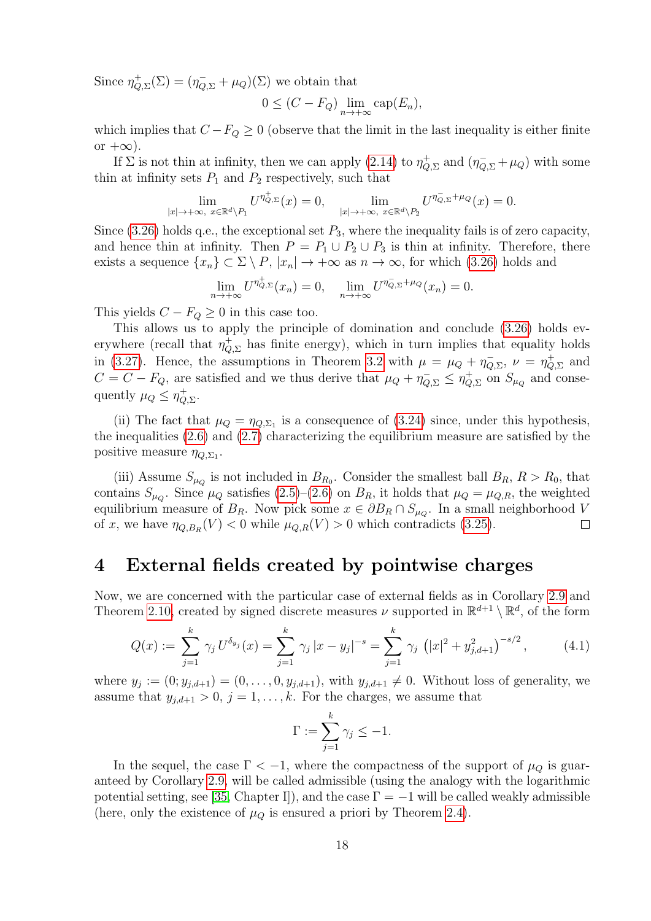Since $\eta^+_{Q,\Sigma}(\Sigma) = (\eta^-_{Q,\Sigma} + \mu_Q)(\Sigma)$ we obtain that

$$0 \le (C - F_Q) \lim_{n\to+\infty} \mathrm{cap}(E_n),$$

which implies that $C - F_Q \ge 0$ (observe that the limit in the last inequality is either finite or $+\infty$).

If $\Sigma$ is not thin at infinity, then we can apply (2.14) to $\eta^+_{Q,\Sigma}$ and $(\eta^-_{Q,\Sigma} + \mu_Q)$ with some thin at infinity sets $P_1$ and $P_2$ respectively, such that

$$\lim_{|x|\to+\infty,\ x\in\mathbb{R}^d\setminus P_1} U^{\eta^+_{Q,\Sigma}}(x) = 0, \qquad \lim_{|x|\to+\infty,\ x\in\mathbb{R}^d\setminus P_2} U^{\eta^-_{Q,\Sigma}+\mu_Q}(x) = 0.$$

Since (3.26) holds q.e., the exceptional set $P_3$, where the inequality fails is of zero capacity, and hence thin at infinity. Then $P = P_1 \cup P_2 \cup P_3$ is thin at infinity. Therefore, there exists a sequence $\{x_n\} \subset \Sigma \setminus P$, $|x_n| \to +\infty$ as $n \to \infty$, for which (3.26) holds and

$$\lim_{n\to+\infty} U^{\eta^+_{Q,\Sigma}}(x_n) = 0, \quad \lim_{n\to+\infty} U^{\eta^-_{Q,\Sigma}+\mu_Q}(x_n) = 0.$$

This yields $C - F_Q \ge 0$ in this case too.

This allows us to apply the principle of domination and conclude (3.26) holds everywhere (recall that $\eta^+_{Q,\Sigma}$ has finite energy), which in turn implies that equality holds in (3.27). Hence, the assumptions in Theorem 3.2 with $\mu = \mu_Q + \eta^-_{Q,\Sigma}$, $\nu = \eta^+_{Q,\Sigma}$ and $C = C - F_Q$, are satisfied and we thus derive that $\mu_Q + \eta^-_{Q,\Sigma} \le \eta^+_{Q,\Sigma}$ on $S_{\mu_Q}$ and consequently $\mu_Q \le \eta^+_{Q,\Sigma}$.

(ii) The fact that $\mu_Q = \eta_{Q,\Sigma_1}$ is a consequence of (3.24) since, under this hypothesis, the inequalities (2.6) and (2.7) characterizing the equilibrium measure are satisfied by the positive measure $\eta_{Q,\Sigma_1}$.

(iii) Assume $S_{\mu_Q}$ is not included in $B_{R_0}$. Consider the smallest ball $B_R$, $R > R_0$, that contains $S_{\mu_Q}$. Since $\mu_Q$ satisfies (2.5)–(2.6) on $B_R$, it holds that $\mu_Q = \mu_{Q,R}$, the weighted equilibrium measure of $B_R$. Now pick some $x \in \partial B_R \cap S_{\mu_Q}$. In a small neighborhood $V$ of $x$, we have $\eta_{Q,B_R}(V) < 0$ while $\mu_{Q,R}(V) > 0$ which contradicts (3.25). □

# 4 External fields created by pointwise charges

Now, we are concerned with the particular case of external fields as in Corollary 2.9 and Theorem 2.10, created by signed discrete measures $\nu$ supported in $\mathbb{R}^{d+1} \setminus \mathbb{R}^d$, of the form

$$Q(x) := \sum_{j=1}^{k} \gamma_j\, U^{\delta_{y_j}}(x) = \sum_{j=1}^{k} \gamma_j\, |x - y_j|^{-s} = \sum_{j=1}^{k} \gamma_j\, \left(|x|^2 + y_{j,d+1}^2\right)^{-s/2}, \tag{4.1}$$

where $y_j := (0; y_{j,d+1}) = (0, \dots, 0, y_{j,d+1})$, with $y_{j,d+1} \ne 0$. Without loss of generality, we assume that $y_{j,d+1} > 0$, $j = 1, \dots, k$. For the charges, we assume that

$$\Gamma := \sum_{j=1}^{k} \gamma_j \le -1.$$

In the sequel, the case $\Gamma < -1$, where the compactness of the support of $\mu_Q$ is guaranteed by Corollary 2.9, will be called admissible (using the analogy with the logarithmic potential setting, see [35, Chapter I]), and the case $\Gamma = -1$ will be called weakly admissible (here, only the existence of $\mu_Q$ is ensured a priori by Theorem 2.4).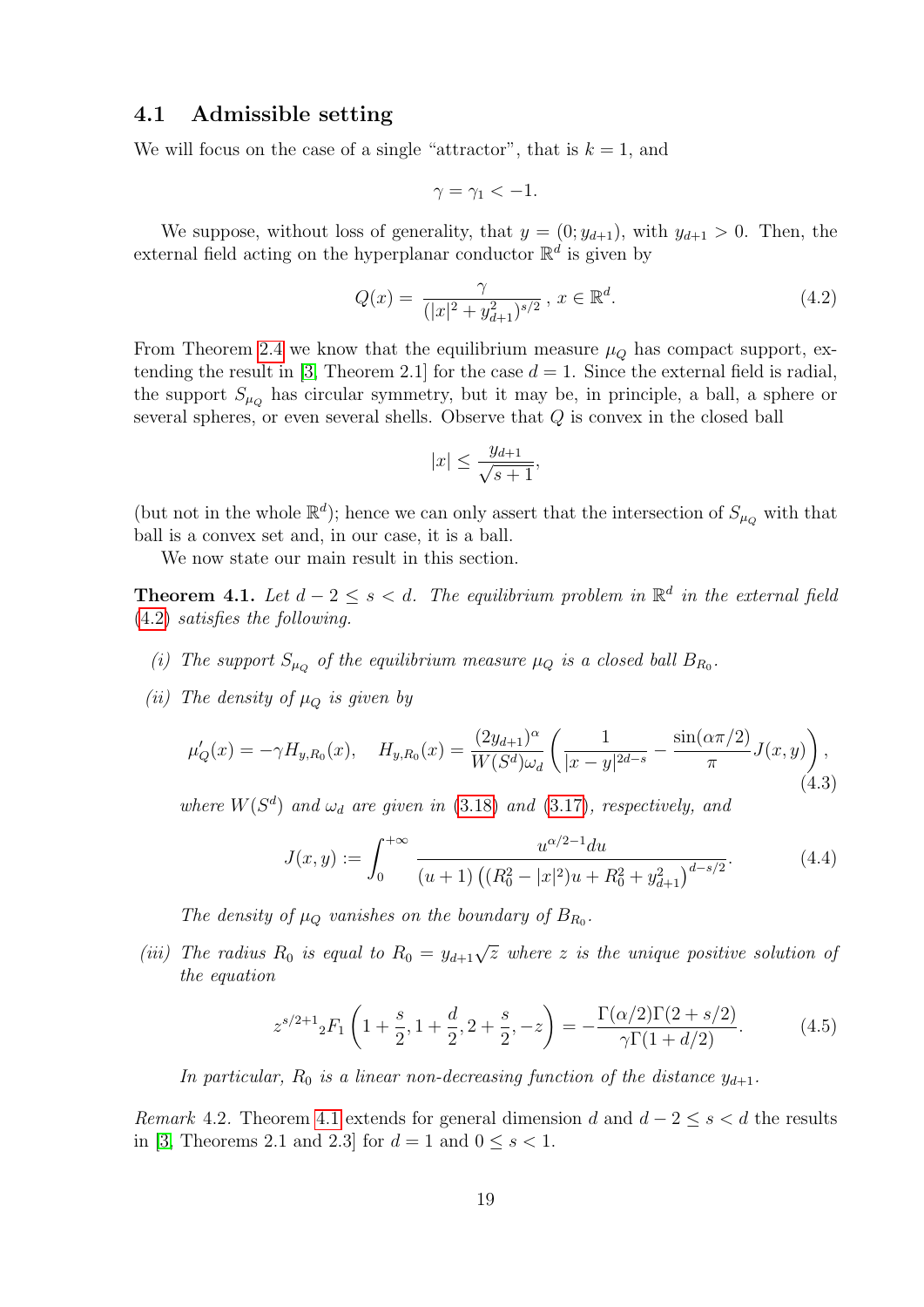### 4.1 Admissible setting

We will focus on the case of a single "attractor", that is $k = 1$, and

$$\gamma = \gamma_1 < -1.$$

We suppose, without loss of generality, that $y = (0; y_{d+1})$, with $y_{d+1} > 0$. Then, the external field acting on the hyperplanar conductor $\mathbb{R}^d$ is given by

$$Q(x) = \frac{\gamma}{(|x|^2 + y_{d+1}^2)^{s/2}}\,,\; x \in \mathbb{R}^d. \tag{4.2}$$

From Theorem 2.4 we know that the equilibrium measure $\mu_Q$ has compact support, extending the result in [3, Theorem 2.1] for the case $d = 1$. Since the external field is radial, the support $S_{\mu_Q}$ has circular symmetry, but it may be, in principle, a ball, a sphere or several spheres, or even several shells. Observe that $Q$ is convex in the closed ball

$$|x| \leq \frac{y_{d+1}}{\sqrt{s+1}},$$

(but not in the whole $\mathbb{R}^d$); hence we can only assert that the intersection of $S_{\mu_Q}$ with that ball is a convex set and, in our case, it is a ball.

We now state our main result in this section.

**Theorem 4.1.** *Let $d - 2 \leq s < d$. The equilibrium problem in $\mathbb{R}^d$ in the external field (4.2) satisfies the following.*

*(i) The support $S_{\mu_Q}$ of the equilibrium measure $\mu_Q$ is a closed ball $B_{R_0}$.*

*(ii) The density of $\mu_Q$ is given by*

$$\mu_Q'(x) = -\gamma H_{y,R_0}(x), \quad H_{y,R_0}(x) = \frac{(2y_{d+1})^\alpha}{W(S^d)\omega_d}\left(\frac{1}{|x-y|^{2d-s}} - \frac{\sin(\alpha\pi/2)}{\pi}J(x,y)\right), \tag{4.3}$$

*where $W(S^d)$ and $\omega_d$ are given in (3.18) and (3.17), respectively, and*

$$J(x,y) := \int_0^{+\infty} \frac{u^{\alpha/2-1}du}{(u+1)\left((R_0^2 - |x|^2)u + R_0^2 + y_{d+1}^2\right)^{d-s/2}}. \tag{4.4}$$

*The density of $\mu_Q$ vanishes on the boundary of $B_{R_0}$.*

*(iii) The radius $R_0$ is equal to $R_0 = y_{d+1}\sqrt{z}$ where $z$ is the unique positive solution of the equation*

$$z^{s/2+1}{}_2F_1\left(1+\frac{s}{2}, 1+\frac{d}{2}, 2+\frac{s}{2}, -z\right) = -\frac{\Gamma(\alpha/2)\Gamma(2+s/2)}{\gamma\Gamma(1+d/2)}. \tag{4.5}$$

*In particular, $R_0$ is a linear non-decreasing function of the distance $y_{d+1}$.*

*Remark* 4.2. Theorem 4.1 extends for general dimension $d$ and $d - 2 \leq s < d$ the results in [3, Theorems 2.1 and 2.3] for $d = 1$ and $0 \leq s < 1$.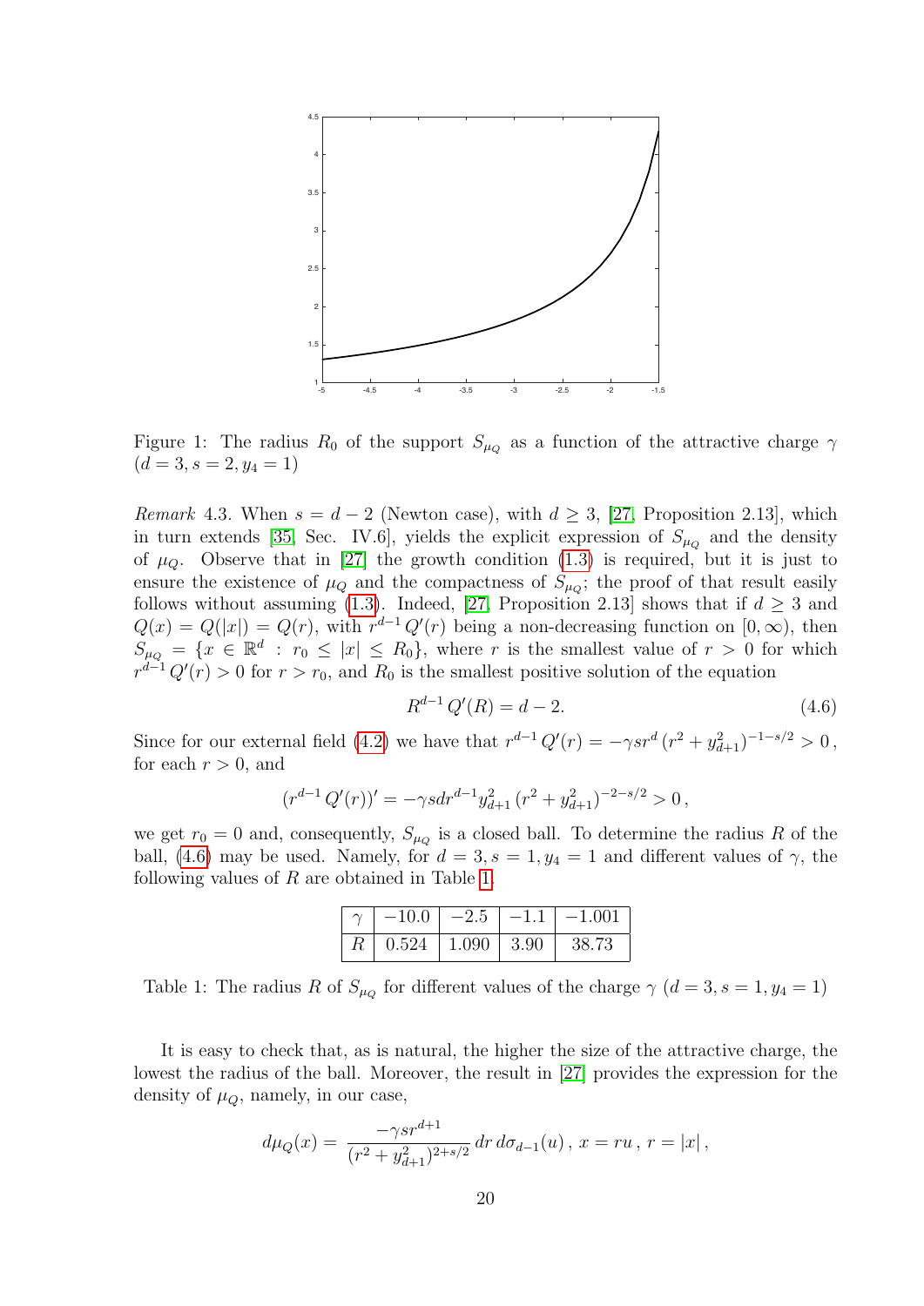Figure 1: The radius $R_0$ of the support $S_{\mu_Q}$ as a function of the attractive charge $\gamma$ $(d = 3, s = 2, y_4 = 1)$

*Remark* 4.3. When $s = d - 2$ (Newton case), with $d \geq 3$, [27, Proposition 2.13], which in turn extends [35, Sec. IV.6], yields the explicit expression of $S_{\mu_Q}$ and the density of $\mu_Q$. Observe that in [27] the growth condition (1.3) is required, but it is just to ensure the existence of $\mu_Q$ and the compactness of $S_{\mu_Q}$; the proof of that result easily follows without assuming (1.3). Indeed, [27, Proposition 2.13] shows that if $d \geq 3$ and $Q(x) = Q(|x|) = Q(r)$, with $r^{d-1} Q'(r)$ being a non-decreasing function on $[0, \infty)$, then $S_{\mu_Q} = \{x \in \mathbb{R}^d : r_0 \leq |x| \leq R_0\}$, where $r$ is the smallest value of $r > 0$ for which $r^{d-1} Q'(r) > 0$ for $r > r_0$, and $R_0$ is the smallest positive solution of the equation

$$R^{d-1} Q'(R) = d - 2. \tag{4.6}$$

Since for our external field (4.2) we have that $r^{d-1} Q'(r) = -\gamma s r^d (r^2 + y_{d+1}^2)^{-1-s/2} > 0$, for each $r > 0$, and

$$(r^{d-1} Q'(r))' = -\gamma s d r^{d-1} y_{d+1}^2 (r^2 + y_{d+1}^2)^{-2-s/2} > 0,$$

we get $r_0 = 0$ and, consequently, $S_{\mu_Q}$ is a closed ball. To determine the radius $R$ of the ball, (4.6) may be used. Namely, for $d = 3, s = 1, y_4 = 1$ and different values of $\gamma$, the following values of $R$ are obtained in Table 1.

| $\gamma$ | $-10.0$ | $-2.5$ | $-1.1$ | $-1.001$ |
|---|---|---|---|---|
| $R$ | 0.524 | 1.090 | 3.90 | 38.73 |

Table 1: The radius $R$ of $S_{\mu_Q}$ for different values of the charge $\gamma$ $(d = 3, s = 1, y_4 = 1)$

It is easy to check that, as is natural, the higher the size of the attractive charge, the lowest the radius of the ball. Moreover, the result in [27] provides the expression for the density of $\mu_Q$, namely, in our case,

$$d\mu_Q(x) = \frac{-\gamma s r^{d+1}}{(r^2 + y_{d+1}^2)^{2+s/2}} \, dr \, d\sigma_{d-1}(u), \; x = ru, \; r = |x|,$$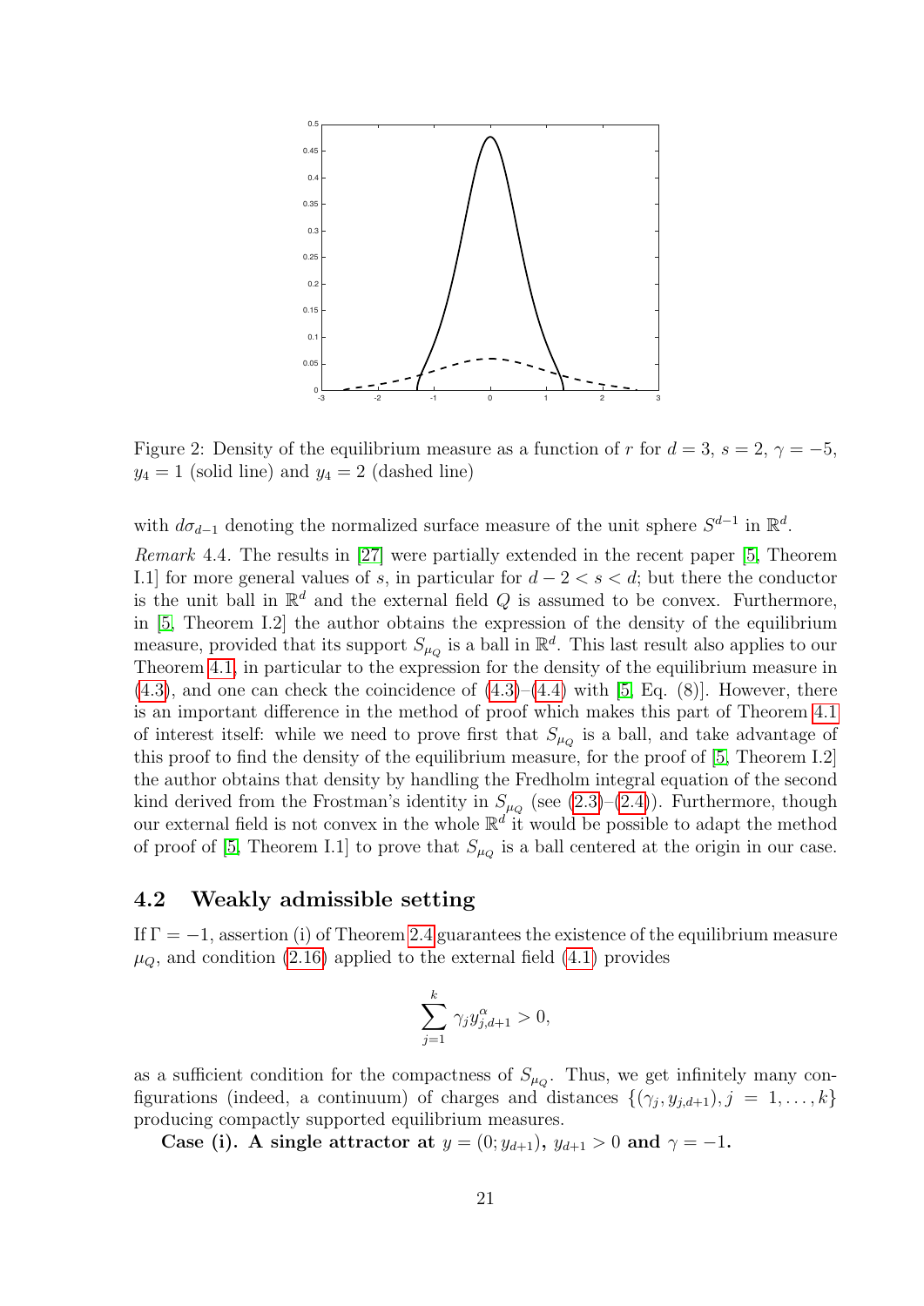Figure 2: Density of the equilibrium measure as a function of $r$ for $d = 3$, $s = 2$, $\gamma = -5$, $y_4 = 1$ (solid line) and $y_4 = 2$ (dashed line)

with $d\sigma_{d-1}$ denoting the normalized surface measure of the unit sphere $S^{d-1}$ in $\mathbb{R}^d$.

*Remark* 4.4. The results in [27] were partially extended in the recent paper [5, Theorem I.1] for more general values of $s$, in particular for $d-2 < s < d$; but there the conductor is the unit ball in $\mathbb{R}^d$ and the external field $Q$ is assumed to be convex. Furthermore, in [5, Theorem I.2] the author obtains the expression of the density of the equilibrium measure, provided that its support $S_{\mu_Q}$ is a ball in $\mathbb{R}^d$. This last result also applies to our Theorem 4.1, in particular to the expression for the density of the equilibrium measure in (4.3), and one can check the coincidence of (4.3)–(4.4) with [5, Eq. (8)]. However, there is an important difference in the method of proof which makes this part of Theorem 4.1 of interest itself: while we need to prove first that $S_{\mu_Q}$ is a ball, and take advantage of this proof to find the density of the equilibrium measure, for the proof of [5, Theorem I.2] the author obtains that density by handling the Fredholm integral equation of the second kind derived from the Frostman's identity in $S_{\mu_Q}$ (see (2.3)–(2.4)). Furthermore, though our external field is not convex in the whole $\mathbb{R}^d$ it would be possible to adapt the method of proof of [5, Theorem I.1] to prove that $S_{\mu_Q}$ is a ball centered at the origin in our case.

## 4.2 Weakly admissible setting

If $\Gamma = -1$, assertion (i) of Theorem 2.4 guarantees the existence of the equilibrium measure $\mu_Q$, and condition (2.16) applied to the external field (4.1) provides

$$\sum_{j=1}^{k} \gamma_j y_{j,d+1}^{\alpha} > 0,$$

as a sufficient condition for the compactness of $S_{\mu_Q}$. Thus, we get infinitely many configurations (indeed, a continuum) of charges and distances $\{(\gamma_j, y_{j,d+1}), j = 1, \ldots, k\}$ producing compactly supported equilibrium measures.

**Case (i). A single attractor at $y = (0; y_{d+1})$, $y_{d+1} > 0$ and $\gamma = -1$.**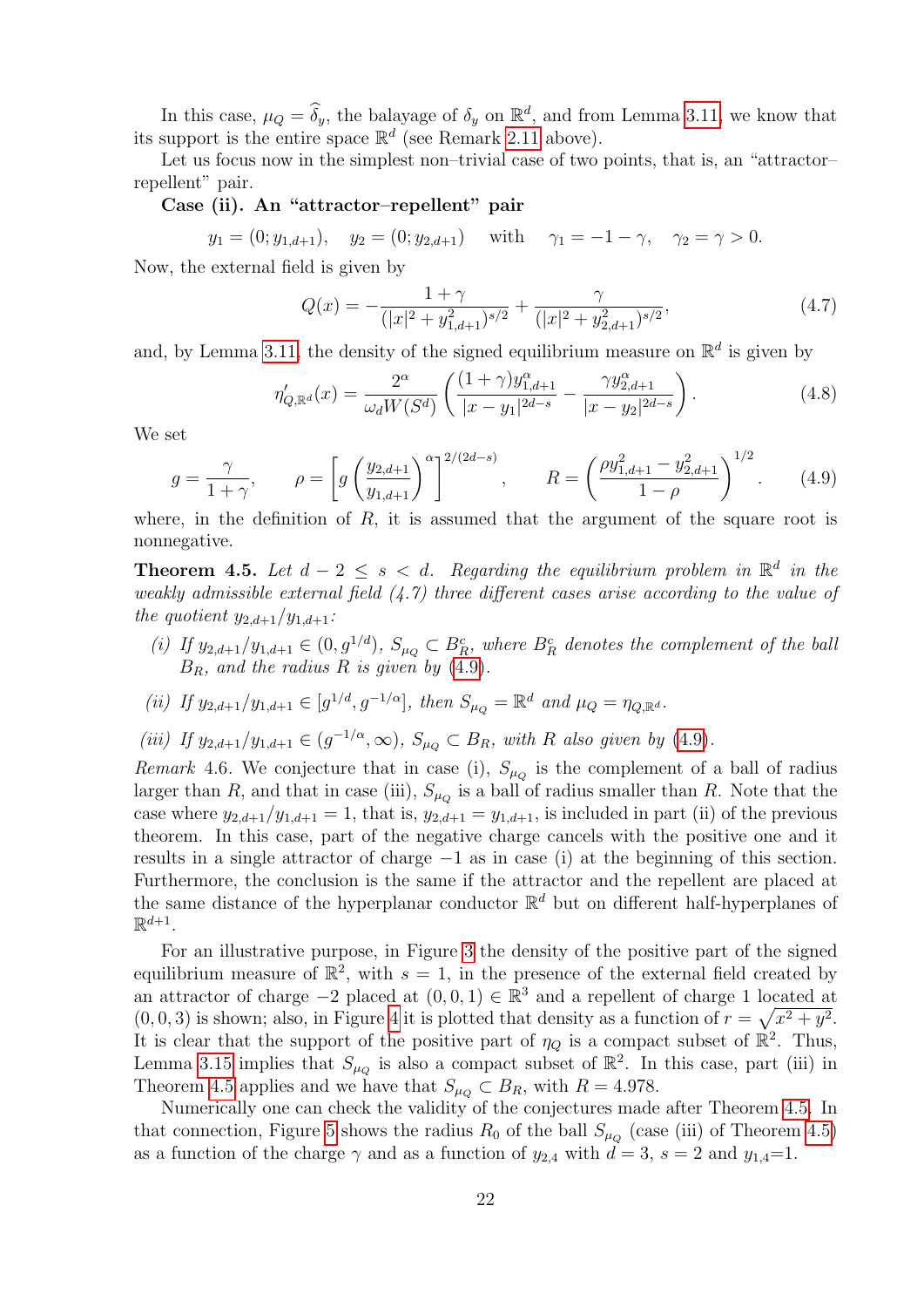In this case, $\mu_Q = \widehat{\delta}_y$, the balayage of $\delta_y$ on $\mathbb{R}^d$, and from Lemma 3.11, we know that its support is the entire space $\mathbb{R}^d$ (see Remark 2.11 above).

Let us focus now in the simplest non–trivial case of two points, that is, an "attractor–repellent" pair.

**Case (ii). An "attractor–repellent" pair**

$$y_1 = (0; y_{1,d+1}), \quad y_2 = (0; y_{2,d+1}) \quad \text{with} \quad \gamma_1 = -1-\gamma, \quad \gamma_2 = \gamma > 0.$$

Now, the external field is given by

$$Q(x) = -\frac{1+\gamma}{(|x|^2 + y_{1,d+1}^2)^{s/2}} + \frac{\gamma}{(|x|^2 + y_{2,d+1}^2)^{s/2}}, \tag{4.7}$$

and, by Lemma 3.11, the density of the signed equilibrium measure on $\mathbb{R}^d$ is given by

$$\eta'_{Q,\mathbb{R}^d}(x) = \frac{2^\alpha}{\omega_d W(S^d)} \left( \frac{(1+\gamma) y_{1,d+1}^\alpha}{|x-y_1|^{2d-s}} - \frac{\gamma y_{2,d+1}^\alpha}{|x-y_2|^{2d-s}} \right). \tag{4.8}$$

We set

$$g = \frac{\gamma}{1+\gamma}, \qquad \rho = \left[ g \left( \frac{y_{2,d+1}}{y_{1,d+1}} \right)^\alpha \right]^{2/(2d-s)}, \qquad R = \left( \frac{\rho y_{1,d+1}^2 - y_{2,d+1}^2}{1-\rho} \right)^{1/2}. \tag{4.9}$$

where, in the definition of $R$, it is assumed that the argument of the square root is nonnegative.

**Theorem 4.5.** *Let $d-2 \le s < d$. Regarding the equilibrium problem in $\mathbb{R}^d$ in the weakly admissible external field (4.7) three different cases arise according to the value of the quotient $y_{2,d+1}/y_{1,d+1}$:*

*(i) If $y_{2,d+1}/y_{1,d+1} \in (0, g^{1/d})$, $S_{\mu_Q} \subset B_R^c$, where $B_R^c$ denotes the complement of the ball $B_R$, and the radius $R$ is given by (4.9).*

*(ii) If $y_{2,d+1}/y_{1,d+1} \in [g^{1/d}, g^{-1/\alpha}]$, then $S_{\mu_Q} = \mathbb{R}^d$ and $\mu_Q = \eta_{Q,\mathbb{R}^d}$.*

*(iii) If $y_{2,d+1}/y_{1,d+1} \in (g^{-1/\alpha}, \infty)$, $S_{\mu_Q} \subset B_R$, with $R$ also given by (4.9).*

*Remark* 4.6. We conjecture that in case (i), $S_{\mu_Q}$ is the complement of a ball of radius larger than $R$, and that in case (iii), $S_{\mu_Q}$ is a ball of radius smaller than $R$. Note that the case where $y_{2,d+1}/y_{1,d+1} = 1$, that is, $y_{2,d+1} = y_{1,d+1}$, is included in part (ii) of the previous theorem. In this case, part of the negative charge cancels with the positive one and it results in a single attractor of charge $-1$ as in case (i) at the beginning of this section. Furthermore, the conclusion is the same if the attractor and the repellent are placed at the same distance of the hyperplanar conductor $\mathbb{R}^d$ but on different half-hyperplanes of $\mathbb{R}^{d+1}$.

For an illustrative purpose, in Figure 3 the density of the positive part of the signed equilibrium measure of $\mathbb{R}^2$, with $s = 1$, in the presence of the external field created by an attractor of charge $-2$ placed at $(0,0,1) \in \mathbb{R}^3$ and a repellent of charge 1 located at $(0,0,3)$ is shown; also, in Figure 4 it is plotted that density as a function of $r = \sqrt{x^2+y^2}$. It is clear that the support of the positive part of $\eta_Q$ is a compact subset of $\mathbb{R}^2$. Thus, Lemma 3.15 implies that $S_{\mu_Q}$ is also a compact subset of $\mathbb{R}^2$. In this case, part (iii) in Theorem 4.5 applies and we have that $S_{\mu_Q} \subset B_R$, with $R = 4.978$.

Numerically one can check the validity of the conjectures made after Theorem 4.5. In that connection, Figure 5 shows the radius $R_0$ of the ball $S_{\mu_Q}$ (case (iii) of Theorem 4.5) as a function of the charge $\gamma$ and as a function of $y_{2,4}$ with $d = 3$, $s = 2$ and $y_{1,4}$=1.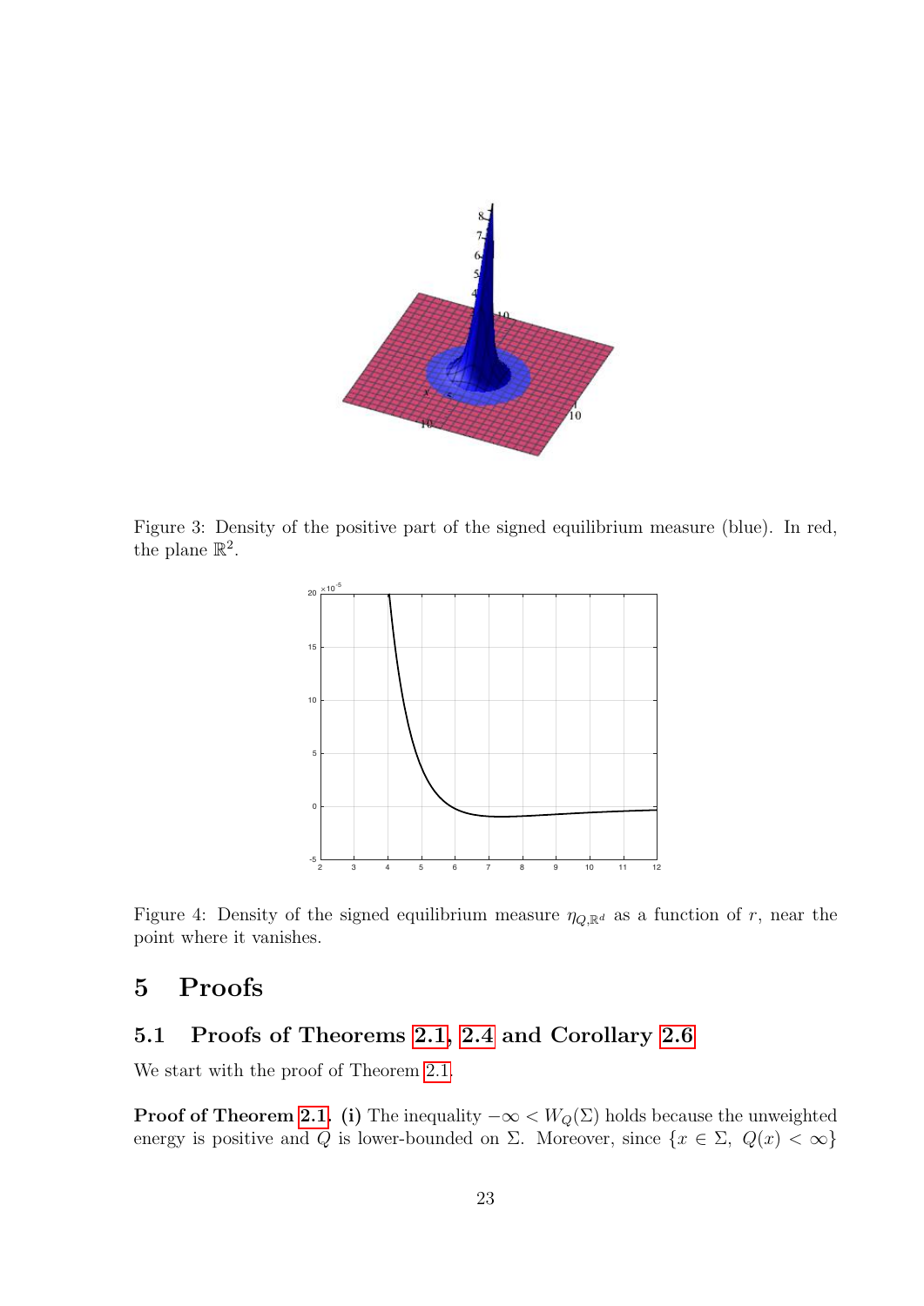Figure 3: Density of the positive part of the signed equilibrium measure (blue). In red, the plane $\mathbb{R}^2$.

Figure 4: Density of the signed equilibrium measure $\eta_{Q,\mathbb{R}^d}$ as a function of $r$, near the point where it vanishes.

# 5 Proofs

## 5.1 Proofs of Theorems 2.1, 2.4 and Corollary 2.6

We start with the proof of Theorem 2.1.

**Proof of Theorem 2.1.** **(i)** The inequality $-\infty < W_Q(\Sigma)$ holds because the unweighted energy is positive and $Q$ is lower-bounded on $\Sigma$. Moreover, since $\{x \in \Sigma,\ Q(x) < \infty\}$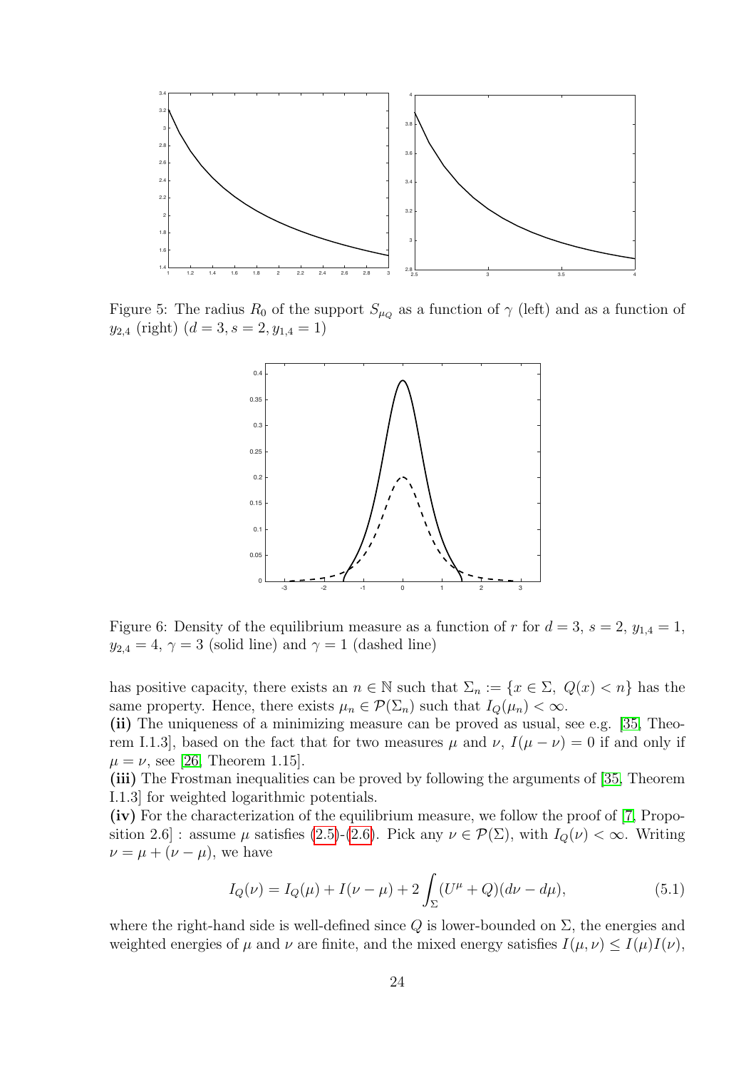Figure 5: The radius $R_0$ of the support $S_{\mu_Q}$ as a function of $\gamma$ (left) and as a function of $y_{2,4}$ (right) ($d = 3, s = 2, y_{1,4} = 1$)

Figure 6: Density of the equilibrium measure as a function of $r$ for $d = 3$, $s = 2$, $y_{1,4} = 1$, $y_{2,4} = 4$, $\gamma = 3$ (solid line) and $\gamma = 1$ (dashed line)

has positive capacity, there exists an $n \in \mathbb{N}$ such that $\Sigma_n := \{x \in \Sigma,\ Q(x) < n\}$ has the same property. Hence, there exists $\mu_n \in \mathcal{P}(\Sigma_n)$ such that $I_Q(\mu_n) < \infty$.

**(ii)** The uniqueness of a minimizing measure can be proved as usual, see e.g. [35, Theorem I.1.3], based on the fact that for two measures $\mu$ and $\nu$, $I(\mu - \nu) = 0$ if and only if $\mu = \nu$, see [26, Theorem 1.15].

**(iii)** The Frostman inequalities can be proved by following the arguments of [35, Theorem I.1.3] for weighted logarithmic potentials.

**(iv)** For the characterization of the equilibrium measure, we follow the proof of [7, Proposition 2.6] : assume $\mu$ satisfies (2.5)-(2.6). Pick any $\nu \in \mathcal{P}(\Sigma)$, with $I_Q(\nu) < \infty$. Writing $\nu = \mu + (\nu - \mu)$, we have

$$I_Q(\nu) = I_Q(\mu) + I(\nu - \mu) + 2\int_\Sigma (U^\mu + Q)(d\nu - d\mu), \tag{5.1}$$

where the right-hand side is well-defined since $Q$ is lower-bounded on $\Sigma$, the energies and weighted energies of $\mu$ and $\nu$ are finite, and the mixed energy satisfies $I(\mu, \nu) \leq I(\mu)I(\nu)$,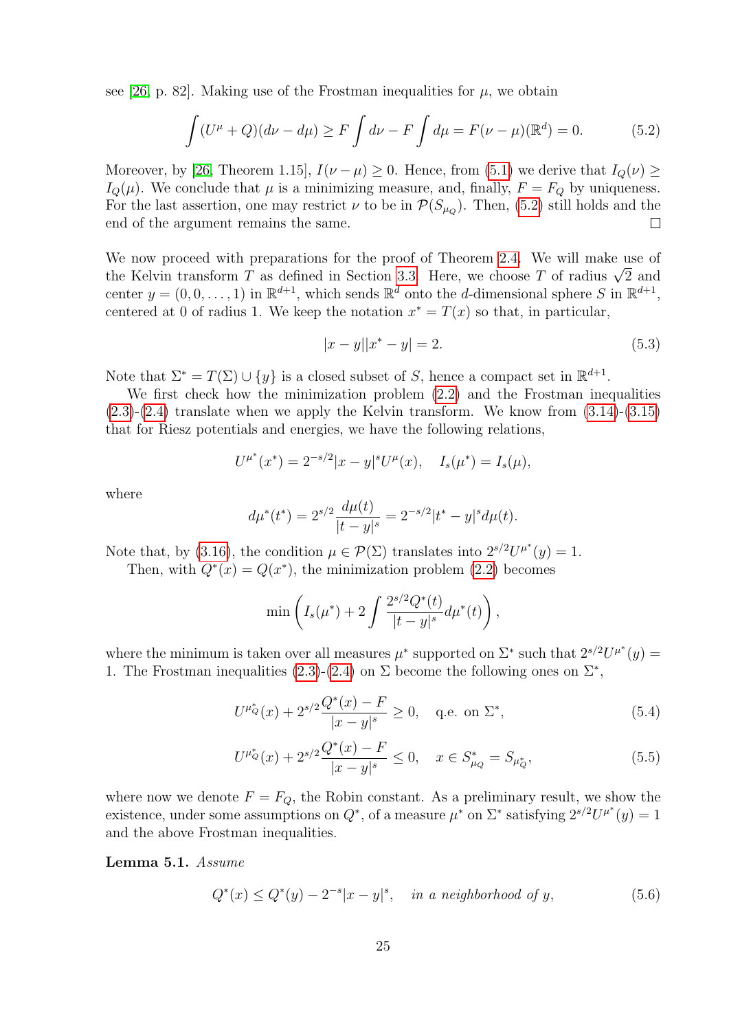see [26, p. 82]. Making use of the Frostman inequalities for $\mu$, we obtain

$$\int (U^{\mu} + Q)(d\nu - d\mu) \geq F \int d\nu - F \int d\mu = F(\nu - \mu)(\mathbb{R}^d) = 0. \tag{5.2}$$

Moreover, by [26, Theorem 1.15], $I(\nu - \mu) \geq 0$. Hence, from (5.1) we derive that $I_Q(\nu) \geq I_Q(\mu)$. We conclude that $\mu$ is a minimizing measure, and, finally, $F = F_Q$ by uniqueness. For the last assertion, one may restrict $\nu$ to be in $\mathcal{P}(S_{\mu_Q})$. Then, (5.2) still holds and the end of the argument remains the same. $\square$

We now proceed with preparations for the proof of Theorem 2.4. We will make use of the Kelvin transform $T$ as defined in Section 3.3. Here, we choose $T$ of radius $\sqrt{2}$ and center $y = (0, 0, \dots, 1)$ in $\mathbb{R}^{d+1}$, which sends $\mathbb{R}^d$ onto the $d$-dimensional sphere $S$ in $\mathbb{R}^{d+1}$, centered at 0 of radius 1. We keep the notation $x^* = T(x)$ so that, in particular,

$$|x - y||x^* - y| = 2. \tag{5.3}$$

Note that $\Sigma^* = T(\Sigma) \cup \{y\}$ is a closed subset of $S$, hence a compact set in $\mathbb{R}^{d+1}$.

We first check how the minimization problem (2.2) and the Frostman inequalities (2.3)-(2.4) translate when we apply the Kelvin transform. We know from (3.14)-(3.15) that for Riesz potentials and energies, we have the following relations,

$$U^{\mu^*}(x^*) = 2^{-s/2}|x - y|^s U^{\mu}(x), \quad I_s(\mu^*) = I_s(\mu),$$

where

$$d\mu^*(t^*) = 2^{s/2}\frac{d\mu(t)}{|t - y|^s} = 2^{-s/2}|t^* - y|^s d\mu(t).$$

Note that, by (3.16), the condition $\mu \in \mathcal{P}(\Sigma)$ translates into $2^{s/2}U^{\mu^*}(y) = 1$.

Then, with $Q^*(x) = Q(x^*)$, the minimization problem (2.2) becomes

$$\min \left( I_s(\mu^*) + 2\int \frac{2^{s/2}Q^*(t)}{|t - y|^s} d\mu^*(t) \right),$$

where the minimum is taken over all measures $\mu^*$ supported on $\Sigma^*$ such that $2^{s/2}U^{\mu^*}(y) = 1$. The Frostman inequalities (2.3)-(2.4) on $\Sigma$ become the following ones on $\Sigma^*$,

$$U^{\mu_Q^*}(x) + 2^{s/2}\frac{Q^*(x) - F}{|x - y|^s} \geq 0, \quad \text{q.e. on } \Sigma^*, \tag{5.4}$$

$$U^{\mu_Q^*}(x) + 2^{s/2}\frac{Q^*(x) - F}{|x - y|^s} \leq 0, \quad x \in S^*_{\mu_Q} = S_{\mu_Q^*}, \tag{5.5}$$

where now we denote $F = F_Q$, the Robin constant. As a preliminary result, we show the existence, under some assumptions on $Q^*$, of a measure $\mu^*$ on $\Sigma^*$ satisfying $2^{s/2}U^{\mu^*}(y) = 1$ and the above Frostman inequalities.

**Lemma 5.1.** *Assume*

$$Q^*(x) \leq Q^*(y) - 2^{-s}|x - y|^s, \quad \textit{in a neighborhood of } y, \tag{5.6}$$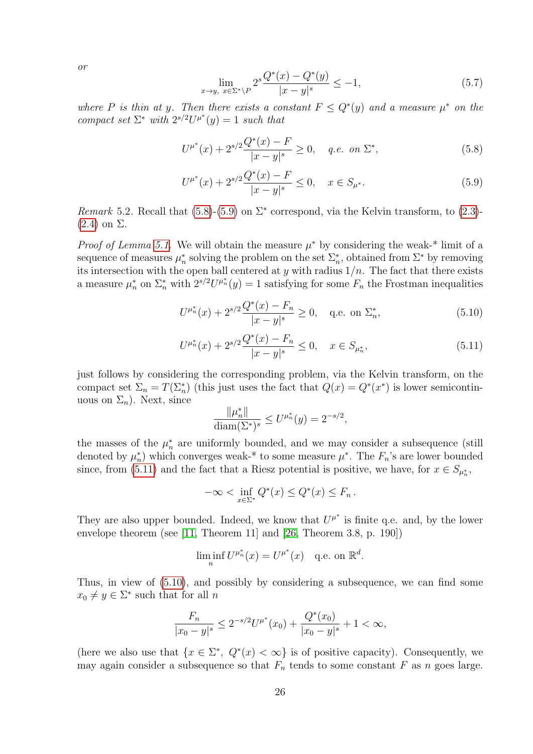*or*

$$\lim_{x\to y,\ x\in\Sigma^*\setminus P} 2^s \frac{Q^*(x)-Q^*(y)}{|x-y|^s} \le -1, \tag{5.7}$$

*where $P$ is thin at $y$. Then there exists a constant $F \le Q^*(y)$ and a measure $\mu^*$ on the compact set $\Sigma^*$ with $2^{s/2}U^{\mu^*}(y) = 1$ such that*

$$U^{\mu^*}(x) + 2^{s/2}\frac{Q^*(x)-F}{|x-y|^s} \ge 0, \quad \text{q.e. on } \Sigma^*, \tag{5.8}$$

$$U^{\mu^*}(x) + 2^{s/2}\frac{Q^*(x)-F}{|x-y|^s} \le 0, \quad x \in S_{\mu^*}. \tag{5.9}$$

*Remark* 5.2. Recall that (5.8)-(5.9) on $\Sigma^*$ correspond, via the Kelvin transform, to (2.3)-(2.4) on $\Sigma$.

*Proof of Lemma 5.1.* We will obtain the measure $\mu^*$ by considering the weak-* limit of a sequence of measures $\mu_n^*$ solving the problem on the set $\Sigma_n^*$, obtained from $\Sigma^*$ by removing its intersection with the open ball centered at $y$ with radius $1/n$. The fact that there exists a measure $\mu_n^*$ on $\Sigma_n^*$ with $2^{s/2}U^{\mu_n^*}(y) = 1$ satisfying for some $F_n$ the Frostman inequalities

$$U^{\mu_n^*}(x) + 2^{s/2}\frac{Q^*(x)-F_n}{|x-y|^s} \ge 0, \quad \text{q.e. on } \Sigma_n^*, \tag{5.10}$$

$$U^{\mu_n^*}(x) + 2^{s/2}\frac{Q^*(x)-F_n}{|x-y|^s} \le 0, \quad x \in S_{\mu_n^*}, \tag{5.11}$$

just follows by considering the corresponding problem, via the Kelvin transform, on the compact set $\Sigma_n = T(\Sigma_n^*)$ (this just uses the fact that $Q(x) = Q^*(x^*)$ is lower semicontinuous on $\Sigma_n$). Next, since

$$\frac{\|\mu_n^*\|}{\operatorname{diam}(\Sigma^*)^s} \le U^{\mu_n^*}(y) = 2^{-s/2},$$

the masses of the $\mu_n^*$ are uniformly bounded, and we may consider a subsequence (still denoted by $\mu_n^*$) which converges weak-* to some measure $\mu^*$. The $F_n$'s are lower bounded since, from (5.11) and the fact that a Riesz potential is positive, we have, for $x \in S_{\mu_n^*}$,

$$-\infty < \inf_{x\in\Sigma^*} Q^*(x) \le Q^*(x) \le F_n\,.$$

They are also upper bounded. Indeed, we know that $U^{\mu^*}$ is finite q.e. and, by the lower envelope theorem (see [11, Theorem 11] and [26, Theorem 3.8, p. 190])

$$\liminf_n U^{\mu_n^*}(x) = U^{\mu^*}(x) \quad \text{q.e. on } \mathbb{R}^d.$$

Thus, in view of (5.10), and possibly by considering a subsequence, we can find some $x_0 \ne y \in \Sigma^*$ such that for all $n$

$$\frac{F_n}{|x_0-y|^s} \le 2^{-s/2}U^{\mu^*}(x_0) + \frac{Q^*(x_0)}{|x_0-y|^s} + 1 < \infty,$$

(here we also use that $\{x \in \Sigma^*,\ Q^*(x) < \infty\}$ is of positive capacity). Consequently, we may again consider a subsequence so that $F_n$ tends to some constant $F$ as $n$ goes large.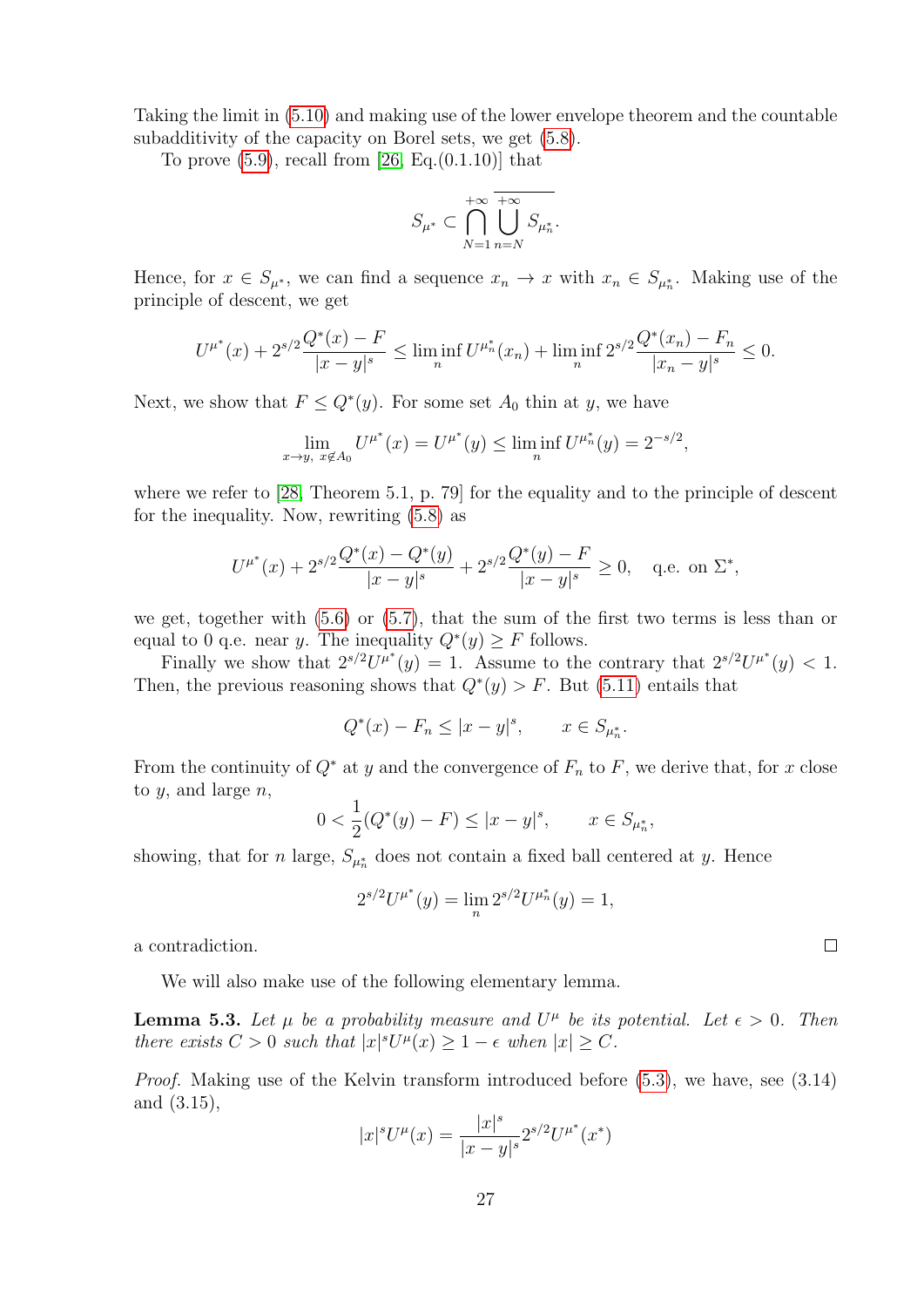Taking the limit in (5.10) and making use of the lower envelope theorem and the countable subadditivity of the capacity on Borel sets, we get (5.8).

To prove (5.9), recall from [26, Eq.(0.1.10)] that

$$S_{\mu^*} \subset \bigcap_{N=1}^{+\infty} \overline{\bigcup_{n=N}^{+\infty} S_{\mu_n^*}}.$$

Hence, for $x \in S_{\mu^*}$, we can find a sequence $x_n \to x$ with $x_n \in S_{\mu_n^*}$. Making use of the principle of descent, we get

$$U^{\mu^*}(x) + 2^{s/2}\frac{Q^*(x) - F}{|x-y|^s} \leq \liminf_n U^{\mu_n^*}(x_n) + \liminf_n 2^{s/2}\frac{Q^*(x_n) - F_n}{|x_n - y|^s} \leq 0.$$

Next, we show that $F \leq Q^*(y)$. For some set $A_0$ thin at $y$, we have

$$\lim_{x \to y,\ x \notin A_0} U^{\mu^*}(x) = U^{\mu^*}(y) \leq \liminf_n U^{\mu_n^*}(y) = 2^{-s/2},$$

where we refer to [28, Theorem 5.1, p. 79] for the equality and to the principle of descent for the inequality. Now, rewriting (5.8) as

$$U^{\mu^*}(x) + 2^{s/2}\frac{Q^*(x) - Q^*(y)}{|x-y|^s} + 2^{s/2}\frac{Q^*(y) - F}{|x-y|^s} \geq 0, \quad \text{q.e. on } \Sigma^*,$$

we get, together with (5.6) or (5.7), that the sum of the first two terms is less than or equal to 0 q.e. near $y$. The inequality $Q^*(y) \geq F$ follows.

Finally we show that $2^{s/2}U^{\mu^*}(y) = 1$. Assume to the contrary that $2^{s/2}U^{\mu^*}(y) < 1$. Then, the previous reasoning shows that $Q^*(y) > F$. But (5.11) entails that

$$Q^*(x) - F_n \leq |x-y|^s, \qquad x \in S_{\mu_n^*}.$$

From the continuity of $Q^*$ at $y$ and the convergence of $F_n$ to $F$, we derive that, for $x$ close to $y$, and large $n$,

$$0 < \frac{1}{2}(Q^*(y) - F) \leq |x-y|^s, \qquad x \in S_{\mu_n^*},$$

showing, that for $n$ large, $S_{\mu_n^*}$ does not contain a fixed ball centered at $y$. Hence

$$2^{s/2}U^{\mu^*}(y) = \lim_n 2^{s/2}U^{\mu_n^*}(y) = 1,$$

a contradiction. ∎

We will also make use of the following elementary lemma.

**Lemma 5.3.** *Let $\mu$ be a probability measure and $U^\mu$ be its potential. Let $\epsilon > 0$. Then there exists $C > 0$ such that $|x|^s U^\mu(x) \geq 1 - \epsilon$ when $|x| \geq C$.*

*Proof.* Making use of the Kelvin transform introduced before (5.3), we have, see (3.14) and (3.15),

$$|x|^s U^\mu(x) = \frac{|x|^s}{|x-y|^s} 2^{s/2} U^{\mu^*}(x^*)$$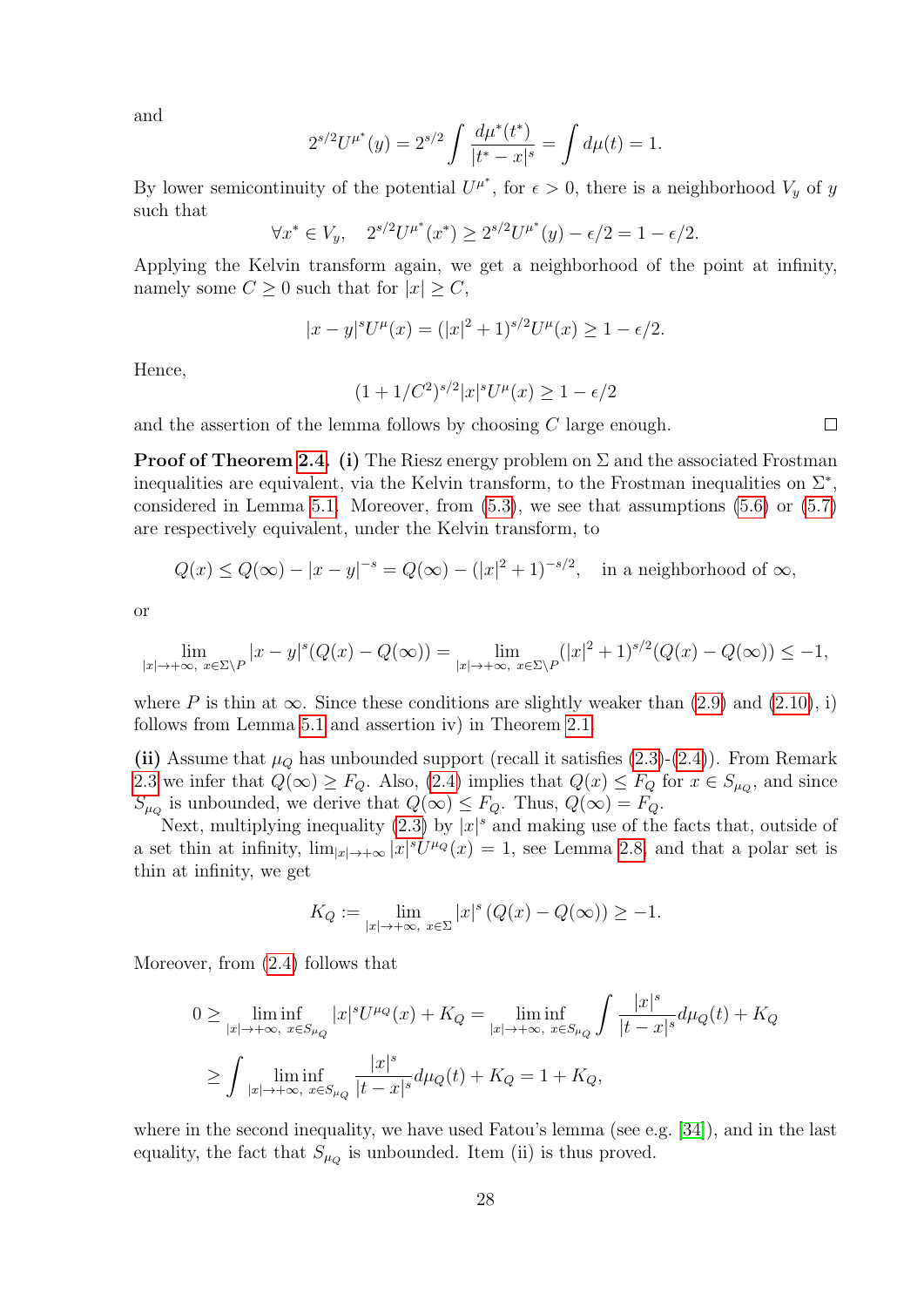and

$$2^{s/2}U^{\mu^*}(y) = 2^{s/2}\int \frac{d\mu^*(t^*)}{|t^* - x|^s} = \int d\mu(t) = 1.$$

By lower semicontinuity of the potential $U^{\mu^*}$, for $\epsilon > 0$, there is a neighborhood $V_y$ of $y$ such that

$$\forall x^* \in V_y, \quad 2^{s/2}U^{\mu^*}(x^*) \geq 2^{s/2}U^{\mu^*}(y) - \epsilon/2 = 1 - \epsilon/2.$$

Applying the Kelvin transform again, we get a neighborhood of the point at infinity, namely some $C \geq 0$ such that for $|x| \geq C$,

$$|x - y|^s U^{\mu}(x) = (|x|^2 + 1)^{s/2} U^{\mu}(x) \geq 1 - \epsilon/2.$$

Hence,

$$(1 + 1/C^2)^{s/2}|x|^s U^{\mu}(x) \geq 1 - \epsilon/2$$

and the assertion of the lemma follows by choosing $C$ large enough. ☐

**Proof of Theorem 2.4.** **(i)** The Riesz energy problem on $\Sigma$ and the associated Frostman inequalities are equivalent, via the Kelvin transform, to the Frostman inequalities on $\Sigma^*$, considered in Lemma 5.1. Moreover, from (5.3), we see that assumptions (5.6) or (5.7) are respectively equivalent, under the Kelvin transform, to

$$Q(x) \leq Q(\infty) - |x - y|^{-s} = Q(\infty) - (|x|^2 + 1)^{-s/2}, \quad \text{in a neighborhood of } \infty,$$

or

$$\lim_{|x| \to +\infty,\ x \in \Sigma \setminus P} |x - y|^s (Q(x) - Q(\infty)) = \lim_{|x| \to +\infty,\ x \in \Sigma \setminus P} (|x|^2 + 1)^{s/2}(Q(x) - Q(\infty)) \leq -1,$$

where $P$ is thin at $\infty$. Since these conditions are slightly weaker than (2.9) and (2.10), i) follows from Lemma 5.1 and assertion iv) in Theorem 2.1.

**(ii)** Assume that $\mu_Q$ has unbounded support (recall it satisfies (2.3)-(2.4)). From Remark 2.3 we infer that $Q(\infty) \geq F_Q$. Also, (2.4) implies that $Q(x) \leq F_Q$ for $x \in S_{\mu_Q}$, and since $S_{\mu_Q}$ is unbounded, we derive that $Q(\infty) \leq F_Q$. Thus, $Q(\infty) = F_Q$.

Next, multiplying inequality (2.3) by $|x|^s$ and making use of the facts that, outside of a set thin at infinity, $\lim_{|x| \to +\infty} |x|^s U^{\mu_Q}(x) = 1$, see Lemma 2.8, and that a polar set is thin at infinity, we get

$$K_Q := \lim_{|x| \to +\infty,\ x \in \Sigma} |x|^s (Q(x) - Q(\infty)) \geq -1.$$

Moreover, from (2.4) follows that

$$\begin{aligned} 0 &\geq \liminf_{|x| \to +\infty,\ x \in S_{\mu_Q}} |x|^s U^{\mu_Q}(x) + K_Q = \liminf_{|x| \to +\infty,\ x \in S_{\mu_Q}} \int \frac{|x|^s}{|t - x|^s} d\mu_Q(t) + K_Q \\ &\geq \int \liminf_{|x| \to +\infty,\ x \in S_{\mu_Q}} \frac{|x|^s}{|t - x|^s} d\mu_Q(t) + K_Q = 1 + K_Q, \end{aligned}$$

where in the second inequality, we have used Fatou's lemma (see e.g. [34]), and in the last equality, the fact that $S_{\mu_Q}$ is unbounded. Item (ii) is thus proved.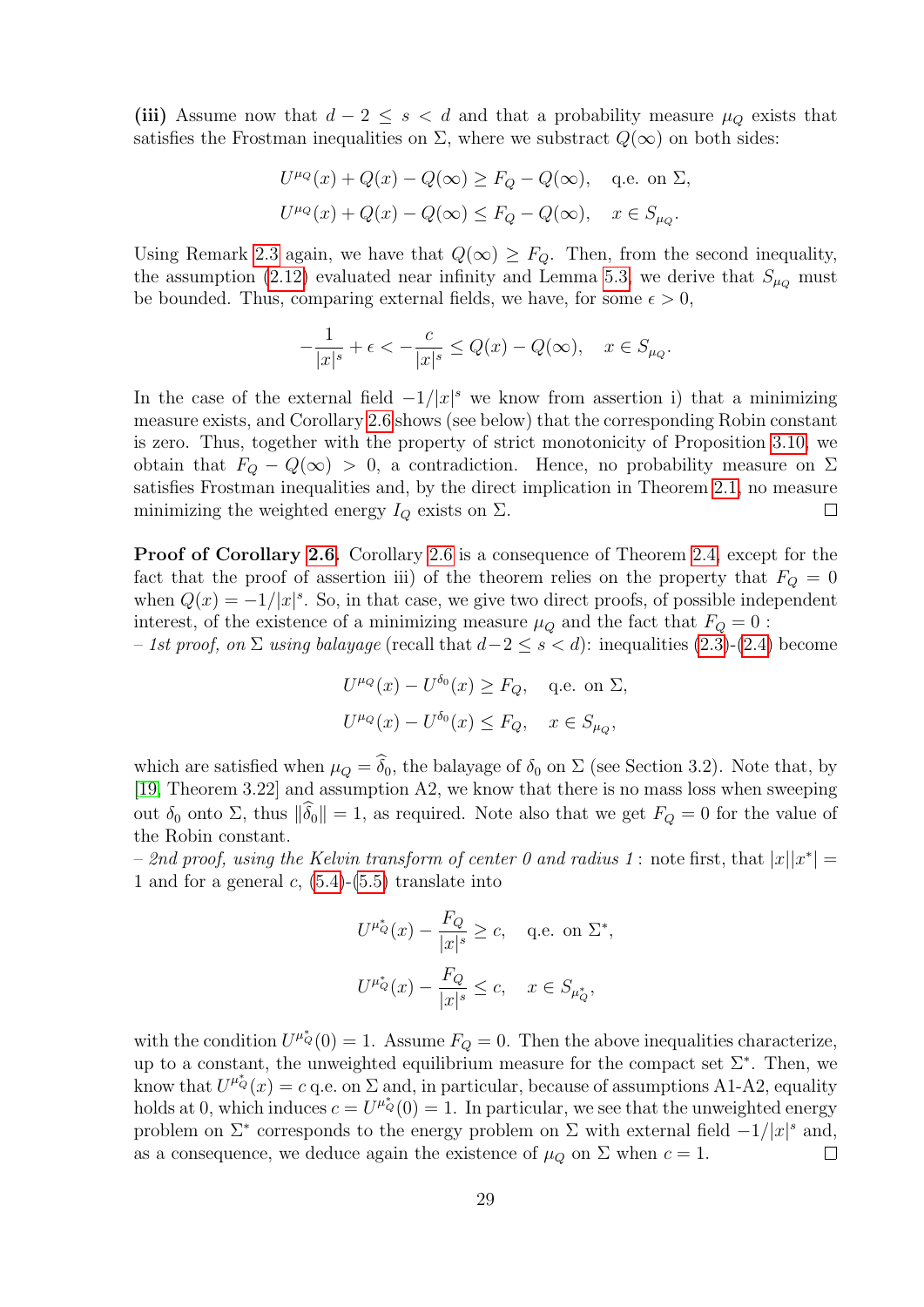**(iii)** Assume now that $d-2 \leq s < d$ and that a probability measure $\mu_Q$ exists that satisfies the Frostman inequalities on $\Sigma$, where we substract $Q(\infty)$ on both sides:

$$U^{\mu_Q}(x) + Q(x) - Q(\infty) \geq F_Q - Q(\infty), \quad \text{q.e. on } \Sigma,$$
$$U^{\mu_Q}(x) + Q(x) - Q(\infty) \leq F_Q - Q(\infty), \quad x \in S_{\mu_Q}.$$

Using Remark 2.3 again, we have that $Q(\infty) \geq F_Q$. Then, from the second inequality, the assumption (2.12) evaluated near infinity and Lemma 5.3, we derive that $S_{\mu_Q}$ must be bounded. Thus, comparing external fields, we have, for some $\epsilon > 0$,

$$-\frac{1}{|x|^s} + \epsilon < -\frac{c}{|x|^s} \leq Q(x) - Q(\infty), \quad x \in S_{\mu_Q}.$$

In the case of the external field $-1/|x|^s$ we know from assertion i) that a minimizing measure exists, and Corollary 2.6 shows (see below) that the corresponding Robin constant is zero. Thus, together with the property of strict monotonicity of Proposition 3.10, we obtain that $F_Q - Q(\infty) > 0$, a contradiction. Hence, no probability measure on $\Sigma$ satisfies Frostman inequalities and, by the direct implication in Theorem 2.1, no measure minimizing the weighted energy $I_Q$ exists on $\Sigma$. $\square$

**Proof of Corollary 2.6.** Corollary 2.6 is a consequence of Theorem 2.4, except for the fact that the proof of assertion iii) of the theorem relies on the property that $F_Q = 0$ when $Q(x) = -1/|x|^s$. So, in that case, we give two direct proofs, of possible independent interest, of the existence of a minimizing measure $\mu_Q$ and the fact that $F_Q = 0$ :

– *1st proof, on $\Sigma$ using balayage* (recall that $d-2 \leq s < d$): inequalities (2.3)-(2.4) become

$$U^{\mu_Q}(x) - U^{\delta_0}(x) \geq F_Q, \quad \text{q.e. on } \Sigma,$$
$$U^{\mu_Q}(x) - U^{\delta_0}(x) \leq F_Q, \quad x \in S_{\mu_Q},$$

which are satisfied when $\mu_Q = \widehat{\delta}_0$, the balayage of $\delta_0$ on $\Sigma$ (see Section 3.2). Note that, by [19, Theorem 3.22] and assumption A2, we know that there is no mass loss when sweeping out $\delta_0$ onto $\Sigma$, thus $\|\widehat{\delta}_0\| = 1$, as required. Note also that we get $F_Q = 0$ for the value of the Robin constant.

– *2nd proof, using the Kelvin transform of center 0 and radius 1* : note first, that $|x||x^*| = 1$ and for a general $c$, (5.4)-(5.5) translate into

$$U^{\mu_Q^*}(x) - \frac{F_Q}{|x|^s} \geq c, \quad \text{q.e. on } \Sigma^*,$$
$$U^{\mu_Q^*}(x) - \frac{F_Q}{|x|^s} \leq c, \quad x \in S_{\mu_Q^*},$$

with the condition $U^{\mu_Q^*}(0) = 1$. Assume $F_Q = 0$. Then the above inequalities characterize, up to a constant, the unweighted equilibrium measure for the compact set $\Sigma^*$. Then, we know that $U^{\mu_Q^*}(x) = c$ q.e. on $\Sigma$ and, in particular, because of assumptions A1-A2, equality holds at 0, which induces $c = U^{\mu_Q^*}(0) = 1$. In particular, we see that the unweighted energy problem on $\Sigma^*$ corresponds to the energy problem on $\Sigma$ with external field $-1/|x|^s$ and, as a consequence, we deduce again the existence of $\mu_Q$ on $\Sigma$ when $c = 1$. $\square$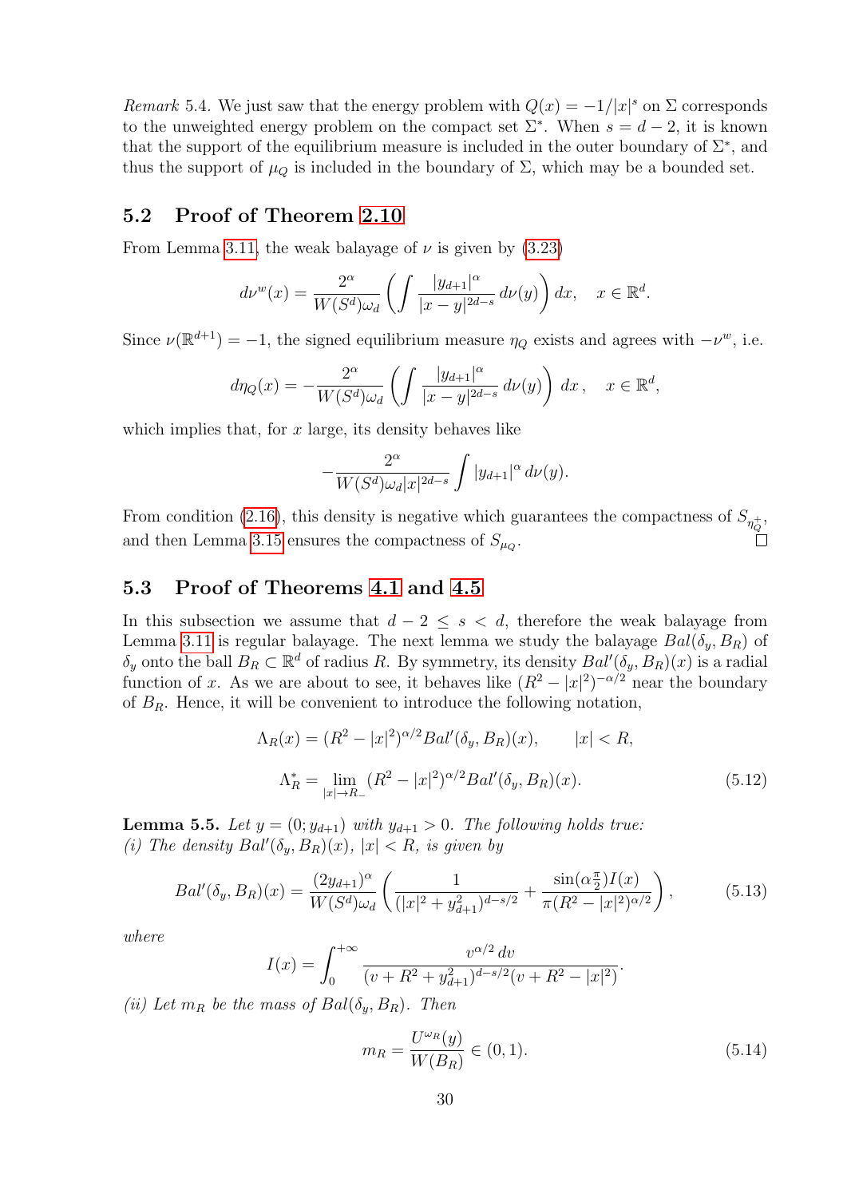*Remark* 5.4. We just saw that the energy problem with $Q(x) = -1/|x|^s$ on $\Sigma$ corresponds to the unweighted energy problem on the compact set $\Sigma^*$. When $s = d-2$, it is known that the support of the equilibrium measure is included in the outer boundary of $\Sigma^*$, and thus the support of $\mu_Q$ is included in the boundary of $\Sigma$, which may be a bounded set.

## 5.2 Proof of Theorem 2.10

From Lemma 3.11, the weak balayage of $\nu$ is given by (3.23)

$$d\nu^w(x) = \frac{2^\alpha}{W(S^d)\omega_d}\left(\int \frac{|y_{d+1}|^\alpha}{|x-y|^{2d-s}}\,d\nu(y)\right)dx, \quad x \in \mathbb{R}^d.$$

Since $\nu(\mathbb{R}^{d+1}) = -1$, the signed equilibrium measure $\eta_Q$ exists and agrees with $-\nu^w$, i.e.

$$d\eta_Q(x) = -\frac{2^\alpha}{W(S^d)\omega_d}\left(\int \frac{|y_{d+1}|^\alpha}{|x-y|^{2d-s}}\,d\nu(y)\right)dx\,, \quad x \in \mathbb{R}^d,$$

which implies that, for $x$ large, its density behaves like

$$-\frac{2^\alpha}{W(S^d)\omega_d|x|^{2d-s}}\int |y_{d+1}|^\alpha\,d\nu(y).$$

From condition (2.16), this density is negative which guarantees the compactness of $S_{\eta_Q^+}$, and then Lemma 3.15 ensures the compactness of $S_{\mu_Q}$. $\square$

## 5.3 Proof of Theorems 4.1 and 4.5

In this subsection we assume that $d-2 \le s < d$, therefore the weak balayage from Lemma 3.11 is regular balayage. The next lemma we study the balayage $Bal(\delta_y, B_R)$ of $\delta_y$ onto the ball $B_R \subset \mathbb{R}^d$ of radius $R$. By symmetry, its density $Bal'(\delta_y, B_R)(x)$ is a radial function of $x$. As we are about to see, it behaves like $(R^2 - |x|^2)^{-\alpha/2}$ near the boundary of $B_R$. Hence, it will be convenient to introduce the following notation,

$$\Lambda_R(x) = (R^2 - |x|^2)^{\alpha/2} Bal'(\delta_y, B_R)(x), \qquad |x| < R,$$

$$\Lambda_R^* = \lim_{|x|\to R_-}(R^2 - |x|^2)^{\alpha/2} Bal'(\delta_y, B_R)(x). \tag{5.12}$$

**Lemma 5.5.** *Let $y = (0; y_{d+1})$ with $y_{d+1} > 0$. The following holds true:*
*(i) The density $Bal'(\delta_y, B_R)(x)$, $|x| < R$, is given by*

$$Bal'(\delta_y, B_R)(x) = \frac{(2y_{d+1})^\alpha}{W(S^d)\omega_d}\left(\frac{1}{(|x|^2 + y_{d+1}^2)^{d-s/2}} + \frac{\sin(\alpha\frac{\pi}{2})I(x)}{\pi(R^2 - |x|^2)^{\alpha/2}}\right), \tag{5.13}$$

*where*

$$I(x) = \int_0^{+\infty} \frac{v^{\alpha/2}\,dv}{(v + R^2 + y_{d+1}^2)^{d-s/2}(v + R^2 - |x|^2)}.$$

*(ii) Let $m_R$ be the mass of $Bal(\delta_y, B_R)$. Then*

$$m_R = \frac{U^{\omega_R}(y)}{W(B_R)} \in (0,1). \tag{5.14}$$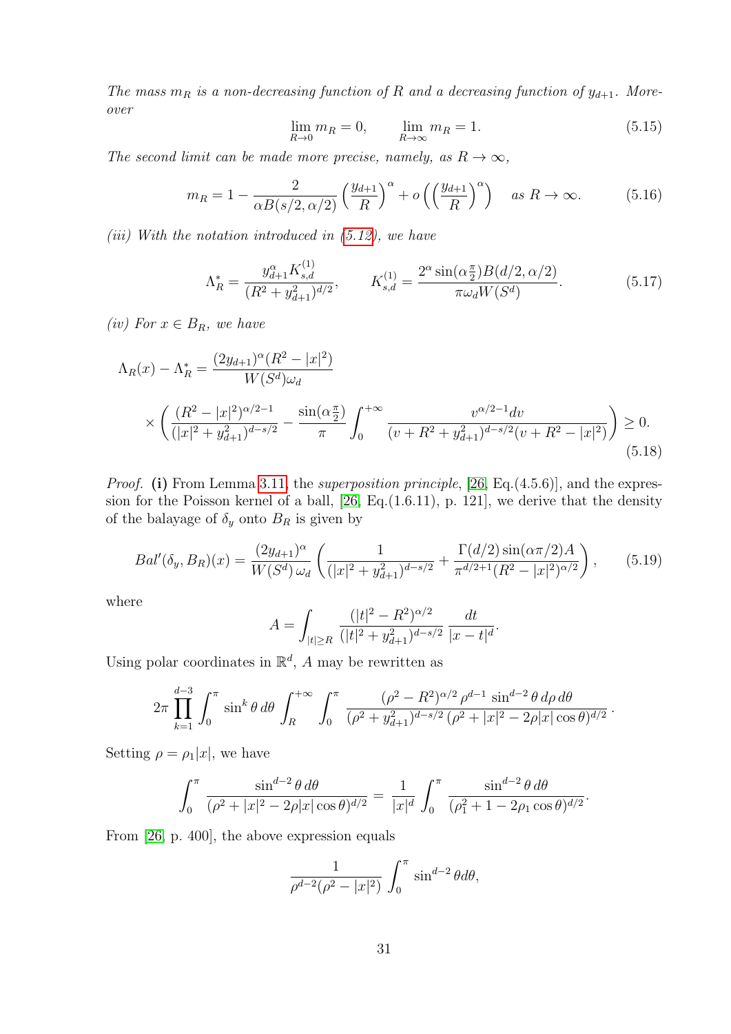*The mass $m_R$ is a non-decreasing function of $R$ and a decreasing function of $y_{d+1}$. Moreover*

$$\lim_{R\to 0} m_R = 0, \qquad \lim_{R\to\infty} m_R = 1. \tag{5.15}$$

*The second limit can be made more precise, namely, as $R \to \infty$,*

$$m_R = 1 - \frac{2}{\alpha B(s/2, \alpha/2)} \left(\frac{y_{d+1}}{R}\right)^{\alpha} + o\left(\left(\frac{y_{d+1}}{R}\right)^{\alpha}\right) \quad \text{as } R \to \infty. \tag{5.16}$$

*(iii) With the notation introduced in (5.12), we have*

$$\Lambda_R^* = \frac{y_{d+1}^{\alpha} K_{s,d}^{(1)}}{(R^2 + y_{d+1}^2)^{d/2}}, \qquad K_{s,d}^{(1)} = \frac{2^{\alpha} \sin(\alpha\frac{\pi}{2}) B(d/2, \alpha/2)}{\pi \omega_d W(S^d)}. \tag{5.17}$$

*(iv) For $x \in B_R$, we have*

$$\Lambda_R(x) - \Lambda_R^* = \frac{(2y_{d+1})^{\alpha}(R^2 - |x|^2)}{W(S^d)\omega_d}$$
$$\times \left( \frac{(R^2 - |x|^2)^{\alpha/2 - 1}}{(|x|^2 + y_{d+1}^2)^{d - s/2}} - \frac{\sin(\alpha\frac{\pi}{2})}{\pi} \int_0^{+\infty} \frac{v^{\alpha/2-1} dv}{(v + R^2 + y_{d+1}^2)^{d-s/2}(v + R^2 - |x|^2)} \right) \geq 0. \tag{5.18}$$

*Proof.* **(i)** From Lemma 3.11, the *superposition principle*, [26, Eq.(4.5.6)], and the expression for the Poisson kernel of a ball, [26, Eq.(1.6.11), p. 121], we derive that the density of the balayage of $\delta_y$ onto $B_R$ is given by

$$Bal'(\delta_y, B_R)(x) = \frac{(2y_{d+1})^{\alpha}}{W(S^d)\,\omega_d} \left( \frac{1}{(|x|^2 + y_{d+1}^2)^{d-s/2}} + \frac{\Gamma(d/2)\sin(\alpha\pi/2) A}{\pi^{d/2+1}(R^2 - |x|^2)^{\alpha/2}} \right), \tag{5.19}$$

where

$$A = \int_{|t|\geq R} \frac{(|t|^2 - R^2)^{\alpha/2}}{(|t|^2 + y_{d+1}^2)^{d-s/2}} \frac{dt}{|x - t|^d}.$$

Using polar coordinates in $\mathbb{R}^d$, $A$ may be rewritten as

$$2\pi \prod_{k=1}^{d-3} \int_0^{\pi} \sin^k\theta\, d\theta \int_R^{+\infty} \int_0^{\pi} \frac{(\rho^2 - R^2)^{\alpha/2}\,\rho^{d-1}\sin^{d-2}\theta\, d\rho\, d\theta}{(\rho^2 + y_{d+1}^2)^{d-s/2}\,(\rho^2 + |x|^2 - 2\rho|x|\cos\theta)^{d/2}}.$$

Setting $\rho = \rho_1|x|$, we have

$$\int_0^{\pi} \frac{\sin^{d-2}\theta\, d\theta}{(\rho^2 + |x|^2 - 2\rho|x|\cos\theta)^{d/2}} = \frac{1}{|x|^d} \int_0^{\pi} \frac{\sin^{d-2}\theta\, d\theta}{(\rho_1^2 + 1 - 2\rho_1\cos\theta)^{d/2}}.$$

From [26, p. 400], the above expression equals

$$\frac{1}{\rho^{d-2}(\rho^2 - |x|^2)} \int_0^{\pi} \sin^{d-2}\theta d\theta,$$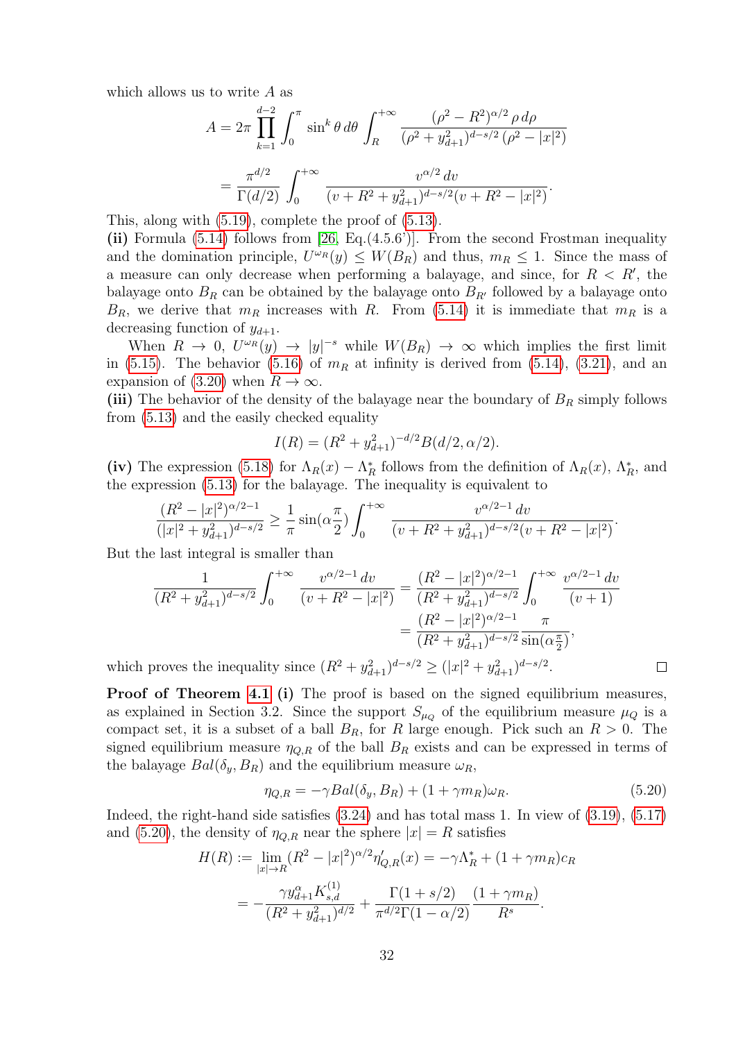which allows us to write $A$ as

$$A = 2\pi \prod_{k=1}^{d-2} \int_0^{\pi} \sin^k \theta \, d\theta \int_R^{+\infty} \frac{(\rho^2 - R^2)^{\alpha/2} \, \rho \, d\rho}{(\rho^2 + y_{d+1}^2)^{d-s/2} \, (\rho^2 - |x|^2)}$$

$$= \frac{\pi^{d/2}}{\Gamma(d/2)} \int_0^{+\infty} \frac{v^{\alpha/2} \, dv}{(v + R^2 + y_{d+1}^2)^{d-s/2}(v + R^2 - |x|^2)}.$$

This, along with (5.19), complete the proof of (5.13).

**(ii)** Formula (5.14) follows from [26, Eq.(4.5.6')]. From the second Frostman inequality and the domination principle, $U^{\omega_R}(y) \leq W(B_R)$ and thus, $m_R \leq 1$. Since the mass of a measure can only decrease when performing a balayage, and since, for $R < R'$, the balayage onto $B_R$ can be obtained by the balayage onto $B_{R'}$ followed by a balayage onto $B_R$, we derive that $m_R$ increases with $R$. From (5.14) it is immediate that $m_R$ is a decreasing function of $y_{d+1}$.

When $R \to 0$, $U^{\omega_R}(y) \to |y|^{-s}$ while $W(B_R) \to \infty$ which implies the first limit in (5.15). The behavior (5.16) of $m_R$ at infinity is derived from (5.14), (3.21), and an expansion of (3.20) when $R \to \infty$.

**(iii)** The behavior of the density of the balayage near the boundary of $B_R$ simply follows from (5.13) and the easily checked equality

$$I(R) = (R^2 + y_{d+1}^2)^{-d/2} B(d/2, \alpha/2).$$

**(iv)** The expression (5.18) for $\Lambda_R(x) - \Lambda_R^*$ follows from the definition of $\Lambda_R(x)$, $\Lambda_R^*$, and the expression (5.13) for the balayage. The inequality is equivalent to

$$\frac{(R^2 - |x|^2)^{\alpha/2-1}}{(|x|^2 + y_{d+1}^2)^{d-s/2}} \geq \frac{1}{\pi} \sin(\alpha \frac{\pi}{2}) \int_0^{+\infty} \frac{v^{\alpha/2-1} \, dv}{(v + R^2 + y_{d+1}^2)^{d-s/2}(v + R^2 - |x|^2)}.$$

But the last integral is smaller than

$$\frac{1}{(R^2 + y_{d+1}^2)^{d-s/2}} \int_0^{+\infty} \frac{v^{\alpha/2-1} \, dv}{(v + R^2 - |x|^2)} = \frac{(R^2 - |x|^2)^{\alpha/2-1}}{(R^2 + y_{d+1}^2)^{d-s/2}} \int_0^{+\infty} \frac{v^{\alpha/2-1} \, dv}{(v+1)}$$

$$= \frac{(R^2 - |x|^2)^{\alpha/2-1}}{(R^2 + y_{d+1}^2)^{d-s/2}} \frac{\pi}{\sin(\alpha \frac{\pi}{2})},$$

which proves the inequality since $(R^2 + y_{d+1}^2)^{d-s/2} \geq (|x|^2 + y_{d+1}^2)^{d-s/2}$. □

**Proof of Theorem 4.1 (i)** The proof is based on the signed equilibrium measures, as explained in Section 3.2. Since the support $S_{\mu_Q}$ of the equilibrium measure $\mu_Q$ is a compact set, it is a subset of a ball $B_R$, for $R$ large enough. Pick such an $R > 0$. The signed equilibrium measure $\eta_{Q,R}$ of the ball $B_R$ exists and can be expressed in terms of the balayage $Bal(\delta_y, B_R)$ and the equilibrium measure $\omega_R$,

$$\eta_{Q,R} = -\gamma Bal(\delta_y, B_R) + (1 + \gamma m_R)\omega_R. \tag{5.20}$$

Indeed, the right-hand side satisfies (3.24) and has total mass 1. In view of (3.19), (5.17) and (5.20), the density of $\eta_{Q,R}$ near the sphere $|x| = R$ satisfies

$$H(R) := \lim_{|x| \to R} (R^2 - |x|^2)^{\alpha/2} \eta'_{Q,R}(x) = -\gamma \Lambda_R^* + (1 + \gamma m_R) c_R$$

$$= -\frac{\gamma y_{d+1}^{\alpha} K_{s,d}^{(1)}}{(R^2 + y_{d+1}^2)^{d/2}} + \frac{\Gamma(1 + s/2)}{\pi^{d/2} \Gamma(1 - \alpha/2)} \frac{(1 + \gamma m_R)}{R^s}.$$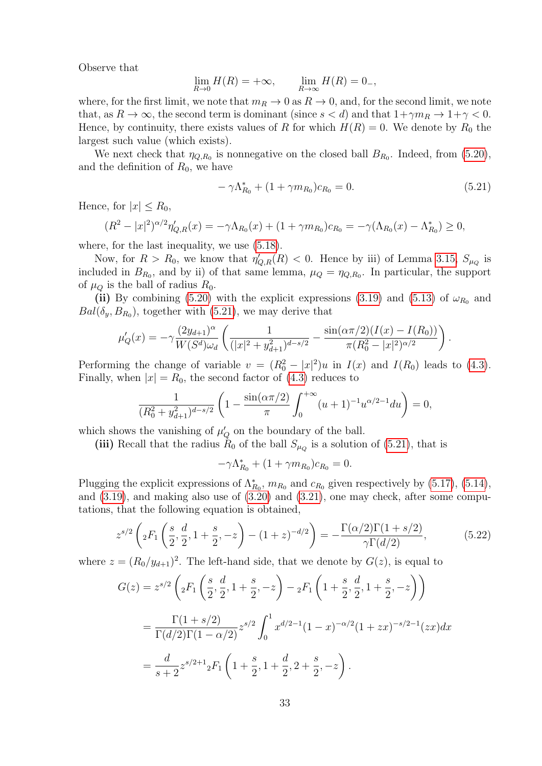Observe that

$$\lim_{R\to 0} H(R) = +\infty, \qquad \lim_{R\to\infty} H(R) = 0_-,$$

where, for the first limit, we note that $m_R \to 0$ as $R \to 0$, and, for the second limit, we note that, as $R \to \infty$, the second term is dominant (since $s < d$) and that $1+\gamma m_R \to 1+\gamma < 0$. Hence, by continuity, there exists values of $R$ for which $H(R) = 0$. We denote by $R_0$ the largest such value (which exists).

We next check that $\eta_{Q,R_0}$ is nonnegative on the closed ball $B_{R_0}$. Indeed, from (5.20), and the definition of $R_0$, we have

$$-\gamma\Lambda^*_{R_0} + (1+\gamma m_{R_0})c_{R_0} = 0. \tag{5.21}$$

Hence, for $|x| \leq R_0$,

$$(R^2 - |x|^2)^{\alpha/2}\eta'_{Q,R}(x) = -\gamma\Lambda_{R_0}(x) + (1+\gamma m_{R_0})c_{R_0} = -\gamma(\Lambda_{R_0}(x) - \Lambda^*_{R_0}) \geq 0,$$

where, for the last inequality, we use (5.18).

Now, for $R > R_0$, we know that $\eta'_{Q,R}(R) < 0$. Hence by iii) of Lemma 3.15, $S_{\mu_Q}$ is included in $B_{R_0}$, and by ii) of that same lemma, $\mu_Q = \eta_{Q,R_0}$. In particular, the support of $\mu_Q$ is the ball of radius $R_0$.

**(ii)** By combining (5.20) with the explicit expressions (3.19) and (5.13) of $\omega_{R_0}$ and $Bal(\delta_y, B_{R_0})$, together with (5.21), we may derive that

$$\mu'_Q(x) = -\gamma\frac{(2y_{d+1})^\alpha}{W(S^d)\omega_d}\left(\frac{1}{(|x|^2+y_{d+1}^2)^{d-s/2}} - \frac{\sin(\alpha\pi/2)(I(x)-I(R_0))}{\pi(R_0^2-|x|^2)^{\alpha/2}}\right).$$

Performing the change of variable $v = (R_0^2 - |x|^2)u$ in $I(x)$ and $I(R_0)$ leads to (4.3). Finally, when $|x| = R_0$, the second factor of (4.3) reduces to

$$\frac{1}{(R_0^2+y_{d+1}^2)^{d-s/2}}\left(1 - \frac{\sin(\alpha\pi/2)}{\pi}\int_0^{+\infty}(u+1)^{-1}u^{\alpha/2-1}du\right) = 0,$$

which shows the vanishing of $\mu'_Q$ on the boundary of the ball.

**(iii)** Recall that the radius $R_0$ of the ball $S_{\mu_Q}$ is a solution of (5.21), that is

$$-\gamma\Lambda^*_{R_0} + (1+\gamma m_{R_0})c_{R_0} = 0.$$

Plugging the explicit expressions of $\Lambda^*_{R_0}$, $m_{R_0}$ and $c_{R_0}$ given respectively by (5.17), (5.14), and (3.19), and making also use of (3.20) and (3.21), one may check, after some computations, that the following equation is obtained,

$$z^{s/2}\left({}_2F_1\left(\frac{s}{2},\frac{d}{2},1+\frac{s}{2},-z\right) - (1+z)^{-d/2}\right) = -\frac{\Gamma(\alpha/2)\Gamma(1+s/2)}{\gamma\Gamma(d/2)}, \tag{5.22}$$

where $z = (R_0/y_{d+1})^2$. The left-hand side, that we denote by $G(z)$, is equal to

$$\begin{aligned}
G(z) &= z^{s/2}\left({}_2F_1\left(\frac{s}{2},\frac{d}{2},1+\frac{s}{2},-z\right) - {}_2F_1\left(1+\frac{s}{2},\frac{d}{2},1+\frac{s}{2},-z\right)\right) \\
&= \frac{\Gamma(1+s/2)}{\Gamma(d/2)\Gamma(1-\alpha/2)}z^{s/2}\int_0^1 x^{d/2-1}(1-x)^{-\alpha/2}(1+zx)^{-s/2-1}(zx)dx \\
&= \frac{d}{s+2}z^{s/2+1}{}_2F_1\left(1+\frac{s}{2},1+\frac{d}{2},2+\frac{s}{2},-z\right).
\end{aligned}$$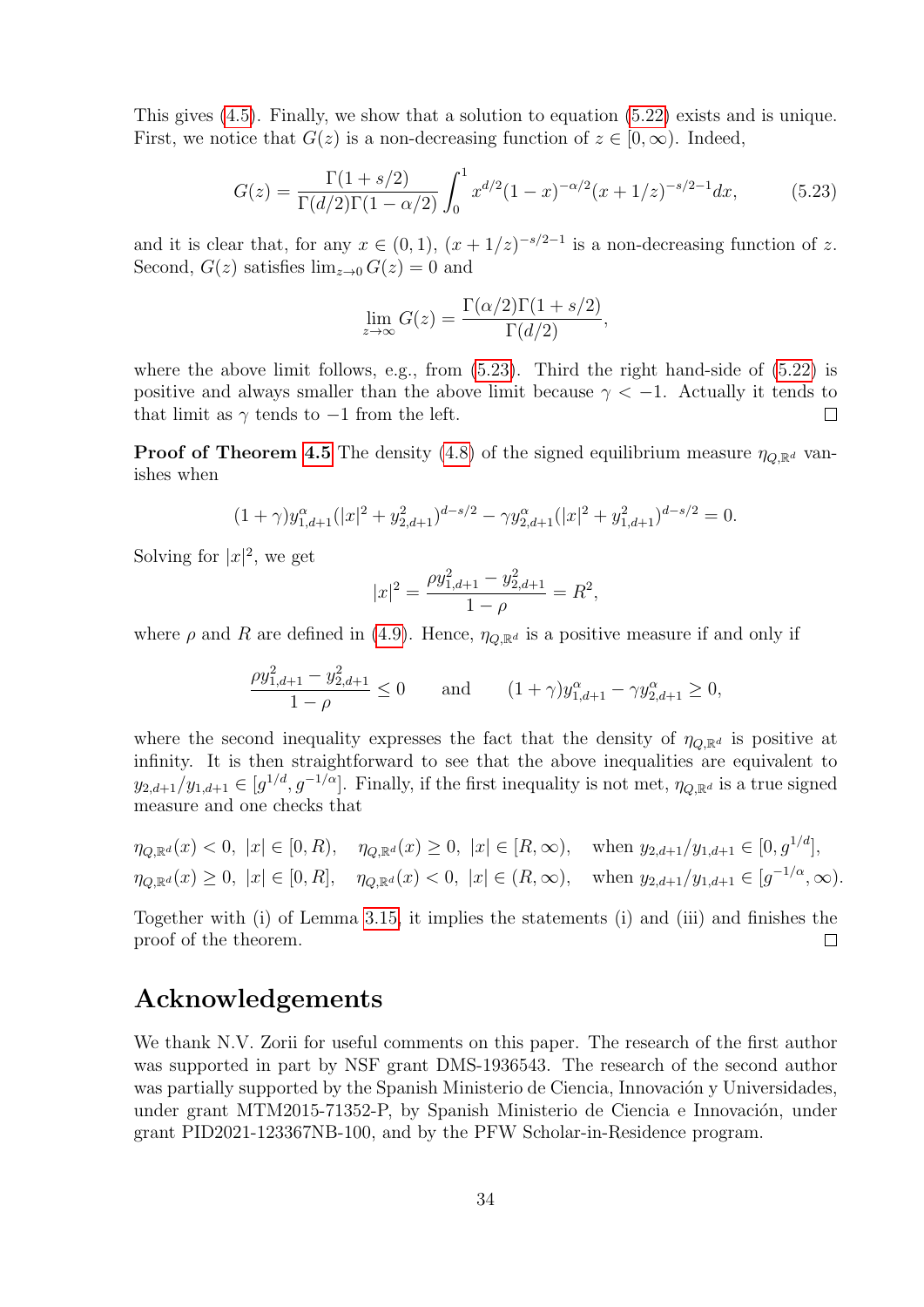This gives (4.5). Finally, we show that a solution to equation (5.22) exists and is unique. First, we notice that $G(z)$ is a non-decreasing function of $z \in [0, \infty)$. Indeed,

$$G(z) = \frac{\Gamma(1+s/2)}{\Gamma(d/2)\Gamma(1-\alpha/2)} \int_0^1 x^{d/2}(1-x)^{-\alpha/2}(x+1/z)^{-s/2-1}dx, \tag{5.23}$$

and it is clear that, for any $x \in (0,1)$, $(x+1/z)^{-s/2-1}$ is a non-decreasing function of $z$. Second, $G(z)$ satisfies $\lim_{z\to 0} G(z) = 0$ and

$$\lim_{z\to\infty} G(z) = \frac{\Gamma(\alpha/2)\Gamma(1+s/2)}{\Gamma(d/2)},$$

where the above limit follows, e.g., from (5.23). Third the right hand-side of (5.22) is positive and always smaller than the above limit because $\gamma < -1$. Actually it tends to that limit as $\gamma$ tends to $-1$ from the left. □

**Proof of Theorem 4.5** The density (4.8) of the signed equilibrium measure $\eta_{Q,\mathbb{R}^d}$ vanishes when

$$(1+\gamma)y_{1,d+1}^{\alpha}(|x|^2 + y_{2,d+1}^2)^{d-s/2} - \gamma y_{2,d+1}^{\alpha}(|x|^2 + y_{1,d+1}^2)^{d-s/2} = 0.$$

Solving for $|x|^2$, we get

$$|x|^2 = \frac{\rho y_{1,d+1}^2 - y_{2,d+1}^2}{1-\rho} = R^2,$$

where $\rho$ and $R$ are defined in (4.9). Hence, $\eta_{Q,\mathbb{R}^d}$ is a positive measure if and only if

$$\frac{\rho y_{1,d+1}^2 - y_{2,d+1}^2}{1-\rho} \le 0 \qquad \text{and} \qquad (1+\gamma)y_{1,d+1}^{\alpha} - \gamma y_{2,d+1}^{\alpha} \ge 0,$$

where the second inequality expresses the fact that the density of $\eta_{Q,\mathbb{R}^d}$ is positive at infinity. It is then straightforward to see that the above inequalities are equivalent to $y_{2,d+1}/y_{1,d+1} \in [g^{1/d}, g^{-1/\alpha}]$. Finally, if the first inequality is not met, $\eta_{Q,\mathbb{R}^d}$ is a true signed measure and one checks that

$$\eta_{Q,\mathbb{R}^d}(x) < 0,\ |x| \in [0,R), \quad \eta_{Q,\mathbb{R}^d}(x) \ge 0,\ |x| \in [R,\infty), \quad \text{when } y_{2,d+1}/y_{1,d+1} \in [0, g^{1/d}],$$
$$\eta_{Q,\mathbb{R}^d}(x) \ge 0,\ |x| \in [0,R], \quad \eta_{Q,\mathbb{R}^d}(x) < 0,\ |x| \in (R,\infty), \quad \text{when } y_{2,d+1}/y_{1,d+1} \in [g^{-1/\alpha}, \infty).$$

Together with (i) of Lemma 3.15, it implies the statements (i) and (iii) and finishes the proof of the theorem. □

# Acknowledgements

We thank N.V. Zorii for useful comments on this paper. The research of the first author was supported in part by NSF grant DMS-1936543. The research of the second author was partially supported by the Spanish Ministerio de Ciencia, Innovación y Universidades, under grant MTM2015-71352-P, by Spanish Ministerio de Ciencia e Innovación, under grant PID2021-123367NB-100, and by the PFW Scholar-in-Residence program.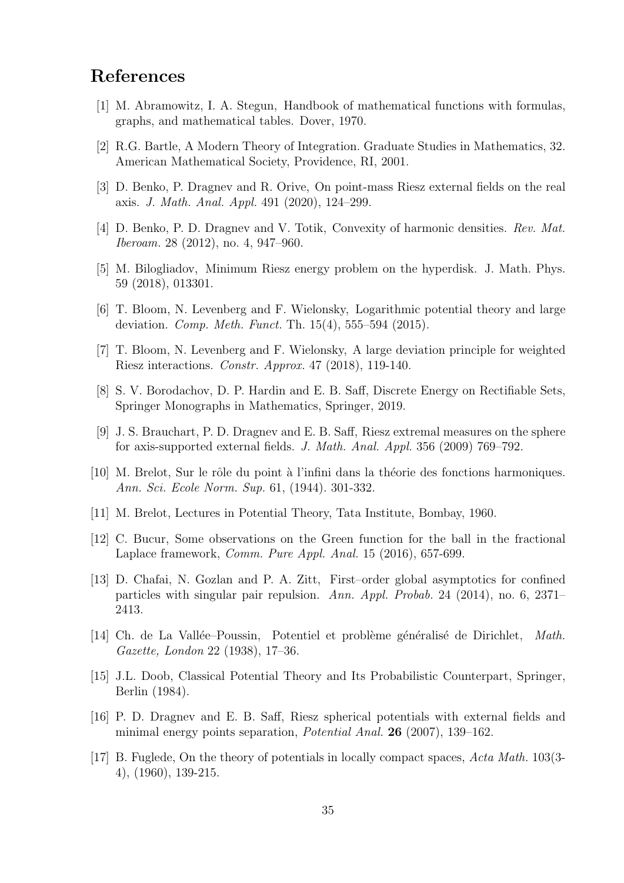## References

[1] M. Abramowitz, I. A. Stegun, Handbook of mathematical functions with formulas, graphs, and mathematical tables. Dover, 1970.

[2] R.G. Bartle, A Modern Theory of Integration. Graduate Studies in Mathematics, 32. American Mathematical Society, Providence, RI, 2001.

[3] D. Benko, P. Dragnev and R. Orive, On point-mass Riesz external fields on the real axis. *J. Math. Anal. Appl.* 491 (2020), 124–299.

[4] D. Benko, P. D. Dragnev and V. Totik, Convexity of harmonic densities. *Rev. Mat. Iberoam.* 28 (2012), no. 4, 947–960.

[5] M. Bilogliadov, Minimum Riesz energy problem on the hyperdisk. J. Math. Phys. 59 (2018), 013301.

[6] T. Bloom, N. Levenberg and F. Wielonsky, Logarithmic potential theory and large deviation. *Comp. Meth. Funct.* Th. 15(4), 555–594 (2015).

[7] T. Bloom, N. Levenberg and F. Wielonsky, A large deviation principle for weighted Riesz interactions. *Constr. Approx.* 47 (2018), 119-140.

[8] S. V. Borodachov, D. P. Hardin and E. B. Saff, Discrete Energy on Rectifiable Sets, Springer Monographs in Mathematics, Springer, 2019.

[9] J. S. Brauchart, P. D. Dragnev and E. B. Saff, Riesz extremal measures on the sphere for axis-supported external fields. *J. Math. Anal. Appl.* 356 (2009) 769–792.

[10] M. Brelot, Sur le rôle du point à l'infini dans la théorie des fonctions harmoniques. *Ann. Sci. Ecole Norm. Sup.* 61, (1944). 301-332.

[11] M. Brelot, Lectures in Potential Theory, Tata Institute, Bombay, 1960.

[12] C. Bucur, Some observations on the Green function for the ball in the fractional Laplace framework, *Comm. Pure Appl. Anal.* 15 (2016), 657-699.

[13] D. Chafai, N. Gozlan and P. A. Zitt, First–order global asymptotics for confined particles with singular pair repulsion. *Ann. Appl. Probab.* 24 (2014), no. 6, 2371–2413.

[14] Ch. de La Vallée–Poussin, Potentiel et problème généralisé de Dirichlet, *Math. Gazette, London* 22 (1938), 17–36.

[15] J.L. Doob, Classical Potential Theory and Its Probabilistic Counterpart, Springer, Berlin (1984).

[16] P. D. Dragnev and E. B. Saff, Riesz spherical potentials with external fields and minimal energy points separation, *Potential Anal.* **26** (2007), 139–162.

[17] B. Fuglede, On the theory of potentials in locally compact spaces, *Acta Math.* 103(3-4), (1960), 139-215.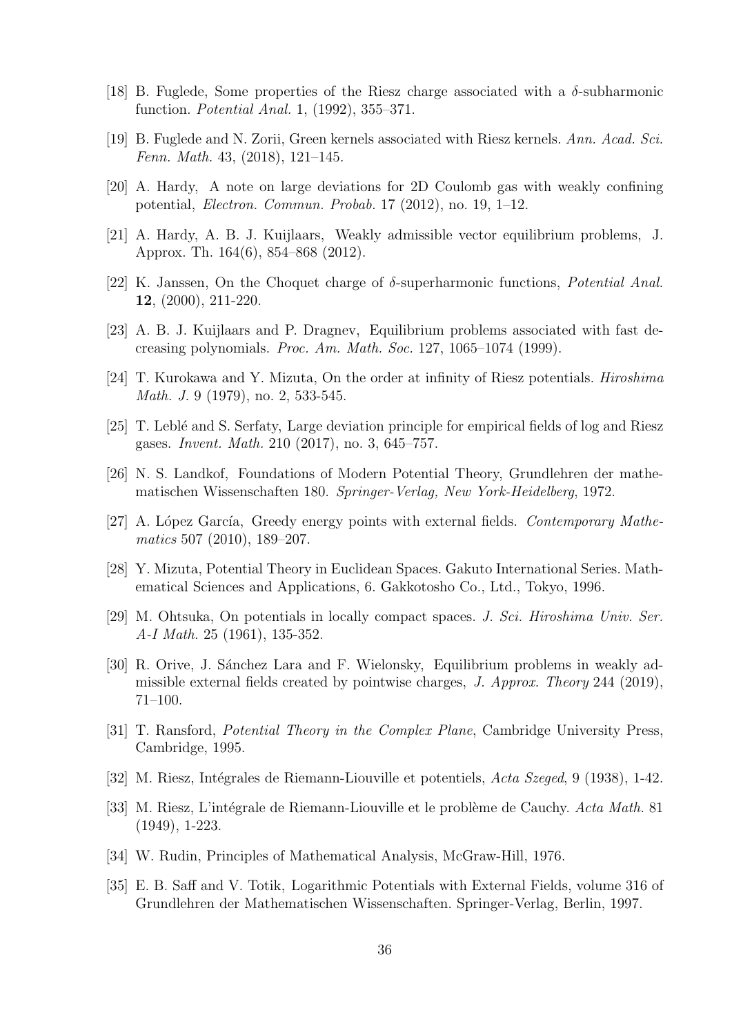[18] B. Fuglede, Some properties of the Riesz charge associated with a $\delta$-subharmonic function. *Potential Anal.* 1, (1992), 355–371.

[19] B. Fuglede and N. Zorii, Green kernels associated with Riesz kernels. *Ann. Acad. Sci. Fenn. Math.* 43, (2018), 121–145.

[20] A. Hardy, A note on large deviations for 2D Coulomb gas with weakly confining potential, *Electron. Commun. Probab.* 17 (2012), no. 19, 1–12.

[21] A. Hardy, A. B. J. Kuijlaars, Weakly admissible vector equilibrium problems, J. Approx. Th. 164(6), 854–868 (2012).

[22] K. Janssen, On the Choquet charge of $\delta$-superharmonic functions, *Potential Anal.* **12**, (2000), 211-220.

[23] A. B. J. Kuijlaars and P. Dragnev, Equilibrium problems associated with fast decreasing polynomials. *Proc. Am. Math. Soc.* 127, 1065–1074 (1999).

[24] T. Kurokawa and Y. Mizuta, On the order at infinity of Riesz potentials. *Hiroshima Math. J.* 9 (1979), no. 2, 533-545.

[25] T. Leblé and S. Serfaty, Large deviation principle for empirical fields of log and Riesz gases. *Invent. Math.* 210 (2017), no. 3, 645–757.

[26] N. S. Landkof, Foundations of Modern Potential Theory, Grundlehren der mathematischen Wissenschaften 180. *Springer-Verlag, New York-Heidelberg*, 1972.

[27] A. López García, Greedy energy points with external fields. *Contemporary Mathematics* 507 (2010), 189–207.

[28] Y. Mizuta, Potential Theory in Euclidean Spaces. Gakuto International Series. Mathematical Sciences and Applications, 6. Gakkotosho Co., Ltd., Tokyo, 1996.

[29] M. Ohtsuka, On potentials in locally compact spaces. *J. Sci. Hiroshima Univ. Ser. A-I Math.* 25 (1961), 135-352.

[30] R. Orive, J. Sánchez Lara and F. Wielonsky, Equilibrium problems in weakly admissible external fields created by pointwise charges, *J. Approx. Theory* 244 (2019), 71–100.

[31] T. Ransford, *Potential Theory in the Complex Plane*, Cambridge University Press, Cambridge, 1995.

[32] M. Riesz, Intégrales de Riemann-Liouville et potentiels, *Acta Szeged*, 9 (1938), 1-42.

[33] M. Riesz, L'intégrale de Riemann-Liouville et le problème de Cauchy. *Acta Math.* 81 (1949), 1-223.

[34] W. Rudin, Principles of Mathematical Analysis, McGraw-Hill, 1976.

[35] E. B. Saff and V. Totik, Logarithmic Potentials with External Fields, volume 316 of Grundlehren der Mathematischen Wissenschaften. Springer-Verlag, Berlin, 1997.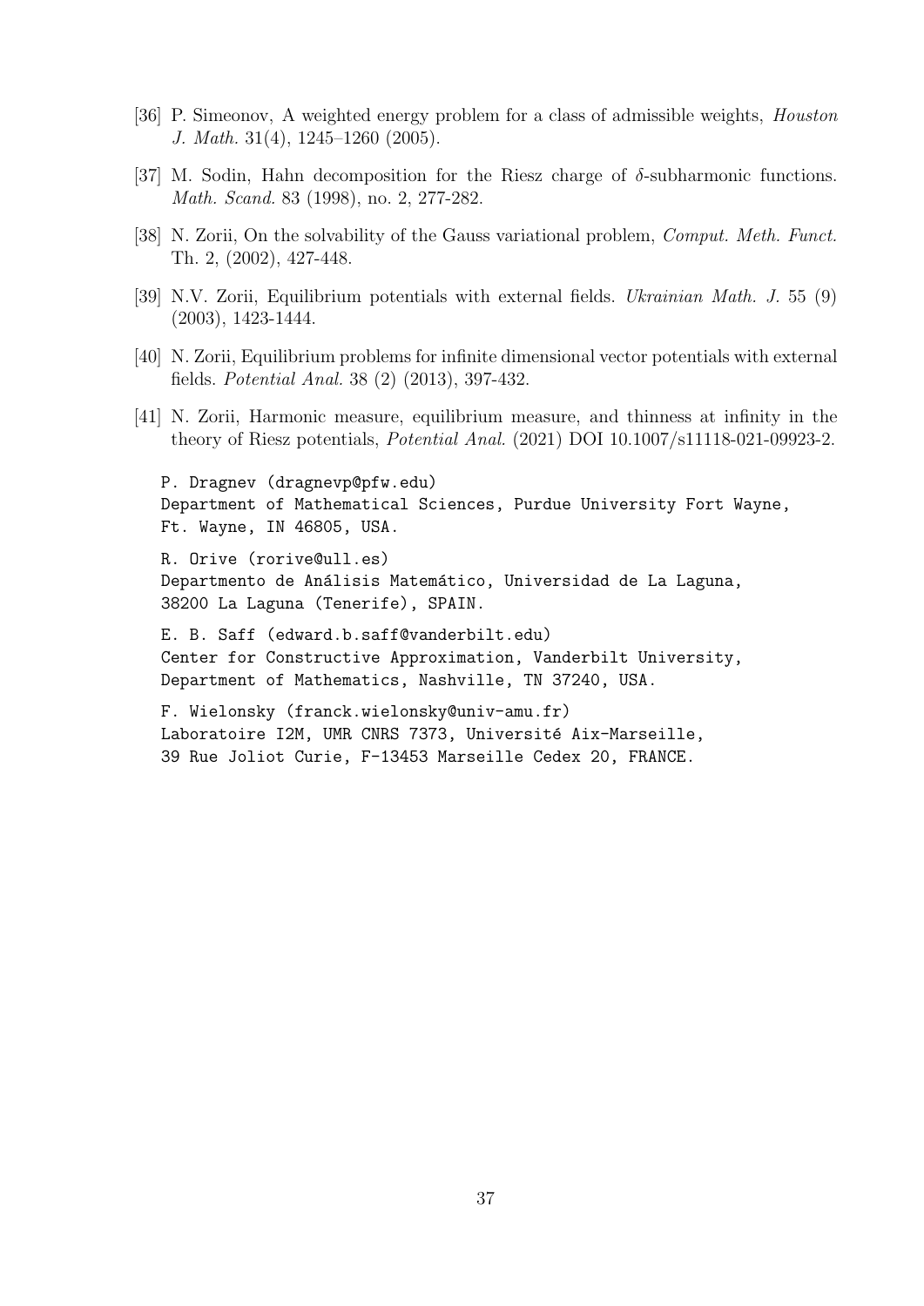[36] P. Simeonov, A weighted energy problem for a class of admissible weights, *Houston J. Math.* 31(4), 1245–1260 (2005).

[37] M. Sodin, Hahn decomposition for the Riesz charge of $\delta$-subharmonic functions. *Math. Scand.* 83 (1998), no. 2, 277-282.

[38] N. Zorii, On the solvability of the Gauss variational problem, *Comput. Meth. Funct.* Th. 2, (2002), 427-448.

[39] N.V. Zorii, Equilibrium potentials with external fields. *Ukrainian Math. J.* 55 (9) (2003), 1423-1444.

[40] N. Zorii, Equilibrium problems for infinite dimensional vector potentials with external fields. *Potential Anal.* 38 (2) (2013), 397-432.

[41] N. Zorii, Harmonic measure, equilibrium measure, and thinness at infinity in the theory of Riesz potentials, *Potential Anal.* (2021) DOI 10.1007/s11118-021-09923-2.

P. Dragnev (dragnevp@pfw.edu)
Department of Mathematical Sciences, Purdue University Fort Wayne,
Ft. Wayne, IN 46805, USA.

R. Orive (rorive@ull.es)
Departmento de Análisis Matemático, Universidad de La Laguna,
38200 La Laguna (Tenerife), SPAIN.

E. B. Saff (edward.b.saff@vanderbilt.edu)
Center for Constructive Approximation, Vanderbilt University,
Department of Mathematics, Nashville, TN 37240, USA.

F. Wielonsky (franck.wielonsky@univ-amu.fr)
Laboratoire I2M, UMR CNRS 7373, Université Aix-Marseille,
39 Rue Joliot Curie, F-13453 Marseille Cedex 20, FRANCE.